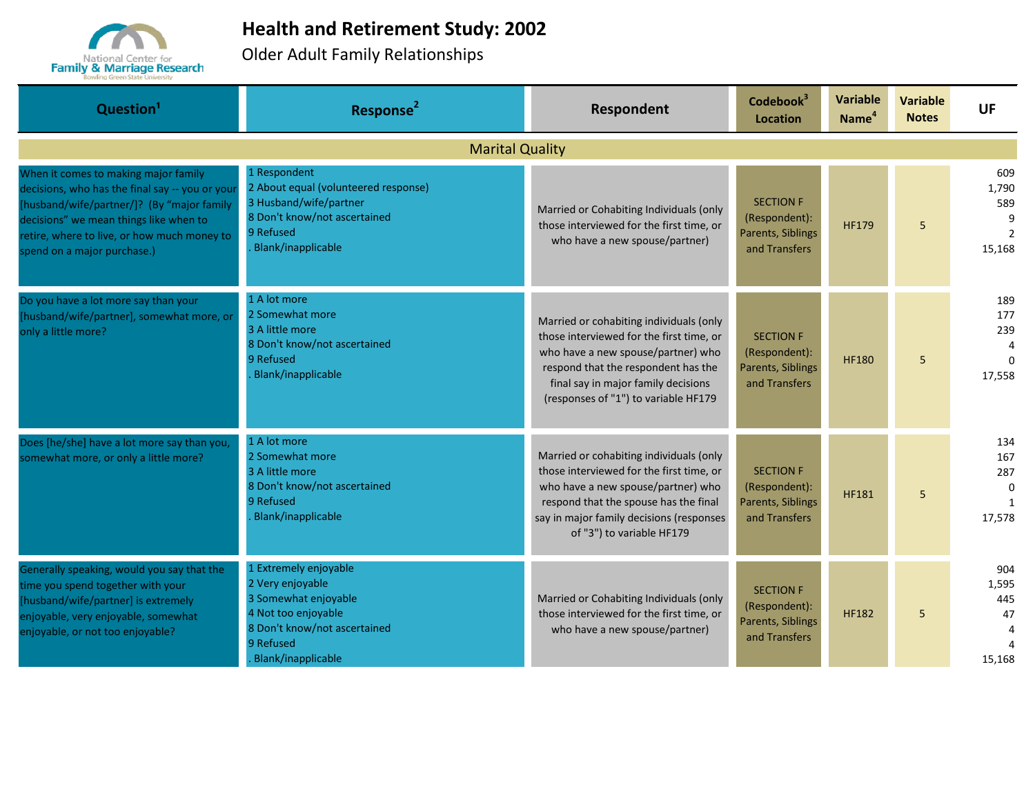# Health and Retirement Study: 2002

Older Adult Family Relationships

| Question[1] | Response[2] | Respondent | Codebook[3] Location | Variable Name[4] | Variable Notes | UF |
|---|---|---|---|---|---|---|
| **Marital Quality** | | | | | | |
| When it comes to making major family decisions, who has the final say -- you or your [husband/wife/partner/]? (By "major family decisions" we mean things like when to retire, where to live, or how much money to spend on a major purchase.) | 1 Respondent<br>2 About equal (volunteered response)<br>3 Husband/wife/partner<br>8 Don't know/not ascertained<br>9 Refused<br>. Blank/inapplicable | Married or Cohabiting Individuals (only those interviewed for the first time, or who have a new spouse/partner) | SECTION F (Respondent): Parents, Siblings and Transfers | HF179 | 5 | 609<br>1,790<br>589<br>9<br>2<br>15,168 |
| Do you have a lot more say than your [husband/wife/partner], somewhat more, or only a little more? | 1 A lot more<br>2 Somewhat more<br>3 A little more<br>8 Don't know/not ascertained<br>9 Refused<br>. Blank/inapplicable | Married or cohabiting individuals (only those interviewed for the first time, or who have a new spouse/partner) who respond that the respondent has the final say in major family decisions (responses of "1") to variable HF179 | SECTION F (Respondent): Parents, Siblings and Transfers | HF180 | 5 | 189<br>177<br>239<br>4<br>0<br>17,558 |
| Does [he/she] have a lot more say than you, somewhat more, or only a little more? | 1 A lot more<br>2 Somewhat more<br>3 A little more<br>8 Don't know/not ascertained<br>9 Refused<br>. Blank/inapplicable | Married or cohabiting individuals (only those interviewed for the first time, or who have a new spouse/partner) who respond that the spouse has the final say in major family decisions (responses of "3") to variable HF179 | SECTION F (Respondent): Parents, Siblings and Transfers | HF181 | 5 | 134<br>167<br>287<br>0<br>1<br>17,578 |
| Generally speaking, would you say that the time you spend together with your [husband/wife/partner] is extremely enjoyable, very enjoyable, somewhat enjoyable, or not too enjoyable? | 1 Extremely enjoyable<br>2 Very enjoyable<br>3 Somewhat enjoyable<br>4 Not too enjoyable<br>8 Don't know/not ascertained<br>9 Refused<br>. Blank/inapplicable | Married or Cohabiting Individuals (only those interviewed for the first time, or who have a new spouse/partner) | SECTION F (Respondent): Parents, Siblings and Transfers | HF182 | 5 | 904<br>1,595<br>445<br>47<br>4<br>4<br>15,168 |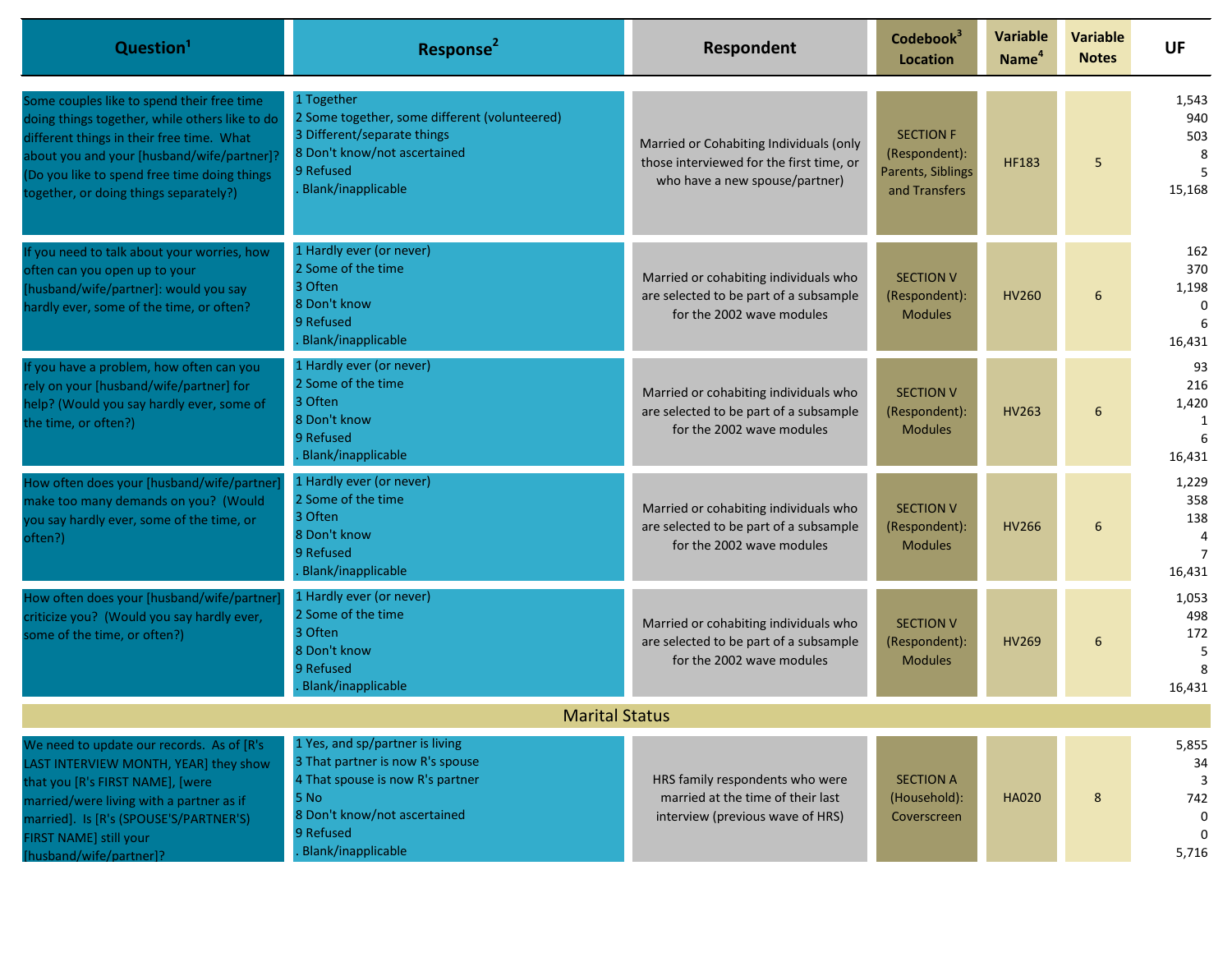| Question[1] | Response[2] | Respondent | Codebook[3] Location | Variable Name[4] | Variable Notes | UF |
|---|---|---|---|---|---|---|
| Some couples like to spend their free time doing things together, while others like to do different things in their free time. What about you and your [husband/wife/partner]? (Do you like to spend free time doing things together, or doing things separately?) | 1 Together<br>2 Some together, some different (volunteered)<br>3 Different/separate things<br>8 Don't know/not ascertained<br>9 Refused<br>. Blank/inapplicable | Married or Cohabiting Individuals (only those interviewed for the first time, or who have a new spouse/partner) | SECTION F (Respondent): Parents, Siblings and Transfers | HF183 | 5 | 1,543<br>940<br>503<br>8<br>5<br>15,168 |
| If you need to talk about your worries, how often can you open up to your [husband/wife/partner]: would you say hardly ever, some of the time, or often? | 1 Hardly ever (or never)<br>2 Some of the time<br>3 Often<br>8 Don't know<br>9 Refused<br>. Blank/inapplicable | Married or cohabiting individuals who are selected to be part of a subsample for the 2002 wave modules | SECTION V (Respondent): Modules | HV260 | 6 | 162<br>370<br>1,198<br>0<br>6<br>16,431 |
| If you have a problem, how often can you rely on your [husband/wife/partner] for help? (Would you say hardly ever, some of the time, or often?) | 1 Hardly ever (or never)<br>2 Some of the time<br>3 Often<br>8 Don't know<br>9 Refused<br>. Blank/inapplicable | Married or cohabiting individuals who are selected to be part of a subsample for the 2002 wave modules | SECTION V (Respondent): Modules | HV263 | 6 | 93<br>216<br>1,420<br>1<br>6<br>16,431 |
| How often does your [husband/wife/partner] make too many demands on you? (Would you say hardly ever, some of the time, or often?) | 1 Hardly ever (or never)<br>2 Some of the time<br>3 Often<br>8 Don't know<br>9 Refused<br>. Blank/inapplicable | Married or cohabiting individuals who are selected to be part of a subsample for the 2002 wave modules | SECTION V (Respondent): Modules | HV266 | 6 | 1,229<br>358<br>138<br>4<br>7<br>16,431 |
| How often does your [husband/wife/partner] criticize you? (Would you say hardly ever, some of the time, or often?) | 1 Hardly ever (or never)<br>2 Some of the time<br>3 Often<br>8 Don't know<br>9 Refused<br>. Blank/inapplicable | Married or cohabiting individuals who are selected to be part of a subsample for the 2002 wave modules | SECTION V (Respondent): Modules | HV269 | 6 | 1,053<br>498<br>172<br>5<br>8<br>16,431 |
| **Marital Status** | | | | | | |
| We need to update our records. As of [R's LAST INTERVIEW MONTH, YEAR] they show that you [R's FIRST NAME], [were married/were living with a partner as if married]. Is [R's (SPOUSE'S/PARTNER'S) FIRST NAME] still your [husband/wife/partner]? | 1 Yes, and sp/partner is living<br>3 That partner is now R's spouse<br>4 That spouse is now R's partner<br>5 No<br>8 Don't know/not ascertained<br>9 Refused<br>. Blank/inapplicable | HRS family respondents who were married at the time of their last interview (previous wave of HRS) | SECTION A (Household): Coverscreen | HA020 | 8 | 5,855<br>34<br>3<br>742<br>0<br>0<br>5,716 |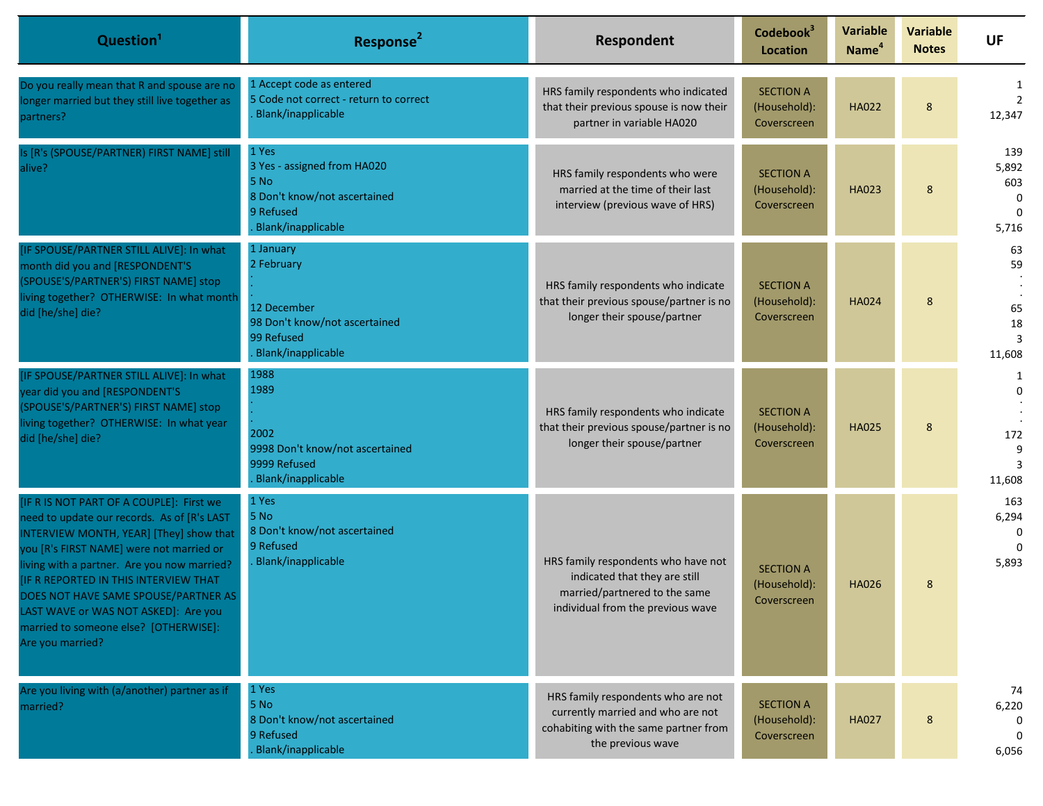| Question[1] | Response[2] | Respondent | Codebook[3] Location | Variable Name[4] | Variable Notes | UF |
|---|---|---|---|---|---|---|
| Do you really mean that R and spouse are no longer married but they still live together as partners? | 1 Accept code as entered<br>5 Code not correct - return to correct<br>. Blank/inapplicable | HRS family respondents who indicated that their previous spouse is now their partner in variable HA020 | SECTION A (Household): Coverscreen | HA022 | 8 | 1<br>2<br>12,347 |
| Is [R's (SPOUSE/PARTNER) FIRST NAME] still alive? | 1 Yes<br>3 Yes - assigned from HA020<br>5 No<br>8 Don't know/not ascertained<br>9 Refused<br>. Blank/inapplicable | HRS family respondents who were married at the time of their last interview (previous wave of HRS) | SECTION A (Household): Coverscreen | HA023 | 8 | 139<br>5,892<br>603<br>0<br>0<br>5,716 |
| [IF SPOUSE/PARTNER STILL ALIVE]: In what month did you and [RESPONDENT'S (SPOUSE'S/PARTNER'S) FIRST NAME] stop living together? OTHERWISE: In what month did [he/she] die? | 1 January<br>2 February<br>.<br>.<br>12 December<br>98 Don't know/not ascertained<br>99 Refused<br>. Blank/inapplicable | HRS family respondents who indicate that their previous spouse/partner is no longer their spouse/partner | SECTION A (Household): Coverscreen | HA024 | 8 | 63<br>59<br>.<br>.<br>65<br>18<br>3<br>11,608 |
| [IF SPOUSE/PARTNER STILL ALIVE]: In what year did you and [RESPONDENT'S (SPOUSE'S/PARTNER'S) FIRST NAME] stop living together? OTHERWISE: In what year did [he/she] die? | 1988<br>1989<br>.<br>.<br>2002<br>9998 Don't know/not ascertained<br>9999 Refused<br>. Blank/inapplicable | HRS family respondents who indicate that their previous spouse/partner is no longer their spouse/partner | SECTION A (Household): Coverscreen | HA025 | 8 | 1<br>0<br>.<br>.<br>172<br>9<br>3<br>11,608 |
| [IF R IS NOT PART OF A COUPLE]: First we need to update our records. As of [R's LAST INTERVIEW MONTH, YEAR] [They] show that you [R's FIRST NAME] were not married or living with a partner. Are you now married? [IF R REPORTED IN THIS INTERVIEW THAT DOES NOT HAVE SAME SPOUSE/PARTNER AS LAST WAVE or WAS NOT ASKED]: Are you married to someone else? [OTHERWISE]: Are you married? | 1 Yes<br>5 No<br>8 Don't know/not ascertained<br>9 Refused<br>. Blank/inapplicable | HRS family respondents who have not indicated that they are still married/partnered to the same individual from the previous wave | SECTION A (Household): Coverscreen | HA026 | 8 | 163<br>6,294<br>0<br>0<br>5,893 |
| Are you living with (a/another) partner as if married? | 1 Yes<br>5 No<br>8 Don't know/not ascertained<br>9 Refused<br>. Blank/inapplicable | HRS family respondents who are not currently married and who are not cohabiting with the same partner from the previous wave | SECTION A (Household): Coverscreen | HA027 | 8 | 74<br>6,220<br>0<br>0<br>6,056 |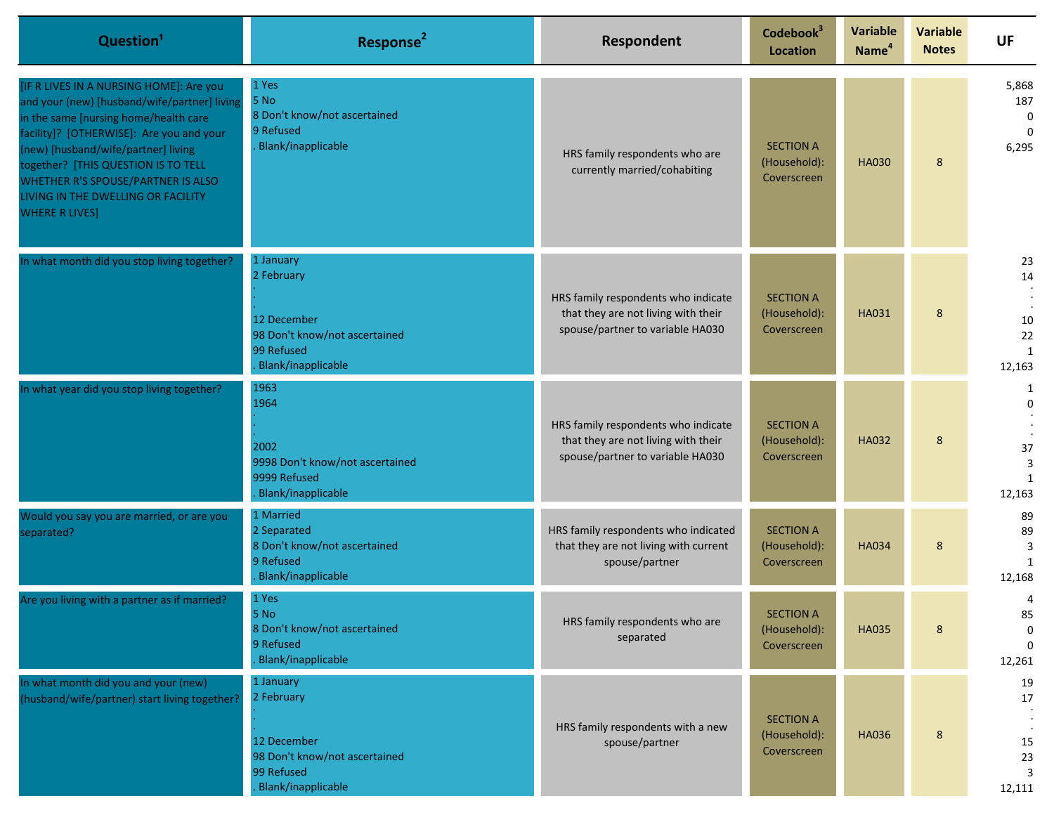| Question[1] | Response[2] | Respondent | Codebook[3] Location | Variable Name[4] | Variable Notes | UF |
|---|---|---|---|---|---|---|
| [IF R LIVES IN A NURSING HOME]: Are you and your (new) [husband/wife/partner] living in the same [nursing home/health care facility]? [OTHERWISE]: Are you and your (new) [husband/wife/partner] living together? [THIS QUESTION IS TO TELL WHETHER R'S SPOUSE/PARTNER IS ALSO LIVING IN THE DWELLING OR FACILITY WHERE R LIVES] | 1 Yes<br>5 No<br>8 Don't know/not ascertained<br>9 Refused<br>. Blank/inapplicable | HRS family respondents who are currently married/cohabiting | SECTION A (Household): Coverscreen | HA030 | 8 | 5,868<br>187<br>0<br>0<br>6,295 |
| In what month did you stop living together? | 1 January<br>2 February<br>.<br>.<br>12 December<br>98 Don't know/not ascertained<br>99 Refused<br>. Blank/inapplicable | HRS family respondents who indicate that they are not living with their spouse/partner to variable HA030 | SECTION A (Household): Coverscreen | HA031 | 8 | 23<br>14<br>.<br>.<br>10<br>22<br>1<br>12,163 |
| In what year did you stop living together? | 1963<br>1964<br>.<br>.<br>2002<br>9998 Don't know/not ascertained<br>9999 Refused<br>. Blank/inapplicable | HRS family respondents who indicate that they are not living with their spouse/partner to variable HA030 | SECTION A (Household): Coverscreen | HA032 | 8 | 1<br>0<br>.<br>.<br>37<br>3<br>1<br>12,163 |
| Would you say you are married, or are you separated? | 1 Married<br>2 Separated<br>8 Don't know/not ascertained<br>9 Refused<br>. Blank/inapplicable | HRS family respondents who indicated that they are not living with current spouse/partner | SECTION A (Household): Coverscreen | HA034 | 8 | 89<br>89<br>3<br>1<br>12,168 |
| Are you living with a partner as if married? | 1 Yes<br>5 No<br>8 Don't know/not ascertained<br>9 Refused<br>. Blank/inapplicable | HRS family respondents who are separated | SECTION A (Household): Coverscreen | HA035 | 8 | 4<br>85<br>0<br>0<br>12,261 |
| In what month did you and your (new) (husband/wife/partner) start living together? | 1 January<br>2 February<br>.<br>.<br>12 December<br>98 Don't know/not ascertained<br>99 Refused<br>. Blank/inapplicable | HRS family respondents with a new spouse/partner | SECTION A (Household): Coverscreen | HA036 | 8 | 19<br>17<br>.<br>.<br>15<br>23<br>3<br>12,111 |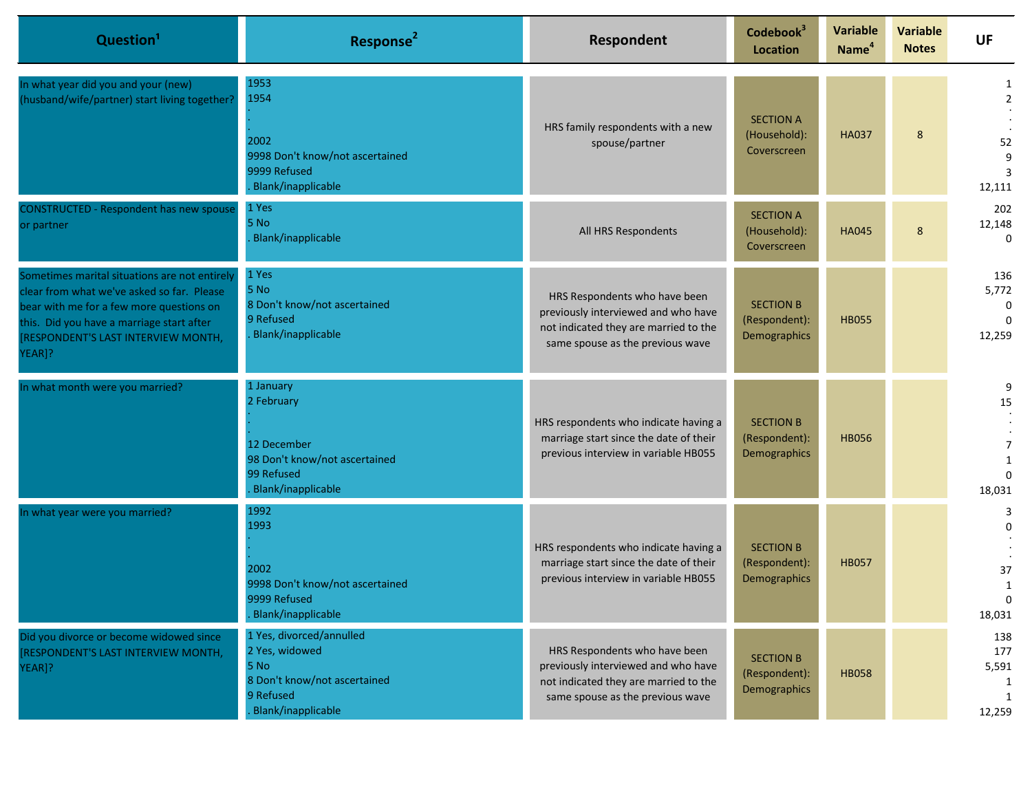| Question[1] | Response[2] | Respondent | Codebook[3] Location | Variable Name[4] | Variable Notes | UF |
|---|---|---|---|---|---|---|
| In what year did you and your (new) (husband/wife/partner) start living together? | 1953<br>1954<br>.<br>.<br>2002<br>9998 Don't know/not ascertained<br>9999 Refused<br>. Blank/inapplicable | HRS family respondents with a new spouse/partner | SECTION A (Household): Coverscreen | HA037 | 8 | 1<br>2<br>.<br>.<br>52<br>9<br>3<br>12,111 |
| CONSTRUCTED - Respondent has new spouse or partner | 1 Yes<br>5 No<br>. Blank/inapplicable | All HRS Respondents | SECTION A (Household): Coverscreen | HA045 | 8 | 202<br>12,148<br>0 |
| Sometimes marital situations are not entirely clear from what we've asked so far. Please bear with me for a few more questions on this. Did you have a marriage start after [RESPONDENT'S LAST INTERVIEW MONTH, YEAR]? | 1 Yes<br>5 No<br>8 Don't know/not ascertained<br>9 Refused<br>. Blank/inapplicable | HRS Respondents who have been previously interviewed and who have not indicated they are married to the same spouse as the previous wave | SECTION B (Respondent): Demographics | HB055 | | 136<br>5,772<br>0<br>0<br>12,259 |
| In what month were you married? | 1 January<br>2 February<br>.<br>.<br>12 December<br>98 Don't know/not ascertained<br>99 Refused<br>. Blank/inapplicable | HRS respondents who indicate having a marriage start since the date of their previous interview in variable HB055 | SECTION B (Respondent): Demographics | HB056 | | 9<br>15<br>.<br>.<br>7<br>1<br>0<br>18,031 |
| In what year were you married? | 1992<br>1993<br>.<br>.<br>2002<br>9998 Don't know/not ascertained<br>9999 Refused<br>. Blank/inapplicable | HRS respondents who indicate having a marriage start since the date of their previous interview in variable HB055 | SECTION B (Respondent): Demographics | HB057 | | 3<br>0<br>.<br>.<br>37<br>1<br>0<br>18,031 |
| Did you divorce or become widowed since [RESPONDENT'S LAST INTERVIEW MONTH, YEAR]? | 1 Yes, divorced/annulled<br>2 Yes, widowed<br>5 No<br>8 Don't know/not ascertained<br>9 Refused<br>. Blank/inapplicable | HRS Respondents who have been previously interviewed and who have not indicated they are married to the same spouse as the previous wave | SECTION B (Respondent): Demographics | HB058 | | 138<br>177<br>5,591<br>1<br>1<br>12,259 |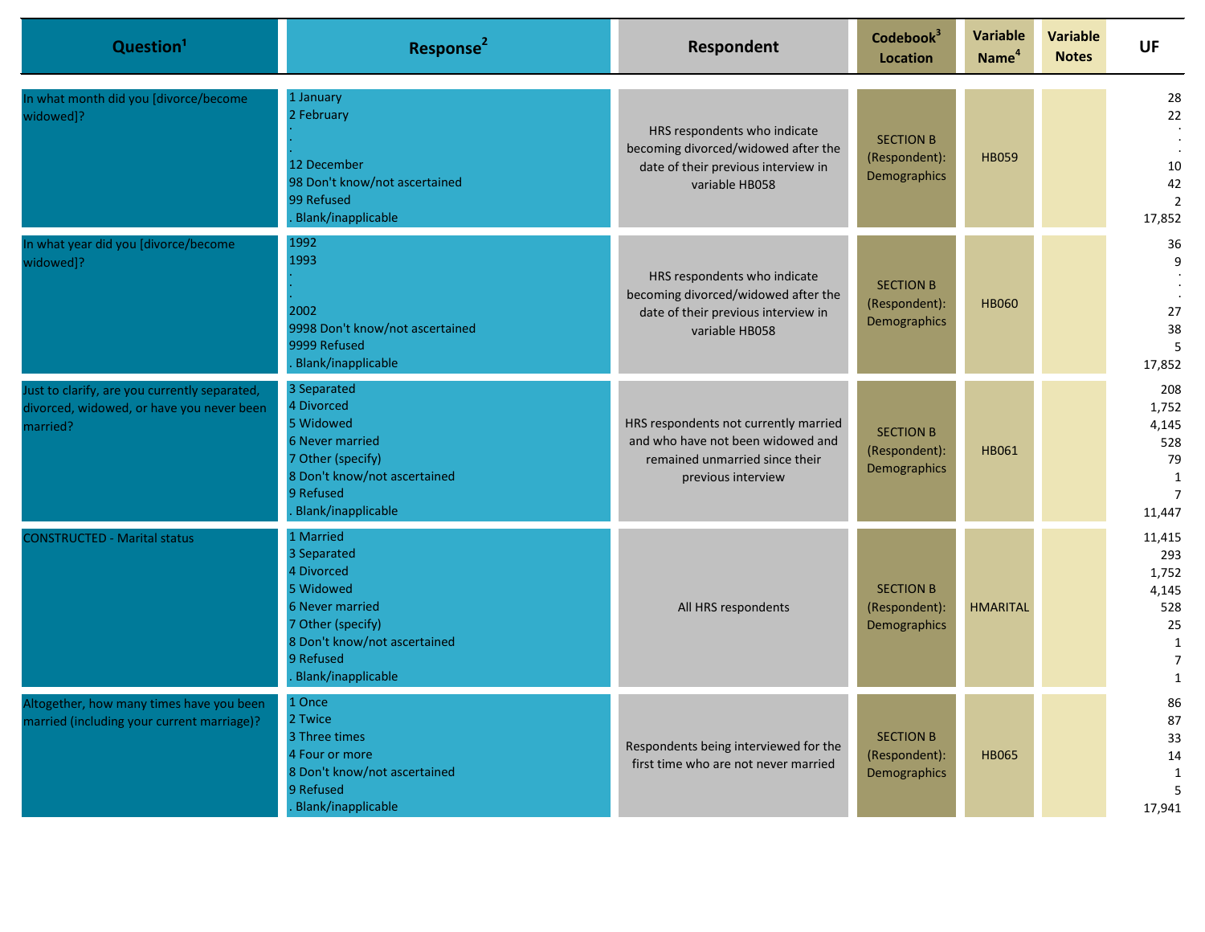| Question[1] | Response[2] | Respondent | Codebook[3] Location | Variable Name[4] | Variable Notes | UF |
|---|---|---|---|---|---|---|
| In what month did you [divorce/become widowed]? | 1 January<br>2 February<br>.<br>.<br>12 December<br>98 Don't know/not ascertained<br>99 Refused<br>. Blank/inapplicable | HRS respondents who indicate becoming divorced/widowed after the date of their previous interview in variable HB058 | SECTION B (Respondent): Demographics | HB059 | | 28<br>22<br>.<br>.<br>10<br>42<br>2<br>17,852 |
| In what year did you [divorce/become widowed]? | 1992<br>1993<br>.<br>.<br>2002<br>9998 Don't know/not ascertained<br>9999 Refused<br>. Blank/inapplicable | HRS respondents who indicate becoming divorced/widowed after the date of their previous interview in variable HB058 | SECTION B (Respondent): Demographics | HB060 | | 36<br>9<br>.<br>.<br>27<br>38<br>5<br>17,852 |
| Just to clarify, are you currently separated, divorced, widowed, or have you never been married? | 3 Separated<br>4 Divorced<br>5 Widowed<br>6 Never married<br>7 Other (specify)<br>8 Don't know/not ascertained<br>9 Refused<br>. Blank/inapplicable | HRS respondents not currently married and who have not been widowed and remained unmarried since their previous interview | SECTION B (Respondent): Demographics | HB061 | | 208<br>1,752<br>4,145<br>528<br>79<br>1<br>7<br>11,447 |
| CONSTRUCTED - Marital status | 1 Married<br>3 Separated<br>4 Divorced<br>5 Widowed<br>6 Never married<br>7 Other (specify)<br>8 Don't know/not ascertained<br>9 Refused<br>. Blank/inapplicable | All HRS respondents | SECTION B (Respondent): Demographics | HMARITAL | | 11,415<br>293<br>1,752<br>4,145<br>528<br>25<br>1<br>7<br>1 |
| Altogether, how many times have you been married (including your current marriage)? | 1 Once<br>2 Twice<br>3 Three times<br>4 Four or more<br>8 Don't know/not ascertained<br>9 Refused<br>. Blank/inapplicable | Respondents being interviewed for the first time who are not never married | SECTION B (Respondent): Demographics | HB065 | | 86<br>87<br>33<br>14<br>1<br>5<br>17,941 |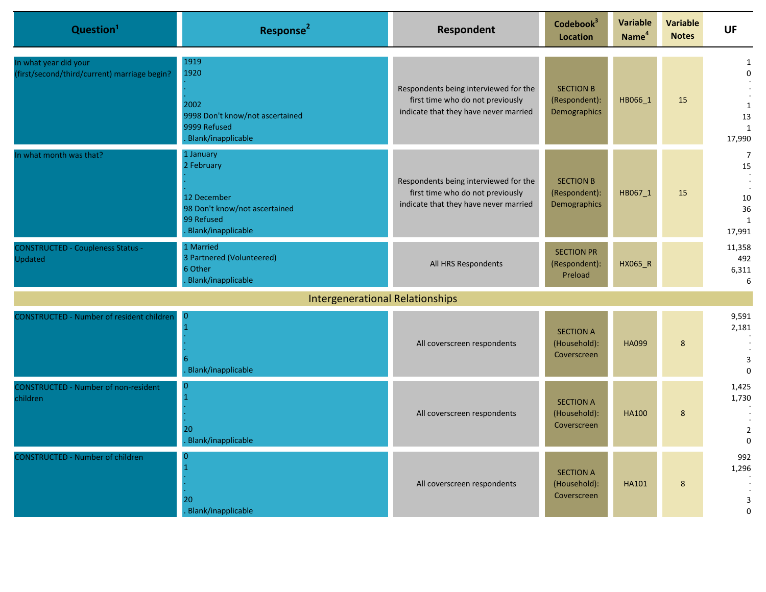| Question[1] | Response[2] | Respondent | Codebook[3] Location | Variable Name[4] | Variable Notes | UF |
|---|---|---|---|---|---|---|
| In what year did your (first/second/third/current) marriage begin? | 1919<br>1920<br>.<br>.<br>2002<br>9998 Don't know/not ascertained<br>9999 Refused<br>. Blank/inapplicable | Respondents being interviewed for the first time who do not previously indicate that they have never married | SECTION B (Respondent): Demographics | HB066_1 | 15 | 1<br>0<br>.<br>.<br>1<br>13<br>1<br>17,990 |
| In what month was that? | 1 January<br>2 February<br>.<br>.<br>12 December<br>98 Don't know/not ascertained<br>99 Refused<br>. Blank/inapplicable | Respondents being interviewed for the first time who do not previously indicate that they have never married | SECTION B (Respondent): Demographics | HB067_1 | 15 | 7<br>15<br>.<br>.<br>10<br>36<br>1<br>17,991 |
| CONSTRUCTED - Coupleness Status - Updated | 1 Married<br>3 Partnered (Volunteered)<br>6 Other<br>. Blank/inapplicable | All HRS Respondents | SECTION PR (Respondent): Preload | HX065_R | | 11,358<br>492<br>6,311<br>6 |
| **Intergenerational Relationships** | | | | | | |
| CONSTRUCTED - Number of resident children | 0<br>1<br>.<br>.<br>6<br>. Blank/inapplicable | All coverscreen respondents | SECTION A (Household): Coverscreen | HA099 | 8 | 9,591<br>2,181<br>.<br>.<br>3<br>0 |
| CONSTRUCTED - Number of non-resident children | 0<br>1<br>.<br>.<br>20<br>. Blank/inapplicable | All coverscreen respondents | SECTION A (Household): Coverscreen | HA100 | 8 | 1,425<br>1,730<br>.<br>.<br>2<br>0 |
| CONSTRUCTED - Number of children | 0<br>1<br>.<br>.<br>20<br>. Blank/inapplicable | All coverscreen respondents | SECTION A (Household): Coverscreen | HA101 | 8 | 992<br>1,296<br>.<br>.<br>3<br>0 |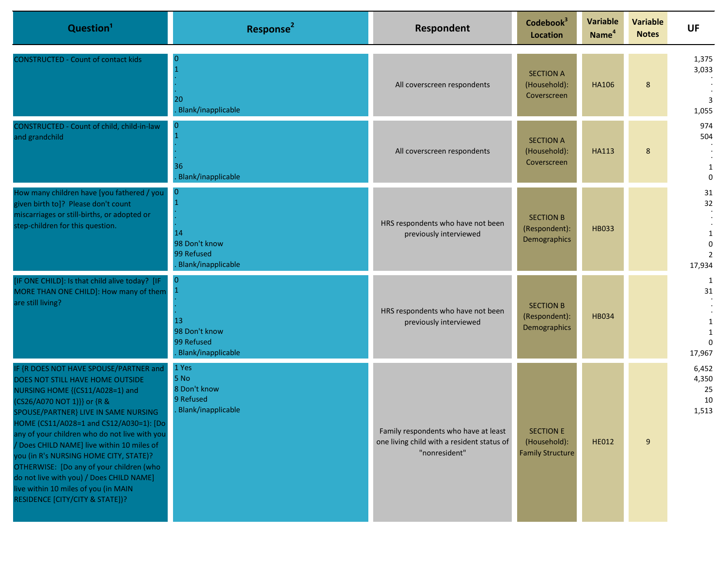| Question[1] | Response[2] | Respondent | Codebook[3] Location | Variable Name[4] | Variable Notes | UF |
|---|---|---|---|---|---|---|
| CONSTRUCTED - Count of contact kids | 0<br>1<br>.<br>.<br>20<br>. Blank/inapplicable | All coverscreen respondents | SECTION A (Household): Coverscreen | HA106 | 8 | 1,375<br>3,033<br>.<br>.<br>3<br>1,055 |
| CONSTRUCTED - Count of child, child-in-law and grandchild | 0<br>1<br>.<br>.<br>36<br>. Blank/inapplicable | All coverscreen respondents | SECTION A (Household): Coverscreen | HA113 | 8 | 974<br>504<br>.<br>.<br>1<br>0 |
| How many children have [you fathered / you given birth to]? Please don't count miscarriages or still-births, or adopted or step-children for this question. | 0<br>1<br>.<br>.<br>14<br>98 Don't know<br>99 Refused<br>. Blank/inapplicable | HRS respondents who have not been previously interviewed | SECTION B (Respondent): Demographics | HB033 | | 31<br>32<br>.<br>.<br>1<br>0<br>2<br>17,934 |
| [IF ONE CHILD]: Is that child alive today? [IF MORE THAN ONE CHILD]: How many of them are still living? | 0<br>1<br>.<br>.<br>13<br>98 Don't know<br>99 Refused<br>. Blank/inapplicable | HRS respondents who have not been previously interviewed | SECTION B (Respondent): Demographics | HB034 | | 1<br>31<br>.<br>.<br>1<br>1<br>0<br>17,967 |
| IF {R DOES NOT HAVE SPOUSE/PARTNER and DOES NOT STILL HAVE HOME OUTSIDE NURSING HOME {(CS11/A028=1) and (CS26/A070 NOT 1)}} or {R & SPOUSE/PARTNER} LIVE IN SAME NURSING HOME (CS11/A028=1 and CS12/A030=1): [Do any of your children who do not live with you / Does CHILD NAME] live within 10 miles of you (in R's NURSING HOME CITY, STATE)? OTHERWISE: [Do any of your children (who do not live with you) / Does CHILD NAME] live within 10 miles of you (in MAIN RESIDENCE [CITY/CITY & STATE])? | 1 Yes<br>5 No<br>8 Don't know<br>9 Refused<br>. Blank/inapplicable | Family respondents who have at least one living child with a resident status of "nonresident" | SECTION E (Household): Family Structure | HE012 | 9 | 6,452<br>4,350<br>25<br>10<br>1,513 |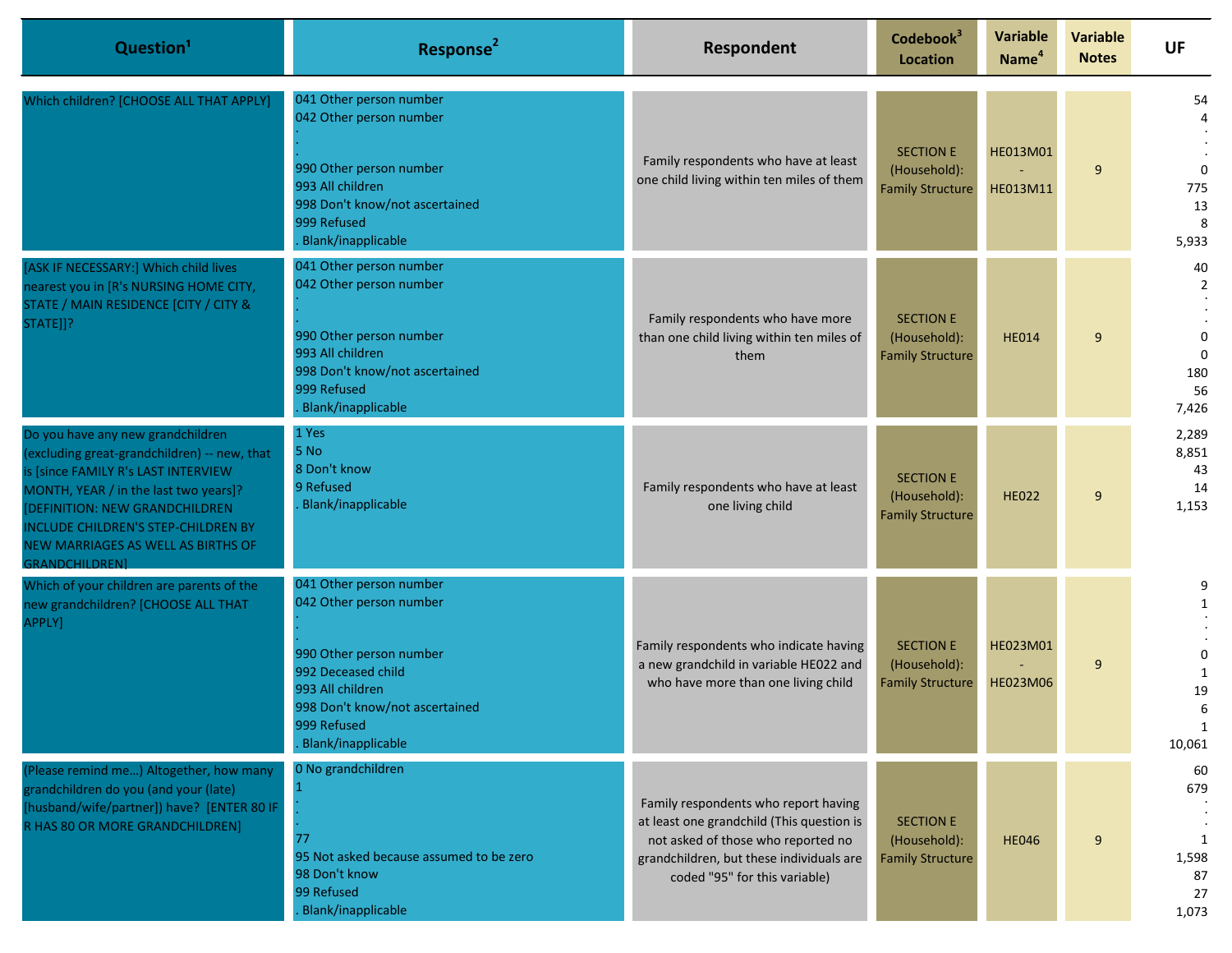| Question[1] | Response[2] | Respondent | Codebook[3] Location | Variable Name[4] | Variable Notes | UF |
|---|---|---|---|---|---|---|
| Which children? [CHOOSE ALL THAT APPLY] | 041 Other person number<br>042 Other person number<br>.<br>.<br>990 Other person number<br>993 All children<br>998 Don't know/not ascertained<br>999 Refused<br>. Blank/inapplicable | Family respondents who have at least one child living within ten miles of them | SECTION E (Household): Family Structure | HE013M01 - HE013M11 | 9 | 54<br>4<br>.<br>.<br>0<br>775<br>13<br>8<br>5,933 |
| [ASK IF NECESSARY:] Which child lives nearest you in [R's NURSING HOME CITY, STATE / MAIN RESIDENCE [CITY / CITY & STATE]]? | 041 Other person number<br>042 Other person number<br>.<br>.<br>990 Other person number<br>993 All children<br>998 Don't know/not ascertained<br>999 Refused<br>. Blank/inapplicable | Family respondents who have more than one child living within ten miles of them | SECTION E (Household): Family Structure | HE014 | 9 | 40<br>2<br>.<br>.<br>0<br>0<br>180<br>56<br>7,426 |
| Do you have any new grandchildren (excluding great-grandchildren) -- new, that is [since FAMILY R's LAST INTERVIEW MONTH, YEAR / in the last two years]? [DEFINITION: NEW GRANDCHILDREN INCLUDE CHILDREN'S STEP-CHILDREN BY NEW MARRIAGES AS WELL AS BIRTHS OF GRANDCHILDREN] | 1 Yes<br>5 No<br>8 Don't know<br>9 Refused<br>. Blank/inapplicable | Family respondents who have at least one living child | SECTION E (Household): Family Structure | HE022 | 9 | 2,289<br>8,851<br>43<br>14<br>1,153 |
| Which of your children are parents of the new grandchildren? [CHOOSE ALL THAT APPLY] | 041 Other person number<br>042 Other person number<br>.<br>.<br>990 Other person number<br>992 Deceased child<br>993 All children<br>998 Don't know/not ascertained<br>999 Refused<br>. Blank/inapplicable | Family respondents who indicate having a new grandchild in variable HE022 and who have more than one living child | SECTION E (Household): Family Structure | HE023M01 - HE023M06 | 9 | 9<br>1<br>.<br>.<br>0<br>1<br>19<br>6<br>1<br>10,061 |
| (Please remind me…) Altogether, how many grandchildren do you (and your (late) [husband/wife/partner]) have? [ENTER 80 IF R HAS 80 OR MORE GRANDCHILDREN] | 0 No grandchildren<br>1<br>.<br>.<br>77<br>95 Not asked because assumed to be zero<br>98 Don't know<br>99 Refused<br>. Blank/inapplicable | Family respondents who report having at least one grandchild (This question is not asked of those who reported no grandchildren, but these individuals are coded "95" for this variable) | SECTION E (Household): Family Structure | HE046 | 9 | 60<br>679<br>.<br>.<br>1<br>1,598<br>87<br>27<br>1,073 |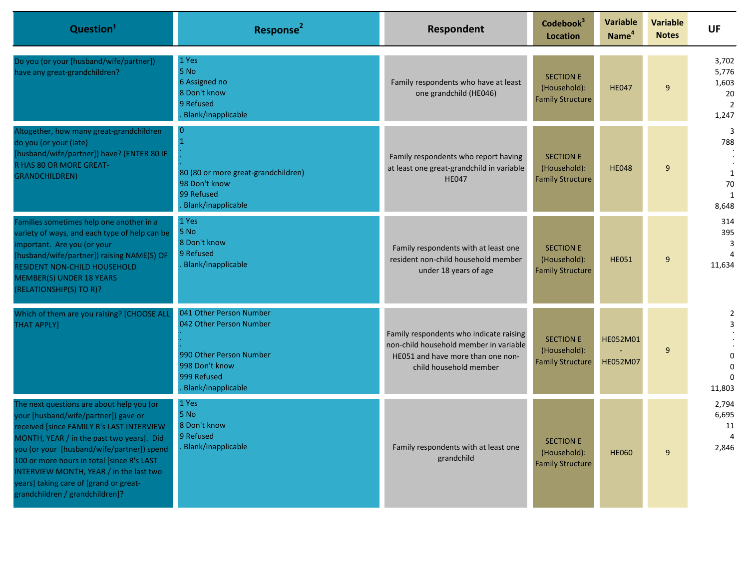| Question[1] | Response[2] | Respondent | Codebook[3] Location | Variable Name[4] | Variable Notes | UF |
|---|---|---|---|---|---|---|
| Do you (or your [husband/wife/partner]) have any great-grandchildren? | 1 Yes<br>5 No<br>6 Assigned no<br>8 Don't know<br>9 Refused<br>. Blank/inapplicable | Family respondents who have at least one grandchild (HE046) | SECTION E (Household): Family Structure | HE047 | 9 | 3,702<br>5,776<br>1,603<br>20<br>2<br>1,247 |
| Altogether, how many great-grandchildren do you (or your (late) [husband/wife/partner]) have? (ENTER 80 IF R HAS 80 OR MORE GREAT-GRANDCHILDREN) | 0<br>1<br>.<br>.<br>80 (80 or more great-grandchildren)<br>98 Don't know<br>99 Refused<br>. Blank/inapplicable | Family respondents who report having at least one great-grandchild in variable HE047 | SECTION E (Household): Family Structure | HE048 | 9 | 3<br>788<br>.<br>.<br>1<br>70<br>1<br>8,648 |
| Families sometimes help one another in a variety of ways, and each type of help can be important. Are you (or your [husband/wife/partner]) raising NAME(S) OF RESIDENT NON-CHILD HOUSEHOLD MEMBER(S) UNDER 18 YEARS (RELATIONSHIP(S) TO R)? | 1 Yes<br>5 No<br>8 Don't know<br>9 Refused<br>. Blank/inapplicable | Family respondents with at least one resident non-child household member under 18 years of age | SECTION E (Household): Family Structure | HE051 | 9 | 314<br>395<br>3<br>4<br>11,634 |
| Which of them are you raising? [CHOOSE ALL THAT APPLY] | 041 Other Person Number<br>042 Other Person Number<br>.<br>.<br>990 Other Person Number<br>998 Don't know<br>999 Refused<br>. Blank/inapplicable | Family respondents who indicate raising non-child household member in variable HE051 and have more than one non-child household member | SECTION E (Household): Family Structure | HE052M01 - HE052M07 | 9 | 2<br>3<br>.<br>.<br>0<br>0<br>0<br>11,803 |
| The next questions are about help you (or your [husband/wife/partner]) gave or received [since FAMILY R's LAST INTERVIEW MONTH, YEAR / in the past two years]. Did you (or your [husband/wife/partner]) spend 100 or more hours in total [since R's LAST INTERVIEW MONTH, YEAR / in the last two years] taking care of [grand or great-grandchildren / grandchildren]? | 1 Yes<br>5 No<br>8 Don't know<br>9 Refused<br>. Blank/inapplicable | Family respondents with at least one grandchild | SECTION E (Household): Family Structure | HE060 | 9 | 2,794<br>6,695<br>11<br>4<br>2,846 |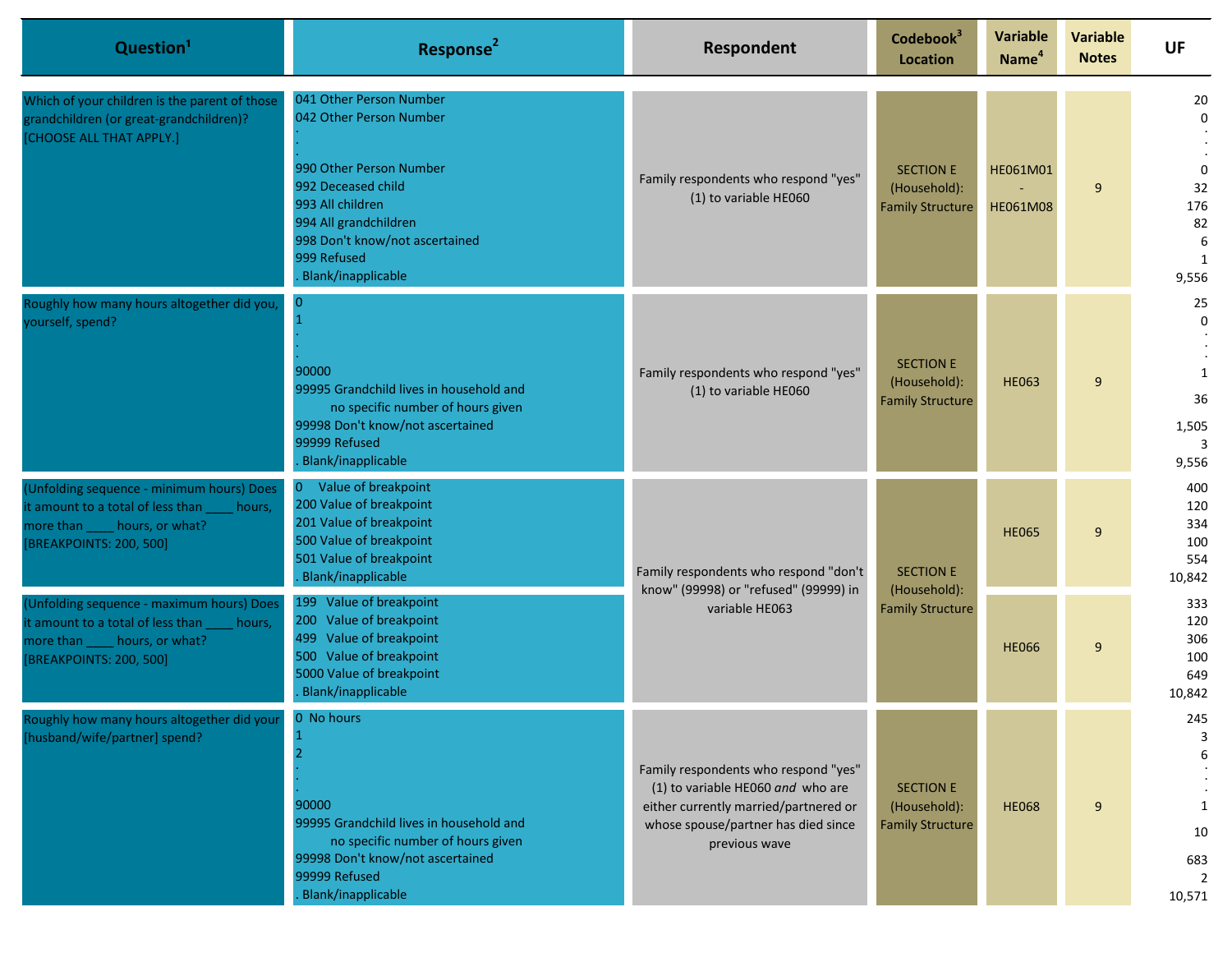| Question[1] | Response[2] | Respondent | Codebook[3] Location | Variable Name[4] | Variable Notes | UF |
|---|---|---|---|---|---|---|
| Which of your children is the parent of those grandchildren (or great-grandchildren)? [CHOOSE ALL THAT APPLY.] | 041 Other Person Number<br>042 Other Person Number<br>.<br>.<br>990 Other Person Number<br>992 Deceased child<br>993 All children<br>994 All grandchildren<br>998 Don't know/not ascertained<br>999 Refused<br>. Blank/inapplicable | Family respondents who respond "yes" (1) to variable HE060 | SECTION E (Household): Family Structure | HE061M01 - HE061M08 | 9 | 20<br>0<br>.<br>.<br>0<br>32<br>176<br>82<br>6<br>1<br>9,556 |
| Roughly how many hours altogether did you, yourself, spend? | 0<br>1<br>.<br>.<br>90000<br>99995 Grandchild lives in household and no specific number of hours given<br>99998 Don't know/not ascertained<br>99999 Refused<br>. Blank/inapplicable | Family respondents who respond "yes" (1) to variable HE060 | SECTION E (Household): Family Structure | HE063 | 9 | 25<br>0<br>.<br>.<br>1<br>36<br>1,505<br>3<br>9,556 |
| (Unfolding sequence - minimum hours) Does it amount to a total of less than ____ hours, more than ____ hours, or what? [BREAKPOINTS: 200, 500] | 0 Value of breakpoint<br>200 Value of breakpoint<br>201 Value of breakpoint<br>500 Value of breakpoint<br>501 Value of breakpoint<br>. Blank/inapplicable | Family respondents who respond "don't know" (99998) or "refused" (99999) in variable HE063 | SECTION E (Household): Family Structure | HE065 | 9 | 400<br>120<br>334<br>100<br>554<br>10,842 |
| (Unfolding sequence - maximum hours) Does it amount to a total of less than ____ hours, more than ____ hours, or what? [BREAKPOINTS: 200, 500] | 199 Value of breakpoint<br>200 Value of breakpoint<br>499 Value of breakpoint<br>500 Value of breakpoint<br>5000 Value of breakpoint<br>. Blank/inapplicable | | | HE066 | 9 | 333<br>120<br>306<br>100<br>649<br>10,842 |
| Roughly how many hours altogether did your [husband/wife/partner] spend? | 0 No hours<br>1<br>2<br>.<br>.<br>90000<br>99995 Grandchild lives in household and no specific number of hours given<br>99998 Don't know/not ascertained<br>99999 Refused<br>. Blank/inapplicable | Family respondents who respond "yes" (1) to variable HE060 *and* who are either currently married/partnered or whose spouse/partner has died since previous wave | SECTION E (Household): Family Structure | HE068 | 9 | 245<br>3<br>6<br>.<br>.<br>1<br>10<br>683<br>2<br>10,571 |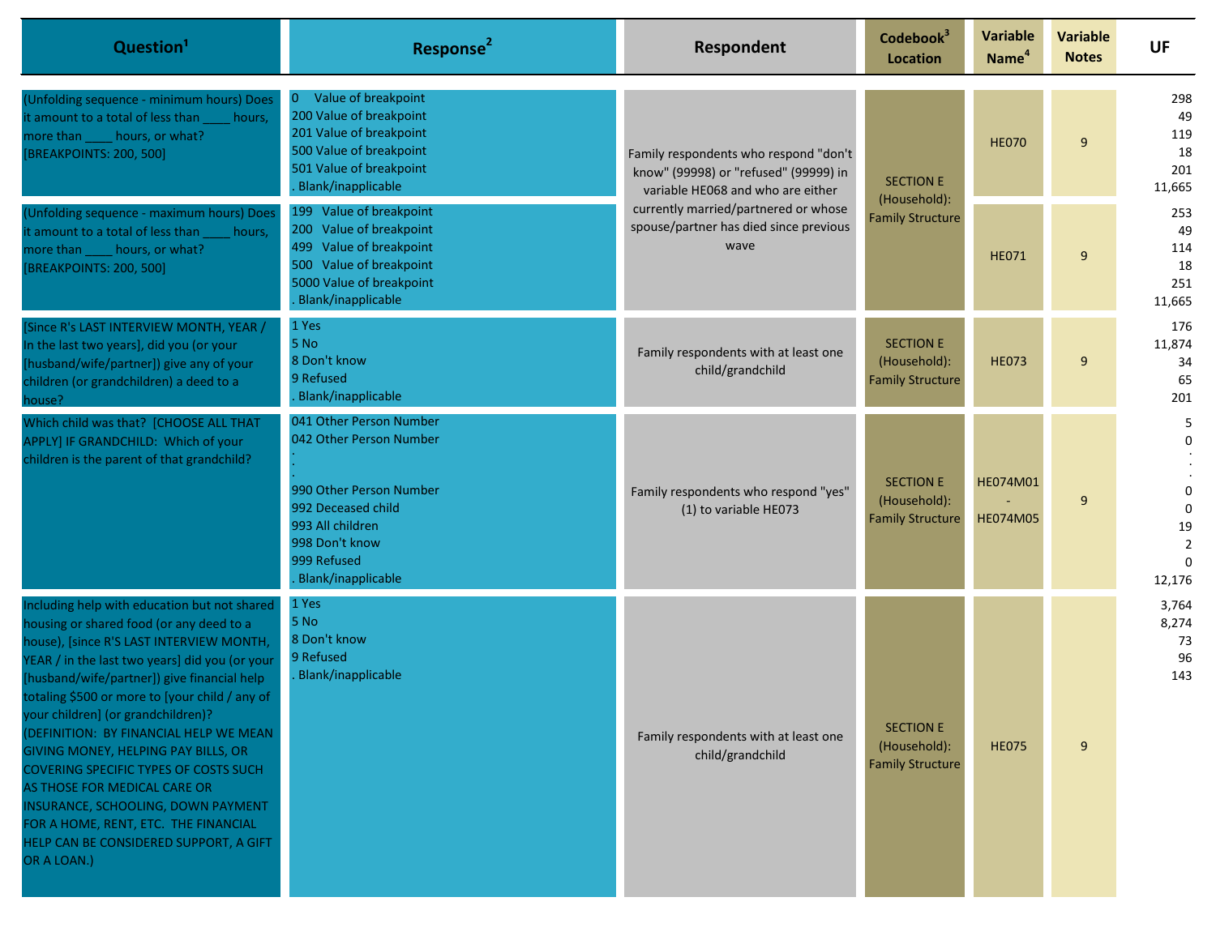| Question[1] | Response[2] | Respondent | Codebook[3] Location | Variable Name[4] | Variable Notes | UF |
|---|---|---|---|---|---|---|
| (Unfolding sequence - minimum hours) Does it amount to a total of less than ____ hours, more than ____ hours, or what? [BREAKPOINTS: 200, 500] | 0 Value of breakpoint<br>200 Value of breakpoint<br>201 Value of breakpoint<br>500 Value of breakpoint<br>501 Value of breakpoint<br>. Blank/inapplicable | Family respondents who respond "don't know" (99998) or "refused" (99999) in variable HE068 and who are either currently married/partnered or whose spouse/partner has died since previous wave | SECTION E (Household): Family Structure | HE070 | 9 | 298<br>49<br>119<br>18<br>201<br>11,665 |
| (Unfolding sequence - maximum hours) Does it amount to a total of less than ____ hours, more than ____ hours, or what? [BREAKPOINTS: 200, 500] | 199 Value of breakpoint<br>200 Value of breakpoint<br>499 Value of breakpoint<br>500 Value of breakpoint<br>5000 Value of breakpoint<br>. Blank/inapplicable | Family respondents who respond "don't know" (99998) or "refused" (99999) in variable HE068 and who are either currently married/partnered or whose spouse/partner has died since previous wave | SECTION E (Household): Family Structure | HE071 | 9 | 253<br>49<br>114<br>18<br>251<br>11,665 |
| [Since R's LAST INTERVIEW MONTH, YEAR / In the last two years], did you (or your [husband/wife/partner]) give any of your children (or grandchildren) a deed to a house? | 1 Yes<br>5 No<br>8 Don't know<br>9 Refused<br>. Blank/inapplicable | Family respondents with at least one child/grandchild | SECTION E (Household): Family Structure | HE073 | 9 | 176<br>11,874<br>34<br>65<br>201 |
| Which child was that? [CHOOSE ALL THAT APPLY] IF GRANDCHILD: Which of your children is the parent of that grandchild? | 041 Other Person Number<br>042 Other Person Number<br>.<br>.<br>990 Other Person Number<br>992 Deceased child<br>993 All children<br>998 Don't know<br>999 Refused<br>. Blank/inapplicable | Family respondents who respond "yes" (1) to variable HE073 | SECTION E (Household): Family Structure | HE074M01 - HE074M05 | 9 | 5<br>0<br>.<br>.<br>0<br>0<br>19<br>2<br>0<br>12,176 |
| Including help with education but not shared housing or shared food (or any deed to a house), [since R'S LAST INTERVIEW MONTH, YEAR / in the last two years] did you (or your [husband/wife/partner]) give financial help totaling $500 or more to [your child / any of your children] (or grandchildren)? (DEFINITION: BY FINANCIAL HELP WE MEAN GIVING MONEY, HELPING PAY BILLS, OR COVERING SPECIFIC TYPES OF COSTS SUCH AS THOSE FOR MEDICAL CARE OR INSURANCE, SCHOOLING, DOWN PAYMENT FOR A HOME, RENT, ETC. THE FINANCIAL HELP CAN BE CONSIDERED SUPPORT, A GIFT OR A LOAN.) | 1 Yes<br>5 No<br>8 Don't know<br>9 Refused<br>. Blank/inapplicable | Family respondents with at least one child/grandchild | SECTION E (Household): Family Structure | HE075 | 9 | 3,764<br>8,274<br>73<br>96<br>143 |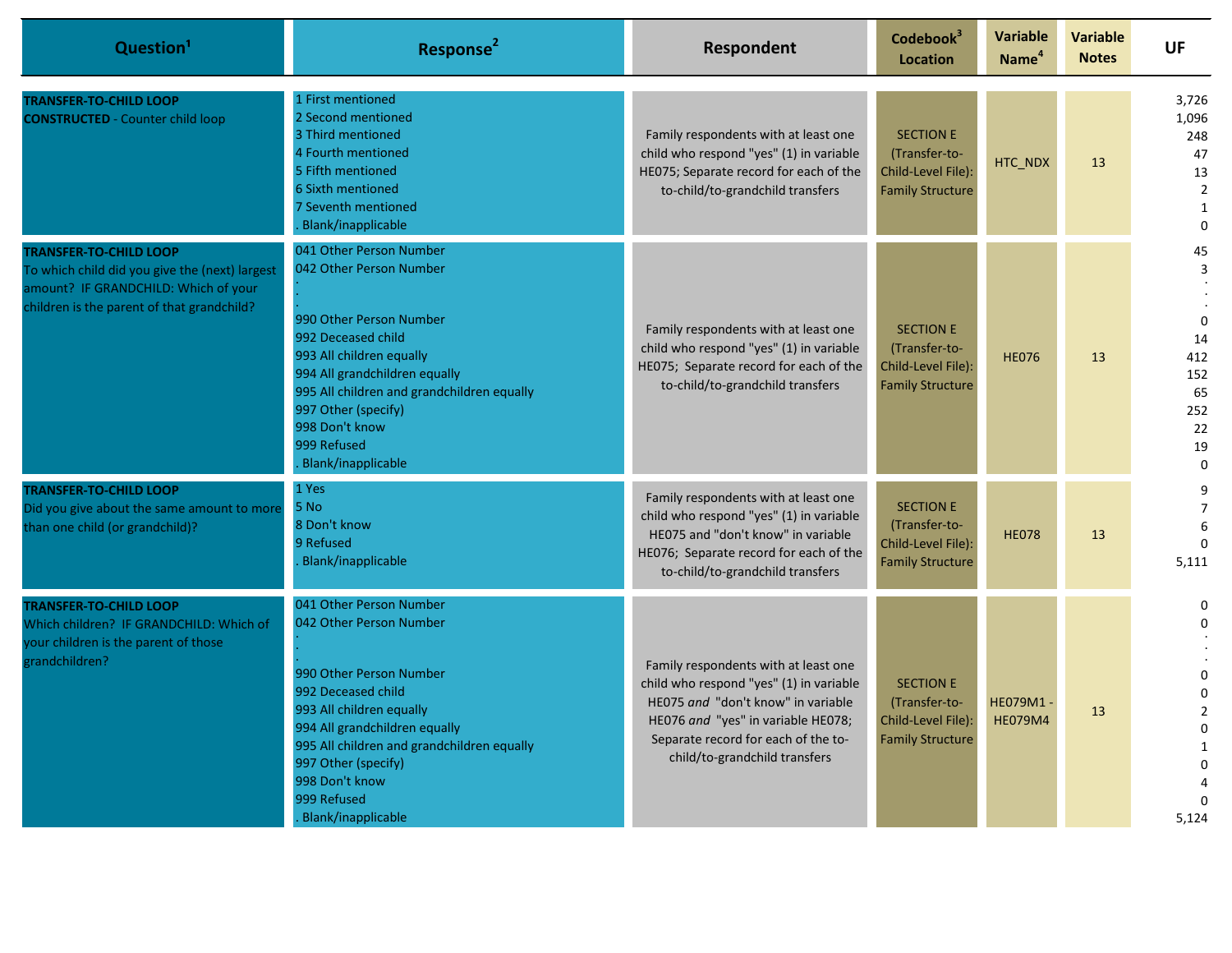| Question[1] | Response[2] | Respondent | Codebook[3] Location | Variable Name[4] | Variable Notes | UF |
|---|---|---|---|---|---|---|
| **TRANSFER-TO-CHILD LOOP**<br>**CONSTRUCTED** - Counter child loop | 1 First mentioned<br>2 Second mentioned<br>3 Third mentioned<br>4 Fourth mentioned<br>5 Fifth mentioned<br>6 Sixth mentioned<br>7 Seventh mentioned<br>. Blank/inapplicable | Family respondents with at least one child who respond "yes" (1) in variable HE075; Separate record for each of the to-child/to-grandchild transfers | SECTION E (Transfer-to-Child-Level File): Family Structure | HTC_NDX | 13 | 3,726<br>1,096<br>248<br>47<br>13<br>2<br>1<br>0 |
| **TRANSFER-TO-CHILD LOOP**<br>To which child did you give the (next) largest amount? IF GRANDCHILD: Which of your children is the parent of that grandchild? | 041 Other Person Number<br>042 Other Person Number<br>.<br>.<br>.<br>990 Other Person Number<br>992 Deceased child<br>993 All children equally<br>994 All grandchildren equally<br>995 All children and grandchildren equally<br>997 Other (specify)<br>998 Don't know<br>999 Refused<br>. Blank/inapplicable | Family respondents with at least one child who respond "yes" (1) in variable HE075; Separate record for each of the to-child/to-grandchild transfers | SECTION E (Transfer-to-Child-Level File): Family Structure | HE076 | 13 | 45<br>3<br>.<br>.<br>.<br>0<br>14<br>412<br>152<br>65<br>252<br>22<br>19<br>0 |
| **TRANSFER-TO-CHILD LOOP**<br>Did you give about the same amount to more than one child (or grandchild)? | 1 Yes<br>5 No<br>8 Don't know<br>9 Refused<br>. Blank/inapplicable | Family respondents with at least one child who respond "yes" (1) in variable HE075 and "don't know" in variable HE076; Separate record for each of the to-child/to-grandchild transfers | SECTION E (Transfer-to-Child-Level File): Family Structure | HE078 | 13 | 9<br>7<br>6<br>0<br>5,111 |
| **TRANSFER-TO-CHILD LOOP**<br>Which children? IF GRANDCHILD: Which of your children is the parent of those grandchildren? | 041 Other Person Number<br>042 Other Person Number<br>.<br>.<br>990 Other Person Number<br>992 Deceased child<br>993 All children equally<br>994 All grandchildren equally<br>995 All children and grandchildren equally<br>997 Other (specify)<br>998 Don't know<br>999 Refused<br>. Blank/inapplicable | Family respondents with at least one child who respond "yes" (1) in variable HE075 *and* "don't know" in variable HE076 *and* "yes" in variable HE078; Separate record for each of the to-child/to-grandchild transfers | SECTION E (Transfer-to-Child-Level File): Family Structure | HE079M1 - HE079M4 | 13 | 0<br>0<br>.<br>.<br>0<br>0<br>2<br>0<br>1<br>0<br>4<br>0<br>5,124 |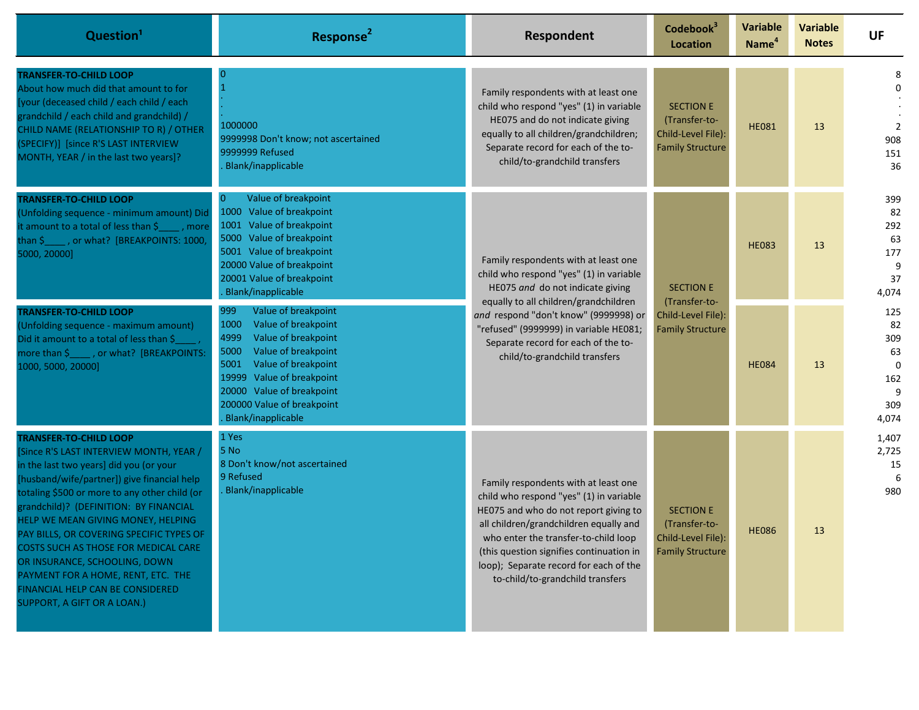| Question[1] | Response[2] | Respondent | Codebook[3] Location | Variable Name[4] | Variable Notes | UF |
|---|---|---|---|---|---|---|
| **TRANSFER-TO-CHILD LOOP** About how much did that amount to for [your (deceased child / each child / each grandchild / each child and grandchild) / CHILD NAME (RELATIONSHIP TO R) / OTHER (SPECIFY)] [since R'S LAST INTERVIEW MONTH, YEAR / in the last two years]? | 0<br>1<br>.<br>.<br>1000000<br>9999998 Don't know; not ascertained<br>9999999 Refused<br>. Blank/inapplicable | Family respondents with at least one child who respond "yes" (1) in variable HE075 and do not indicate giving equally to all children/grandchildren; Separate record for each of the to-child/to-grandchild transfers | SECTION E (Transfer-to-Child-Level File): Family Structure | HE081 | 13 | 8<br>0<br>.<br>.<br>2<br>908<br>151<br>36 |
| **TRANSFER-TO-CHILD LOOP** (Unfolding sequence - minimum amount) Did it amount to a total of less than $____ , more than $____ , or what? [BREAKPOINTS: 1000, 5000, 20000] | 0 Value of breakpoint<br>1000 Value of breakpoint<br>1001 Value of breakpoint<br>5000 Value of breakpoint<br>5001 Value of breakpoint<br>20000 Value of breakpoint<br>20001 Value of breakpoint<br>. Blank/inapplicable | Family respondents with at least one child who respond "yes" (1) in variable HE075 *and* do not indicate giving equally to all children/grandchildren *and* respond "don't know" (9999998) or "refused" (9999999) in variable HE081; Separate record for each of the to-child/to-grandchild transfers | SECTION E (Transfer-to-Child-Level File): Family Structure | HE083 | 13 | 399<br>82<br>292<br>63<br>177<br>9<br>37<br>4,074 |
| **TRANSFER-TO-CHILD LOOP** (Unfolding sequence - maximum amount) Did it amount to a total of less than $____ , more than $____ , or what? [BREAKPOINTS: 1000, 5000, 20000] | 999 Value of breakpoint<br>1000 Value of breakpoint<br>4999 Value of breakpoint<br>5000 Value of breakpoint<br>5001 Value of breakpoint<br>19999 Value of breakpoint<br>20000 Value of breakpoint<br>200000 Value of breakpoint<br>. Blank/inapplicable | | | HE084 | 13 | 125<br>82<br>309<br>63<br>0<br>162<br>9<br>309<br>4,074 |
| **TRANSFER-TO-CHILD LOOP** [Since R'S LAST INTERVIEW MONTH, YEAR / in the last two years] did you (or your [husband/wife/partner]) give financial help totaling $500 or more to any other child (or grandchild)? (DEFINITION: BY FINANCIAL HELP WE MEAN GIVING MONEY, HELPING PAY BILLS, OR COVERING SPECIFIC TYPES OF COSTS SUCH AS THOSE FOR MEDICAL CARE OR INSURANCE, SCHOOLING, DOWN PAYMENT FOR A HOME, RENT, ETC. THE FINANCIAL HELP CAN BE CONSIDERED SUPPORT, A GIFT OR A LOAN.) | 1 Yes<br>5 No<br>8 Don't know/not ascertained<br>9 Refused<br>. Blank/inapplicable | Family respondents with at least one child who respond "yes" (1) in variable HE075 and who do not report giving to all children/grandchildren equally and who enter the transfer-to-child loop (this question signifies continuation in loop); Separate record for each of the to-child/to-grandchild transfers | SECTION E (Transfer-to-Child-Level File): Family Structure | HE086 | 13 | 1,407<br>2,725<br>15<br>6<br>980 |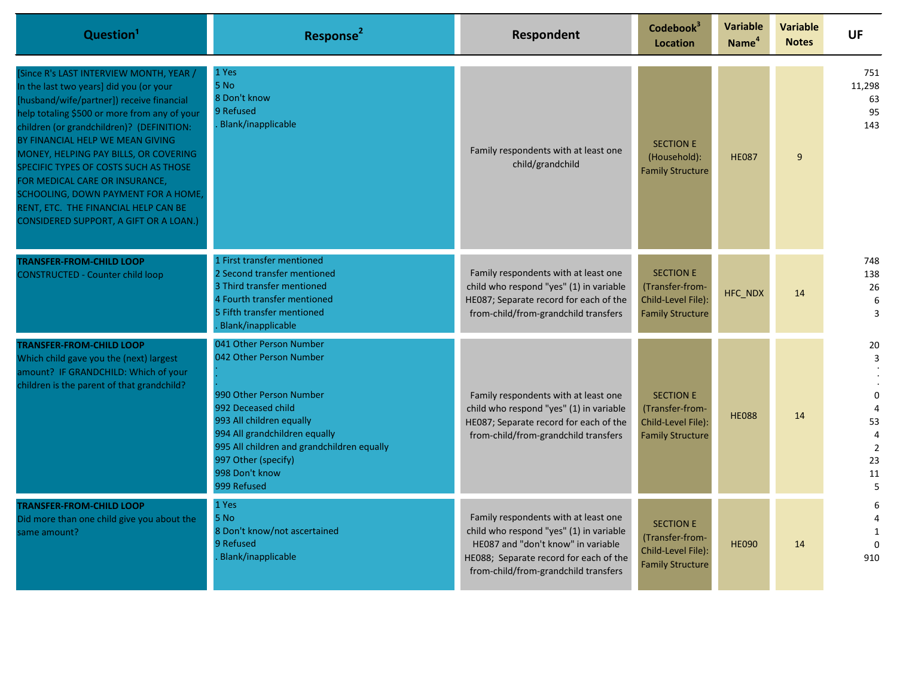| Question[1] | Response[2] | Respondent | Codebook[3] Location | Variable Name[4] | Variable Notes | UF |
|---|---|---|---|---|---|---|
| [Since R's LAST INTERVIEW MONTH, YEAR / In the last two years] did you (or your [husband/wife/partner]) receive financial help totaling $500 or more from any of your children (or grandchildren)? (DEFINITION: BY FINANCIAL HELP WE MEAN GIVING MONEY, HELPING PAY BILLS, OR COVERING SPECIFIC TYPES OF COSTS SUCH AS THOSE FOR MEDICAL CARE OR INSURANCE, SCHOOLING, DOWN PAYMENT FOR A HOME, RENT, ETC. THE FINANCIAL HELP CAN BE CONSIDERED SUPPORT, A GIFT OR A LOAN.) | 1 Yes<br>5 No<br>8 Don't know<br>9 Refused<br>. Blank/inapplicable | Family respondents with at least one child/grandchild | SECTION E (Household): Family Structure | HE087 | 9 | 751<br>11,298<br>63<br>95<br>143 |
| **TRANSFER-FROM-CHILD LOOP**<br>CONSTRUCTED - Counter child loop | 1 First transfer mentioned<br>2 Second transfer mentioned<br>3 Third transfer mentioned<br>4 Fourth transfer mentioned<br>5 Fifth transfer mentioned<br>. Blank/inapplicable | Family respondents with at least one child who respond "yes" (1) in variable HE087; Separate record for each of the from-child/from-grandchild transfers | SECTION E (Transfer-from-Child-Level File): Family Structure | HFC_NDX | 14 | 748<br>138<br>26<br>6<br>3 |
| **TRANSFER-FROM-CHILD LOOP**<br>Which child gave you the (next) largest amount? IF GRANDCHILD: Which of your children is the parent of that grandchild? | 041 Other Person Number<br>042 Other Person Number<br>.<br>.<br>990 Other Person Number<br>992 Deceased child<br>993 All children equally<br>994 All grandchildren equally<br>995 All children and grandchildren equally<br>997 Other (specify)<br>998 Don't know<br>999 Refused | Family respondents with at least one child who respond "yes" (1) in variable HE087; Separate record for each of the from-child/from-grandchild transfers | SECTION E (Transfer-from-Child-Level File): Family Structure | HE088 | 14 | 20<br>3<br>.<br>.<br>0<br>4<br>53<br>4<br>2<br>23<br>11<br>5 |
| **TRANSFER-FROM-CHILD LOOP**<br>Did more than one child give you about the same amount? | 1 Yes<br>5 No<br>8 Don't know/not ascertained<br>9 Refused<br>. Blank/inapplicable | Family respondents with at least one child who respond "yes" (1) in variable HE087 and "don't know" in variable HE088; Separate record for each of the from-child/from-grandchild transfers | SECTION E (Transfer-from-Child-Level File): Family Structure | HE090 | 14 | 6<br>4<br>1<br>0<br>910 |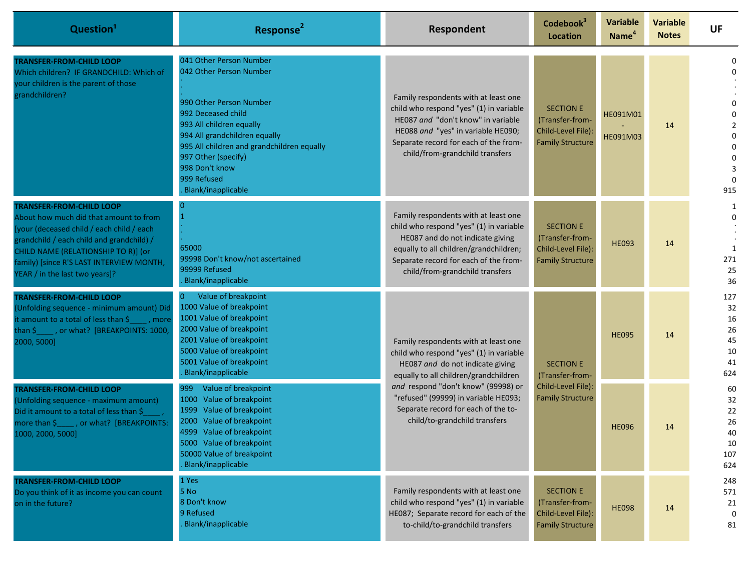| Question[1] | Response[2] | Respondent | Codebook[3] Location | Variable Name[4] | Variable Notes | UF |
|---|---|---|---|---|---|---|
| **TRANSFER-FROM-CHILD LOOP** Which children? IF GRANDCHILD: Which of your children is the parent of those grandchildren? | 041 Other Person Number<br>042 Other Person Number<br>.<br>.<br>990 Other Person Number<br>992 Deceased child<br>993 All children equally<br>994 All grandchildren equally<br>995 All children and grandchildren equally<br>997 Other (specify)<br>998 Don't know<br>999 Refused<br>. Blank/inapplicable | Family respondents with at least one child who respond "yes" (1) in variable HE087 *and* "don't know" in variable HE088 *and* "yes" in variable HE090; Separate record for each of the from-child/from-grandchild transfers | SECTION E (Transfer-from-Child-Level File): Family Structure | HE091M01 - HE091M03 | 14 | 0<br>0<br>.<br>.<br>0<br>0<br>2<br>0<br>0<br>0<br>3<br>0<br>915 |
| **TRANSFER-FROM-CHILD LOOP** About how much did that amount to from [your (deceased child / each child / each grandchild / each child and grandchild) / CHILD NAME (RELATIONSHIP TO R)] (or family) [since R'S LAST INTERVIEW MONTH, YEAR / in the last two years]? | 0<br>1<br>.<br>.<br>.<br>65000<br>99998 Don't know/not ascertained<br>99999 Refused<br>. Blank/inapplicable | Family respondents with at least one child who respond "yes" (1) in variable HE087 and do not indicate giving equally to all children/grandchildren; Separate record for each of the from-child/from-grandchild transfers | SECTION E (Transfer-from-Child-Level File): Family Structure | HE093 | 14 | 1<br>0<br>.<br>.<br>1<br>271<br>25<br>36 |
| **TRANSFER-FROM-CHILD LOOP** (Unfolding sequence - minimum amount) Did it amount to a total of less than $____ , more than $____ , or what? [BREAKPOINTS: 1000, 2000, 5000] | 0 Value of breakpoint<br>1000 Value of breakpoint<br>1001 Value of breakpoint<br>2000 Value of breakpoint<br>2001 Value of breakpoint<br>5000 Value of breakpoint<br>5001 Value of breakpoint<br>. Blank/inapplicable | Family respondents with at least one child who respond "yes" (1) in variable HE087 *and* do not indicate giving equally to all children/grandchildren *and* respond "don't know" (99998) or "refused" (99999) in variable HE093; Separate record for each of the to-child/to-grandchild transfers | SECTION E (Transfer-from-Child-Level File): Family Structure | HE095 | 14 | 127<br>32<br>16<br>26<br>45<br>10<br>41<br>624 |
| **TRANSFER-FROM-CHILD LOOP** (Unfolding sequence - maximum amount) Did it amount to a total of less than $____ , more than $____ , or what? [BREAKPOINTS: 1000, 2000, 5000] | 999 Value of breakpoint<br>1000 Value of breakpoint<br>1999 Value of breakpoint<br>2000 Value of breakpoint<br>4999 Value of breakpoint<br>5000 Value of breakpoint<br>50000 Value of breakpoint<br>. Blank/inapplicable | | | HE096 | 14 | 60<br>32<br>22<br>26<br>40<br>10<br>107<br>624 |
| **TRANSFER-FROM-CHILD LOOP** Do you think of it as income you can count on in the future? | 1 Yes<br>5 No<br>8 Don't know<br>9 Refused<br>. Blank/inapplicable | Family respondents with at least one child who respond "yes" (1) in variable HE087; Separate record for each of the to-child/to-grandchild transfers | SECTION E (Transfer-from-Child-Level File): Family Structure | HE098 | 14 | 248<br>571<br>21<br>0<br>81 |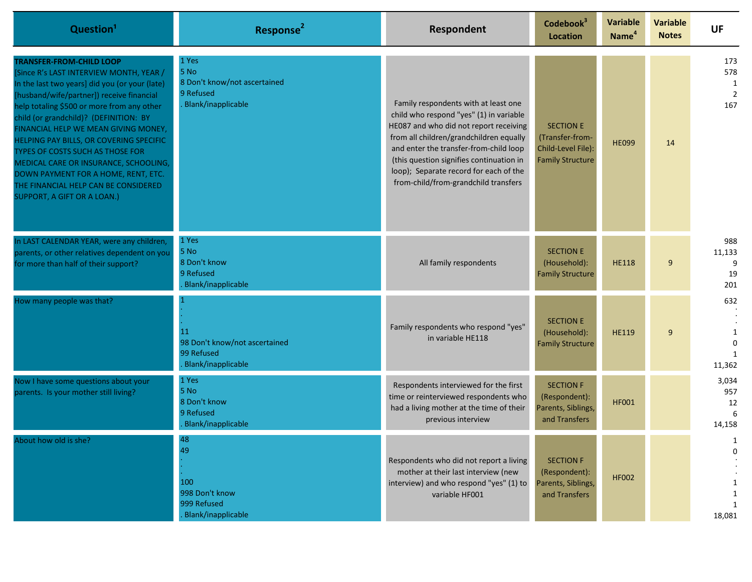| Question[1] | Response[2] | Respondent | Codebook[3] Location | Variable Name[4] | Variable Notes | UF |
|---|---|---|---|---|---|---|
| **TRANSFER-FROM-CHILD LOOP**<br>[Since R's LAST INTERVIEW MONTH, YEAR / In the last two years] did you (or your (late) [husband/wife/partner]) receive financial help totaling $500 or more from any other child (or grandchild)? (DEFINITION: BY FINANCIAL HELP WE MEAN GIVING MONEY, HELPING PAY BILLS, OR COVERING SPECIFIC TYPES OF COSTS SUCH AS THOSE FOR MEDICAL CARE OR INSURANCE, SCHOOLING, DOWN PAYMENT FOR A HOME, RENT, ETC. THE FINANCIAL HELP CAN BE CONSIDERED SUPPORT, A GIFT OR A LOAN.) | 1 Yes<br>5 No<br>8 Don't know/not ascertained<br>9 Refused<br>. Blank/inapplicable | Family respondents with at least one child who respond "yes" (1) in variable HE087 and who did not report receiving from all children/grandchildren equally and enter the transfer-from-child loop (this question signifies continuation in loop); Separate record for each of the from-child/from-grandchild transfers | SECTION E (Transfer-from-Child-Level File): Family Structure | HE099 | 14 | 173<br>578<br>1<br>2<br>167 |
| In LAST CALENDAR YEAR, were any children, parents, or other relatives dependent on you for more than half of their support? | 1 Yes<br>5 No<br>8 Don't know<br>9 Refused<br>. Blank/inapplicable | All family respondents | SECTION E (Household): Family Structure | HE118 | 9 | 988<br>11,133<br>9<br>19<br>201 |
| How many people was that? | 1<br>.<br>.<br>11<br>98 Don't know/not ascertained<br>99 Refused<br>. Blank/inapplicable | Family respondents who respond "yes" in variable HE118 | SECTION E (Household): Family Structure | HE119 | 9 | 632<br>.<br>.<br>1<br>0<br>1<br>11,362 |
| Now I have some questions about your parents. Is your mother still living? | 1 Yes<br>5 No<br>8 Don't know<br>9 Refused<br>. Blank/inapplicable | Respondents interviewed for the first time or reinterviewed respondents who had a living mother at the time of their previous interview | SECTION F (Respondent): Parents, Siblings, and Transfers | HF001 | | 3,034<br>957<br>12<br>6<br>14,158 |
| About how old is she? | 48<br>49<br>.<br>.<br>100<br>998 Don't know<br>999 Refused<br>. Blank/inapplicable | Respondents who did not report a living mother at their last interview (new interview) and who respond "yes" (1) to variable HF001 | SECTION F (Respondent): Parents, Siblings, and Transfers | HF002 | | 1<br>0<br>.<br>.<br>1<br>1<br>1<br>18,081 |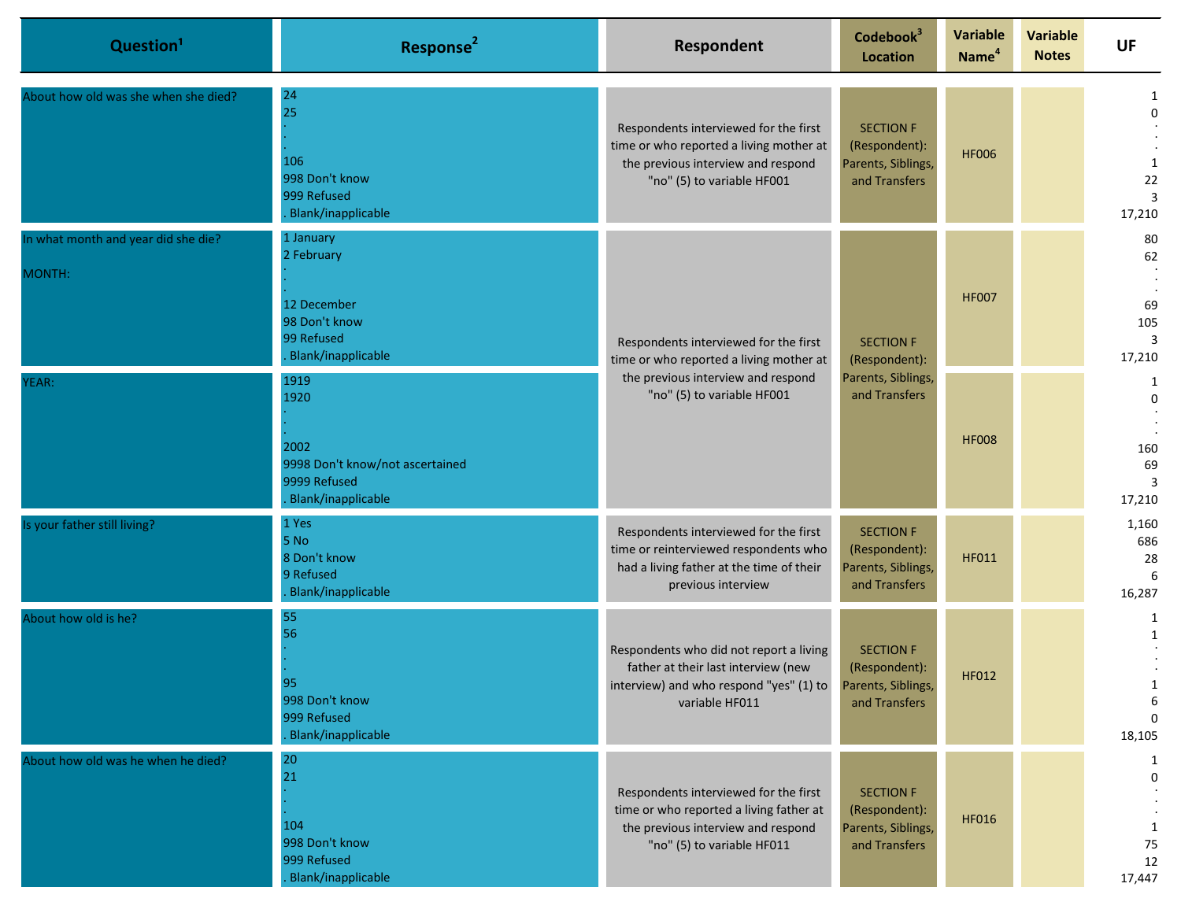| Question[1] | Response[2] | Respondent | Codebook[3] Location | Variable Name[4] | Variable Notes | UF |
|---|---|---|---|---|---|---|
| About how old was she when she died? | 24<br>25<br>.<br>.<br>106<br>998 Don't know<br>999 Refused<br>. Blank/inapplicable | Respondents interviewed for the first time or who reported a living mother at the previous interview and respond "no" (5) to variable HF001 | SECTION F (Respondent): Parents, Siblings, and Transfers | HF006 | | 1<br>0<br>.<br>.<br>1<br>22<br>3<br>17,210 |
| In what month and year did she die?<br><br>MONTH: | 1 January<br>2 February<br>.<br>.<br>12 December<br>98 Don't know<br>99 Refused<br>. Blank/inapplicable | Respondents interviewed for the first time or who reported a living mother at the previous interview and respond "no" (5) to variable HF001 | SECTION F (Respondent): Parents, Siblings, and Transfers | HF007 | | 80<br>62<br>.<br>.<br>69<br>105<br>3<br>17,210 |
| YEAR: | 1919<br>1920<br>.<br>.<br>2002<br>9998 Don't know/not ascertained<br>9999 Refused<br>. Blank/inapplicable | | | HF008 | | 1<br>0<br>.<br>.<br>160<br>69<br>3<br>17,210 |
| Is your father still living? | 1 Yes<br>5 No<br>8 Don't know<br>9 Refused<br>. Blank/inapplicable | Respondents interviewed for the first time or reinterviewed respondents who had a living father at the time of their previous interview | SECTION F (Respondent): Parents, Siblings, and Transfers | HF011 | | 1,160<br>686<br>28<br>6<br>16,287 |
| About how old is he? | 55<br>56<br>.<br>.<br>95<br>998 Don't know<br>999 Refused<br>. Blank/inapplicable | Respondents who did not report a living father at their last interview (new interview) and who respond "yes" (1) to variable HF011 | SECTION F (Respondent): Parents, Siblings, and Transfers | HF012 | | 1<br>1<br>.<br>.<br>1<br>6<br>0<br>18,105 |
| About how old was he when he died? | 20<br>21<br>.<br>.<br>104<br>998 Don't know<br>999 Refused<br>. Blank/inapplicable | Respondents interviewed for the first time or who reported a living father at the previous interview and respond "no" (5) to variable HF011 | SECTION F (Respondent): Parents, Siblings, and Transfers | HF016 | | 1<br>0<br>.<br>.<br>1<br>75<br>12<br>17,447 |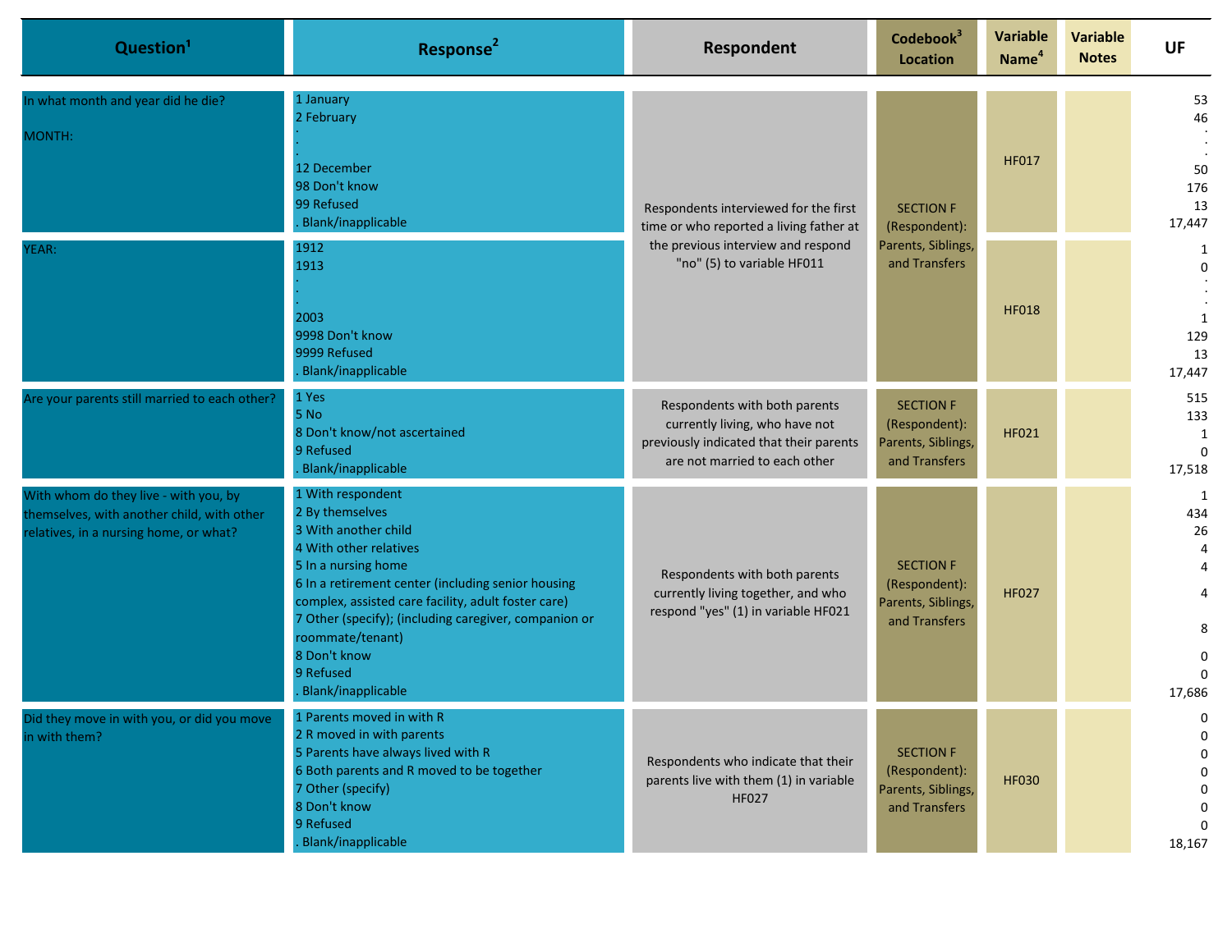| Question[1] | Response[2] | Respondent | Codebook[3] Location | Variable Name[4] | Variable Notes | UF |
|---|---|---|---|---|---|---|
| In what month and year did he die?<br><br>MONTH: | 1 January<br>2 February<br>.<br>.<br>12 December<br>98 Don't know<br>99 Refused<br>. Blank/inapplicable | Respondents interviewed for the first time or who reported a living father at the previous interview and respond "no" (5) to variable HF011 | SECTION F (Respondent): Parents, Siblings, and Transfers | HF017 | | 53<br>46<br>.<br>.<br>50<br>176<br>13<br>17,447 |
| YEAR: | 1912<br>1913<br>.<br>.<br>2003<br>9998 Don't know<br>9999 Refused<br>. Blank/inapplicable | | | HF018 | | 1<br>0<br>.<br>.<br>1<br>129<br>13<br>17,447 |
| Are your parents still married to each other? | 1 Yes<br>5 No<br>8 Don't know/not ascertained<br>9 Refused<br>. Blank/inapplicable | Respondents with both parents currently living, who have not previously indicated that their parents are not married to each other | SECTION F (Respondent): Parents, Siblings, and Transfers | HF021 | | 515<br>133<br>1<br>0<br>17,518 |
| With whom do they live - with you, by themselves, with another child, with other relatives, in a nursing home, or what? | 1 With respondent<br>2 By themselves<br>3 With another child<br>4 With other relatives<br>5 In a nursing home<br>6 In a retirement center (including senior housing complex, assisted care facility, adult foster care)<br>7 Other (specify); (including caregiver, companion or roommate/tenant)<br>8 Don't know<br>9 Refused<br>. Blank/inapplicable | Respondents with both parents currently living together, and who respond "yes" (1) in variable HF021 | SECTION F (Respondent): Parents, Siblings, and Transfers | HF027 | | 1<br>434<br>26<br>4<br>4<br>4<br>8<br>0<br>0<br>17,686 |
| Did they move in with you, or did you move in with them? | 1 Parents moved in with R<br>2 R moved in with parents<br>5 Parents have always lived with R<br>6 Both parents and R moved to be together<br>7 Other (specify)<br>8 Don't know<br>9 Refused<br>. Blank/inapplicable | Respondents who indicate that their parents live with them (1) in variable HF027 | SECTION F (Respondent): Parents, Siblings, and Transfers | HF030 | | 0<br>0<br>0<br>0<br>0<br>0<br>0<br>18,167 |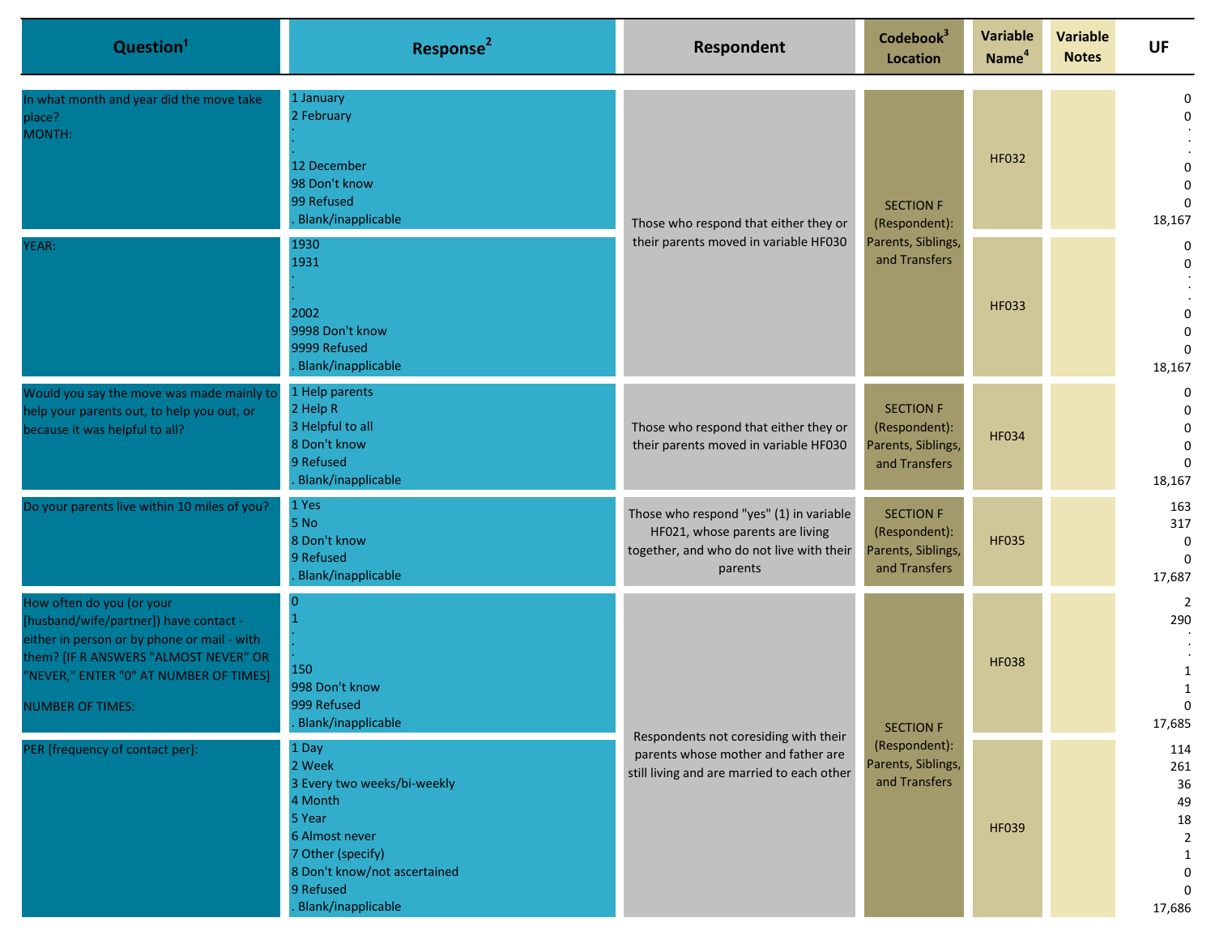| Question[1] | Response[2] | Respondent | Codebook[3] Location | Variable Name[4] | Variable Notes | UF |
|---|---|---|---|---|---|---|
| In what month and year did the move take place?<br>MONTH: | 1 January<br>2 February<br>.<br>.<br>12 December<br>98 Don't know<br>99 Refused<br>. Blank/inapplicable | Those who respond that either they or their parents moved in variable HF030 | SECTION F (Respondent): Parents, Siblings, and Transfers | HF032 | | 0<br>0<br>.<br>.<br>0<br>0<br>0<br>18,167 |
| YEAR: | 1930<br>1931<br>.<br>.<br>2002<br>9998 Don't know<br>9999 Refused<br>. Blank/inapplicable | Those who respond that either they or their parents moved in variable HF030 | SECTION F (Respondent): Parents, Siblings, and Transfers | HF033 | | 0<br>0<br>.<br>.<br>0<br>0<br>0<br>18,167 |
| Would you say the move was made mainly to help your parents out, to help you out, or because it was helpful to all? | 1 Help parents<br>2 Help R<br>3 Helpful to all<br>8 Don't know<br>9 Refused<br>. Blank/inapplicable | Those who respond that either they or their parents moved in variable HF030 | SECTION F (Respondent): Parents, Siblings, and Transfers | HF034 | | 0<br>0<br>0<br>0<br>0<br>18,167 |
| Do your parents live within 10 miles of you? | 1 Yes<br>5 No<br>8 Don't know<br>9 Refused<br>. Blank/inapplicable | Those who respond "yes" (1) in variable HF021, whose parents are living together, and who do not live with their parents | SECTION F (Respondent): Parents, Siblings, and Transfers | HF035 | | 163<br>317<br>0<br>0<br>17,687 |
| How often do you (or your [husband/wife/partner]) have contact - either in person or by phone or mail - with them? [IF R ANSWERS "ALMOST NEVER" OR "NEVER," ENTER "0" AT NUMBER OF TIMES]<br><br>NUMBER OF TIMES: | 0<br>1<br>.<br>.<br>150<br>998 Don't know<br>999 Refused<br>. Blank/inapplicable | Respondents not coresiding with their parents whose mother and father are still living and are married to each other | SECTION F (Respondent): Parents, Siblings, and Transfers | HF038 | | 2<br>290<br>.<br>.<br>1<br>1<br>0<br>17,685 |
| PER [frequency of contact per]: | 1 Day<br>2 Week<br>3 Every two weeks/bi-weekly<br>4 Month<br>5 Year<br>6 Almost never<br>7 Other (specify)<br>8 Don't know/not ascertained<br>9 Refused<br>. Blank/inapplicable | Respondents not coresiding with their parents whose mother and father are still living and are married to each other | SECTION F (Respondent): Parents, Siblings, and Transfers | HF039 | | 114<br>261<br>36<br>49<br>18<br>2<br>1<br>0<br>0<br>17,686 |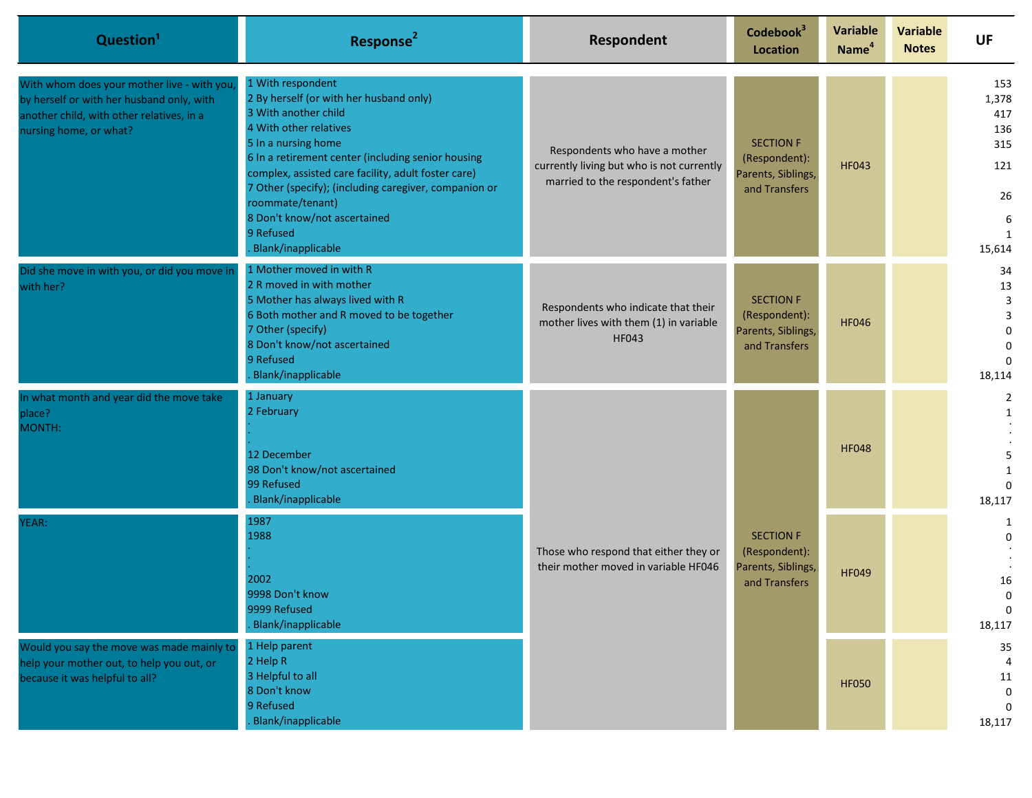| Question[1] | Response[2] | Respondent | Codebook[3] Location | Variable Name[4] | Variable Notes | UF |
|---|---|---|---|---|---|---|
| With whom does your mother live - with you, by herself or with her husband only, with another child, with other relatives, in a nursing home, or what? | 1 With respondent<br>2 By herself (or with her husband only)<br>3 With another child<br>4 With other relatives<br>5 In a nursing home<br>6 In a retirement center (including senior housing complex, assisted care facility, adult foster care)<br>7 Other (specify); (including caregiver, companion or roommate/tenant)<br>8 Don't know/not ascertained<br>9 Refused<br>. Blank/inapplicable | Respondents who have a mother currently living but who is not currently married to the respondent's father | SECTION F (Respondent): Parents, Siblings, and Transfers | HF043 | | 153<br>1,378<br>417<br>136<br>315<br>121<br>26<br>6<br>1<br>15,614 |
| Did she move in with you, or did you move in with her? | 1 Mother moved in with R<br>2 R moved in with mother<br>5 Mother has always lived with R<br>6 Both mother and R moved to be together<br>7 Other (specify)<br>8 Don't know/not ascertained<br>9 Refused<br>. Blank/inapplicable | Respondents who indicate that their mother lives with them (1) in variable HF043 | SECTION F (Respondent): Parents, Siblings, and Transfers | HF046 | | 34<br>13<br>3<br>3<br>0<br>0<br>0<br>18,114 |
| In what month and year did the move take place?<br>MONTH: | 1 January<br>2 February<br>.<br>.<br>12 December<br>98 Don't know/not ascertained<br>99 Refused<br>. Blank/inapplicable | Those who respond that either they or their mother moved in variable HF046 | SECTION F (Respondent): Parents, Siblings, and Transfers | HF048 | | 2<br>1<br>.<br>.<br>5<br>1<br>0<br>18,117 |
| YEAR: | 1987<br>1988<br>.<br>.<br>2002<br>9998 Don't know<br>9999 Refused<br>. Blank/inapplicable | | | HF049 | | 1<br>0<br>.<br>.<br>16<br>0<br>0<br>18,117 |
| Would you say the move was made mainly to help your mother out, to help you out, or because it was helpful to all? | 1 Help parent<br>2 Help R<br>3 Helpful to all<br>8 Don't know<br>9 Refused<br>. Blank/inapplicable | | | HF050 | | 35<br>4<br>11<br>0<br>0<br>18,117 |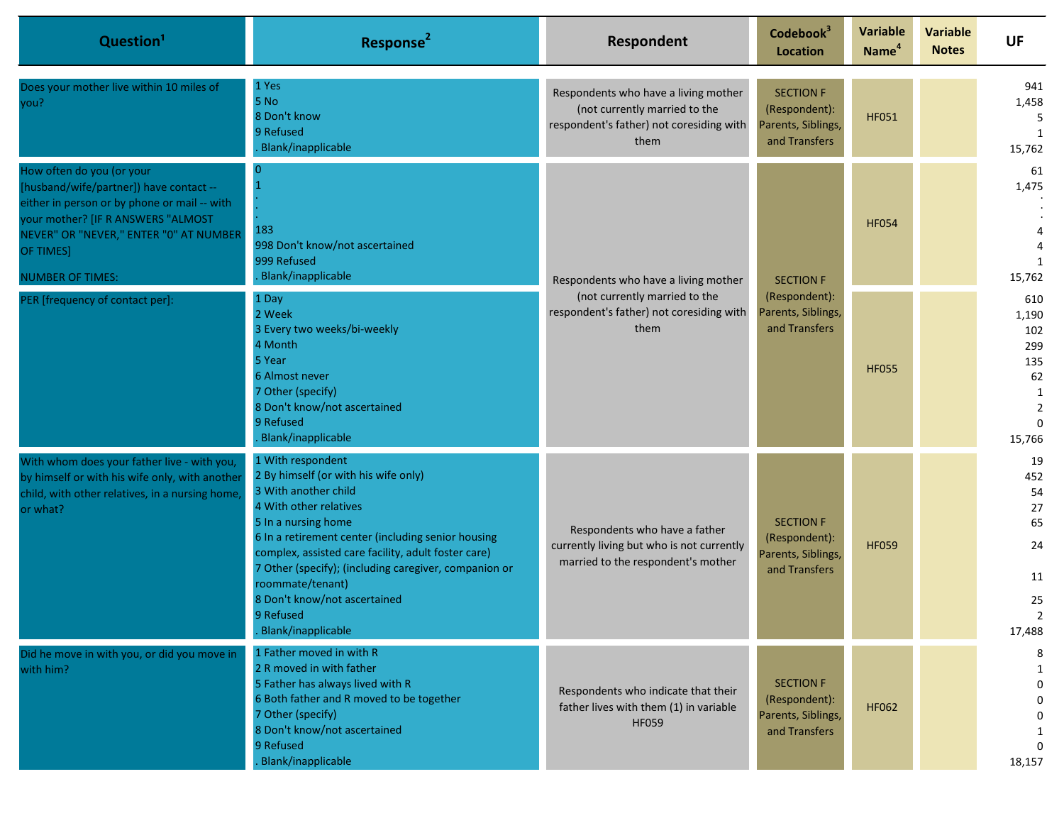| Question[1] | Response[2] | Respondent | Codebook[3] Location | Variable Name[4] | Variable Notes | UF |
|---|---|---|---|---|---|---|
| Does your mother live within 10 miles of you? | 1 Yes<br>5 No<br>8 Don't know<br>9 Refused<br>. Blank/inapplicable | Respondents who have a living mother (not currently married to the respondent's father) not coresiding with them | SECTION F (Respondent): Parents, Siblings, and Transfers | HF051 | | 941<br>1,458<br>5<br>1<br>15,762 |
| How often do you (or your [husband/wife/partner]) have contact -- either in person or by phone or mail -- with your mother? [IF R ANSWERS "ALMOST NEVER" OR "NEVER," ENTER "0" AT NUMBER OF TIMES]<br><br>NUMBER OF TIMES: | 0<br>1<br>.<br>.<br>183<br>998 Don't know/not ascertained<br>999 Refused<br>. Blank/inapplicable | Respondents who have a living mother (not currently married to the respondent's father) not coresiding with them | SECTION F (Respondent): Parents, Siblings, and Transfers | HF054 | | 61<br>1,475<br>:<br>:<br>4<br>4<br>1<br>15,762 |
| PER [frequency of contact per]: | 1 Day<br>2 Week<br>3 Every two weeks/bi-weekly<br>4 Month<br>5 Year<br>6 Almost never<br>7 Other (specify)<br>8 Don't know/not ascertained<br>9 Refused<br>. Blank/inapplicable | | | HF055 | | 610<br>1,190<br>102<br>299<br>135<br>62<br>1<br>2<br>0<br>15,766 |
| With whom does your father live - with you, by himself or with his wife only, with another child, with other relatives, in a nursing home, or what? | 1 With respondent<br>2 By himself (or with his wife only)<br>3 With another child<br>4 With other relatives<br>5 In a nursing home<br>6 In a retirement center (including senior housing complex, assisted care facility, adult foster care)<br>7 Other (specify); (including caregiver, companion or roommate/tenant)<br>8 Don't know/not ascertained<br>9 Refused<br>. Blank/inapplicable | Respondents who have a father currently living but who is not currently married to the respondent's mother | SECTION F (Respondent): Parents, Siblings, and Transfers | HF059 | | 19<br>452<br>54<br>27<br>65<br>24<br>11<br>25<br>2<br>17,488 |
| Did he move in with you, or did you move in with him? | 1 Father moved in with R<br>2 R moved in with father<br>5 Father has always lived with R<br>6 Both father and R moved to be together<br>7 Other (specify)<br>8 Don't know/not ascertained<br>9 Refused<br>. Blank/inapplicable | Respondents who indicate that their father lives with them (1) in variable HF059 | SECTION F (Respondent): Parents, Siblings, and Transfers | HF062 | | 8<br>1<br>0<br>0<br>0<br>1<br>0<br>18,157 |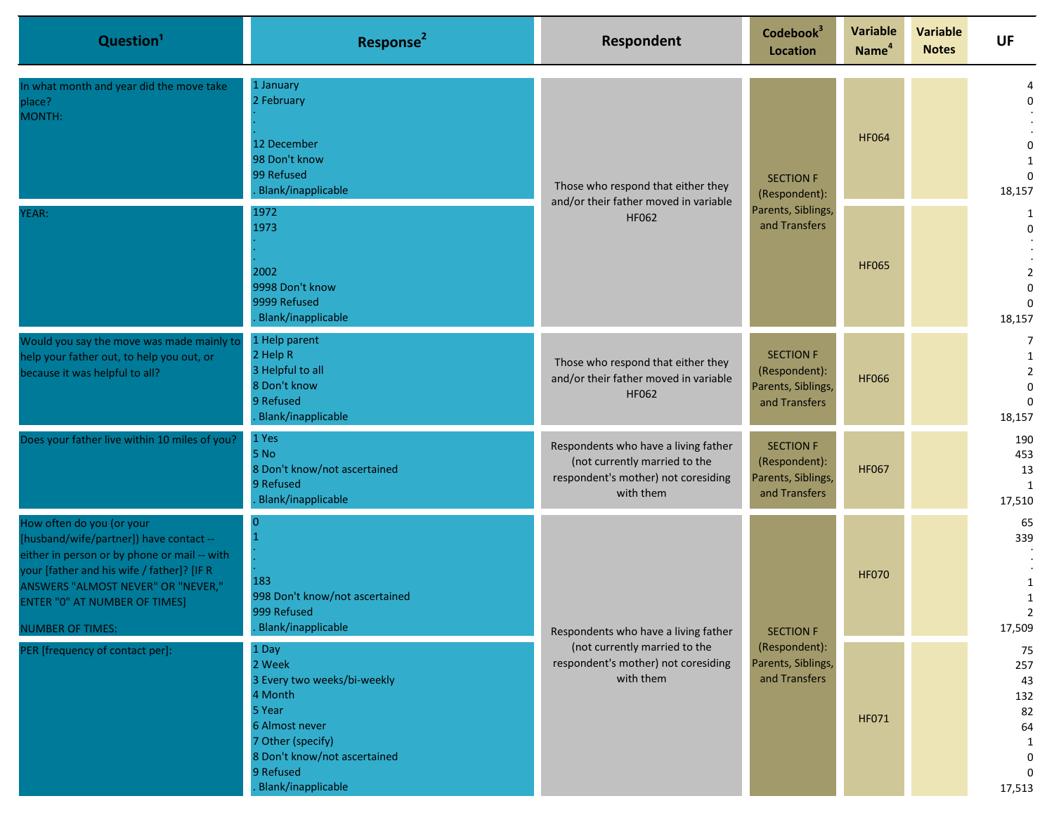| Question[1] | Response[2] | Respondent | Codebook[3] Location | Variable Name[4] | Variable Notes | UF |
|---|---|---|---|---|---|---|
| In what month and year did the move take place?<br>MONTH: | 1 January<br>2 February<br>.<br>.<br>12 December<br>98 Don't know<br>99 Refused<br>. Blank/inapplicable | Those who respond that either they and/or their father moved in variable HF062 | SECTION F (Respondent): Parents, Siblings, and Transfers | HF064 | | 4<br>0<br>.<br>.<br>0<br>1<br>0<br>18,157 |
| YEAR: | 1972<br>1973<br>.<br>.<br>2002<br>9998 Don't know<br>9999 Refused<br>. Blank/inapplicable | Those who respond that either they and/or their father moved in variable HF062 | SECTION F (Respondent): Parents, Siblings, and Transfers | HF065 | | 1<br>0<br>.<br>.<br>2<br>0<br>0<br>18,157 |
| Would you say the move was made mainly to help your father out, to help you out, or because it was helpful to all? | 1 Help parent<br>2 Help R<br>3 Helpful to all<br>8 Don't know<br>9 Refused<br>. Blank/inapplicable | Those who respond that either they and/or their father moved in variable HF062 | SECTION F (Respondent): Parents, Siblings, and Transfers | HF066 | | 7<br>1<br>2<br>0<br>0<br>18,157 |
| Does your father live within 10 miles of you? | 1 Yes<br>5 No<br>8 Don't know/not ascertained<br>9 Refused<br>. Blank/inapplicable | Respondents who have a living father (not currently married to the respondent's mother) not coresiding with them | SECTION F (Respondent): Parents, Siblings, and Transfers | HF067 | | 190<br>453<br>13<br>1<br>17,510 |
| How often do you (or your [husband/wife/partner]) have contact -- either in person or by phone or mail -- with your [father and his wife / father]? [IF R ANSWERS "ALMOST NEVER" OR "NEVER," ENTER "0" AT NUMBER OF TIMES]<br><br>NUMBER OF TIMES: | 0<br>1<br>.<br>.<br>183<br>998 Don't know/not ascertained<br>999 Refused<br>. Blank/inapplicable | Respondents who have a living father (not currently married to the respondent's mother) not coresiding with them | SECTION F (Respondent): Parents, Siblings, and Transfers | HF070 | | 65<br>339<br>.<br>.<br>1<br>1<br>2<br>17,509 |
| PER [frequency of contact per]: | 1 Day<br>2 Week<br>3 Every two weeks/bi-weekly<br>4 Month<br>5 Year<br>6 Almost never<br>7 Other (specify)<br>8 Don't know/not ascertained<br>9 Refused<br>. Blank/inapplicable | Respondents who have a living father (not currently married to the respondent's mother) not coresiding with them | SECTION F (Respondent): Parents, Siblings, and Transfers | HF071 | | 75<br>257<br>43<br>132<br>82<br>64<br>1<br>0<br>0<br>17,513 |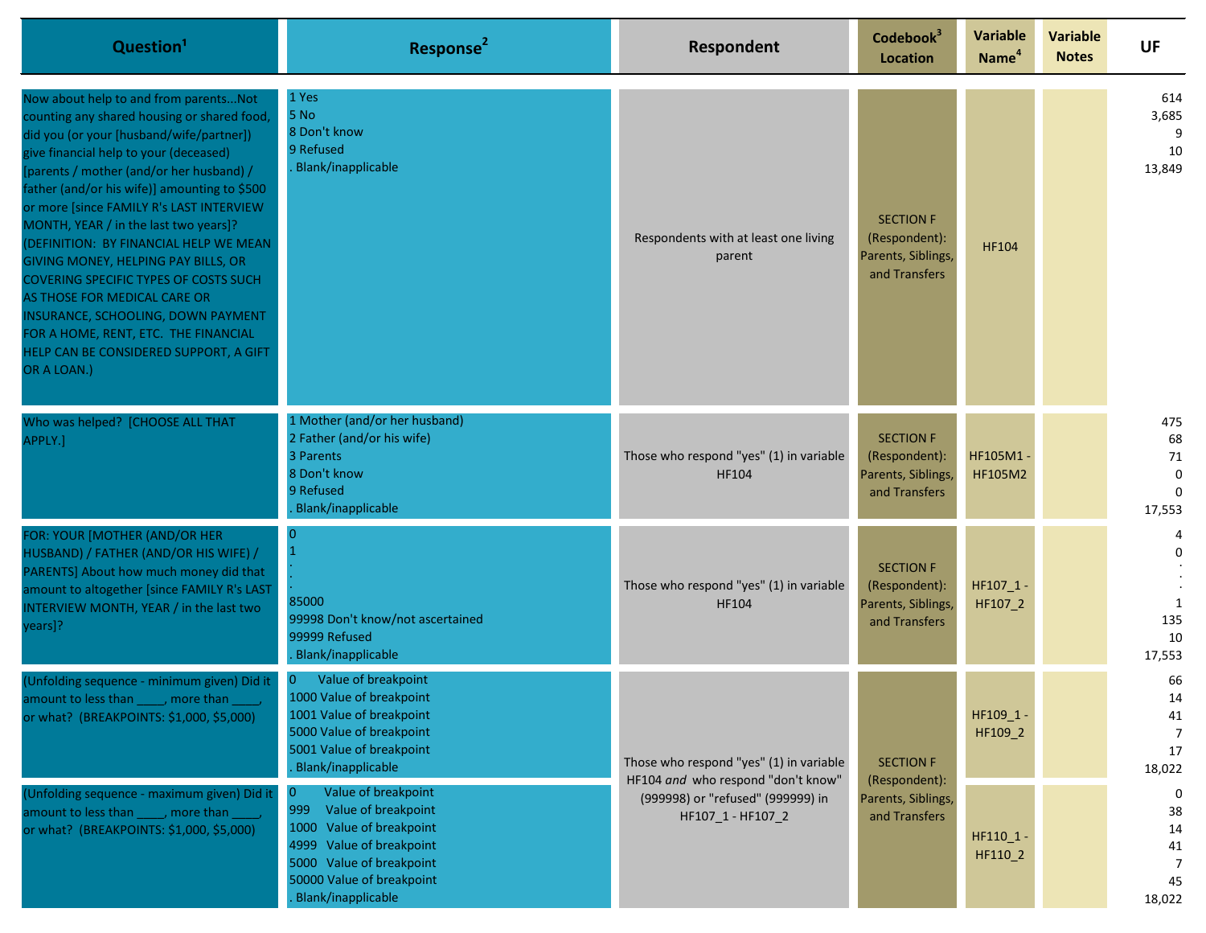| Question[1] | Response[2] | Respondent | Codebook[3] Location | Variable Name[4] | Variable Notes | UF |
|---|---|---|---|---|---|---|
| Now about help to and from parents...Not counting any shared housing or shared food, did you (or your [husband/wife/partner]) give financial help to your (deceased) [parents / mother (and/or her husband) / father (and/or his wife)] amounting to $500 or more [since FAMILY R's LAST INTERVIEW MONTH, YEAR / in the last two years]? (DEFINITION: BY FINANCIAL HELP WE MEAN GIVING MONEY, HELPING PAY BILLS, OR COVERING SPECIFIC TYPES OF COSTS SUCH AS THOSE FOR MEDICAL CARE OR INSURANCE, SCHOOLING, DOWN PAYMENT FOR A HOME, RENT, ETC. THE FINANCIAL HELP CAN BE CONSIDERED SUPPORT, A GIFT OR A LOAN.) | 1 Yes<br>5 No<br>8 Don't know<br>9 Refused<br>. Blank/inapplicable | Respondents with at least one living parent | SECTION F (Respondent): Parents, Siblings, and Transfers | HF104 | | 614<br>3,685<br>9<br>10<br>13,849 |
| Who was helped? [CHOOSE ALL THAT APPLY.] | 1 Mother (and/or her husband)<br>2 Father (and/or his wife)<br>3 Parents<br>8 Don't know<br>9 Refused<br>. Blank/inapplicable | Those who respond "yes" (1) in variable HF104 | SECTION F (Respondent): Parents, Siblings, and Transfers | HF105M1 - HF105M2 | | 475<br>68<br>71<br>0<br>0<br>17,553 |
| FOR: YOUR [MOTHER (AND/OR HER HUSBAND) / FATHER (AND/OR HIS WIFE) / PARENTS] About how much money did that amount to altogether [since FAMILY R's LAST INTERVIEW MONTH, YEAR / in the last two years]? | 0<br>1<br>.<br>.<br>.<br>85000<br>99998 Don't know/not ascertained<br>99999 Refused<br>. Blank/inapplicable | Those who respond "yes" (1) in variable HF104 | SECTION F (Respondent): Parents, Siblings, and Transfers | HF107_1 - HF107_2 | | 4<br>0<br>.<br>.<br>.<br>1<br>135<br>10<br>17,553 |
| (Unfolding sequence - minimum given) Did it amount to less than ____, more than ____, or what? (BREAKPOINTS: $1,000, $5,000) | 0 Value of breakpoint<br>1000 Value of breakpoint<br>1001 Value of breakpoint<br>5000 Value of breakpoint<br>5001 Value of breakpoint<br>. Blank/inapplicable | Those who respond "yes" (1) in variable HF104 *and* who respond "don't know" (999998) or "refused" (999999) in HF107_1 - HF107_2 | SECTION F (Respondent): Parents, Siblings, and Transfers | HF109_1 - HF109_2 | | 66<br>14<br>41<br>7<br>17<br>18,022 |
| (Unfolding sequence - maximum given) Did it amount to less than ____, more than ____, or what? (BREAKPOINTS: $1,000, $5,000) | 0 Value of breakpoint<br>999 Value of breakpoint<br>1000 Value of breakpoint<br>4999 Value of breakpoint<br>5000 Value of breakpoint<br>50000 Value of breakpoint<br>. Blank/inapplicable | | | HF110_1 - HF110_2 | | 0<br>38<br>14<br>41<br>7<br>45<br>18,022 |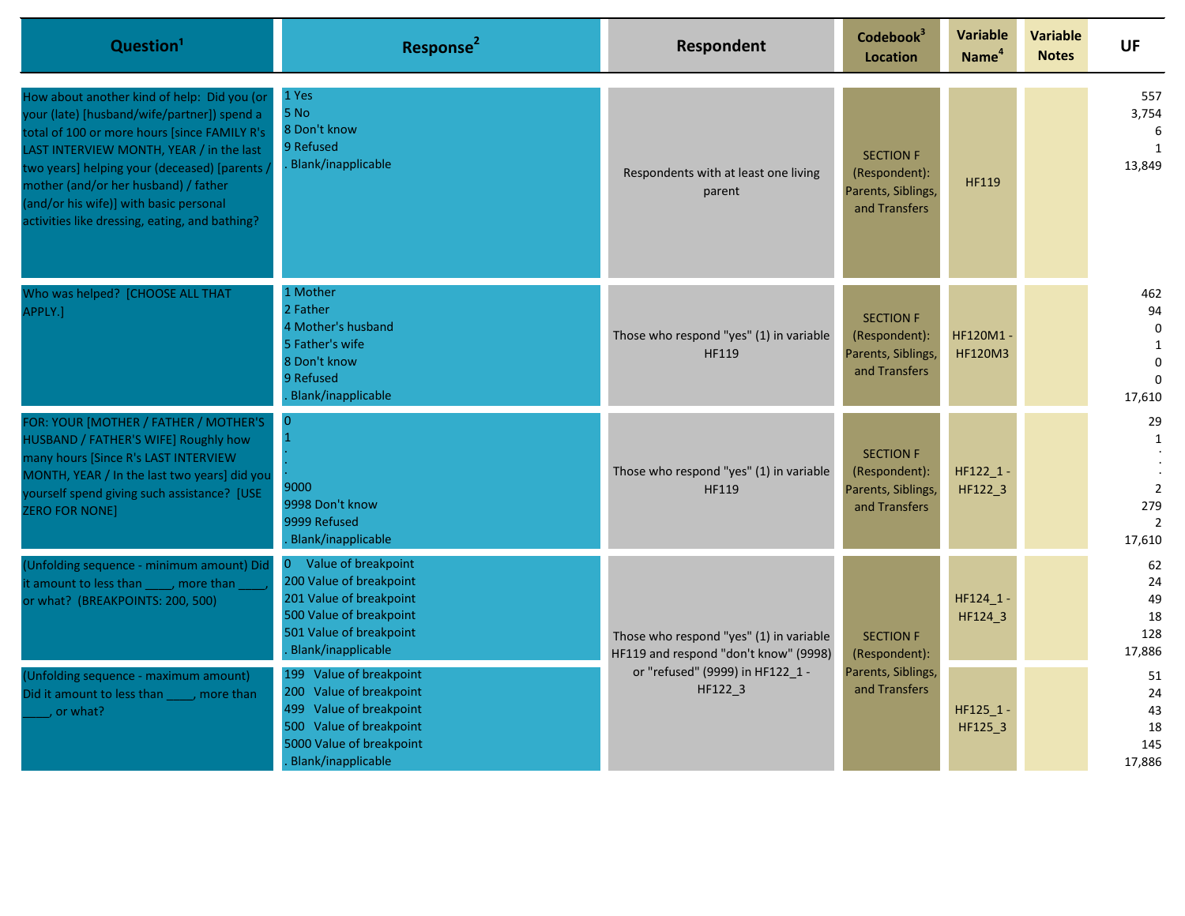| Question[1] | Response[2] | Respondent | Codebook[3] Location | Variable Name[4] | Variable Notes | UF |
|---|---|---|---|---|---|---|
| How about another kind of help: Did you (or your (late) [husband/wife/partner]) spend a total of 100 or more hours [since FAMILY R's LAST INTERVIEW MONTH, YEAR / in the last two years] helping your (deceased) [parents / mother (and/or her husband) / father (and/or his wife)] with basic personal activities like dressing, eating, and bathing? | 1 Yes<br>5 No<br>8 Don't know<br>9 Refused<br>. Blank/inapplicable | Respondents with at least one living parent | SECTION F (Respondent): Parents, Siblings, and Transfers | HF119 | | 557<br>3,754<br>6<br>1<br>13,849 |
| Who was helped? [CHOOSE ALL THAT APPLY.] | 1 Mother<br>2 Father<br>4 Mother's husband<br>5 Father's wife<br>8 Don't know<br>9 Refused<br>. Blank/inapplicable | Those who respond "yes" (1) in variable HF119 | SECTION F (Respondent): Parents, Siblings, and Transfers | HF120M1 - HF120M3 | | 462<br>94<br>0<br>1<br>0<br>0<br>17,610 |
| FOR: YOUR [MOTHER / FATHER / MOTHER'S HUSBAND / FATHER'S WIFE] Roughly how many hours [Since R's LAST INTERVIEW MONTH, YEAR / In the last two years] did you yourself spend giving such assistance? [USE ZERO FOR NONE] | 0<br>1<br>.<br>.<br>.<br>9000<br>9998 Don't know<br>9999 Refused<br>. Blank/inapplicable | Those who respond "yes" (1) in variable HF119 | SECTION F (Respondent): Parents, Siblings, and Transfers | HF122_1 - HF122_3 | | 29<br>1<br>.<br>.<br>.<br>2<br>279<br>2<br>17,610 |
| (Unfolding sequence - minimum amount) Did it amount to less than ____, more than ____, or what? (BREAKPOINTS: 200, 500) | 0 Value of breakpoint<br>200 Value of breakpoint<br>201 Value of breakpoint<br>500 Value of breakpoint<br>501 Value of breakpoint<br>. Blank/inapplicable | Those who respond "yes" (1) in variable HF119 and respond "don't know" (9998) or "refused" (9999) in HF122_1 - HF122_3 | SECTION F (Respondent): Parents, Siblings, and Transfers | HF124_1 - HF124_3 | | 62<br>24<br>49<br>18<br>128<br>17,886 |
| (Unfolding sequence - maximum amount) Did it amount to less than ____, more than ____, or what? | 199 Value of breakpoint<br>200 Value of breakpoint<br>499 Value of breakpoint<br>500 Value of breakpoint<br>5000 Value of breakpoint<br>. Blank/inapplicable | | | HF125_1 - HF125_3 | | 51<br>24<br>43<br>18<br>145<br>17,886 |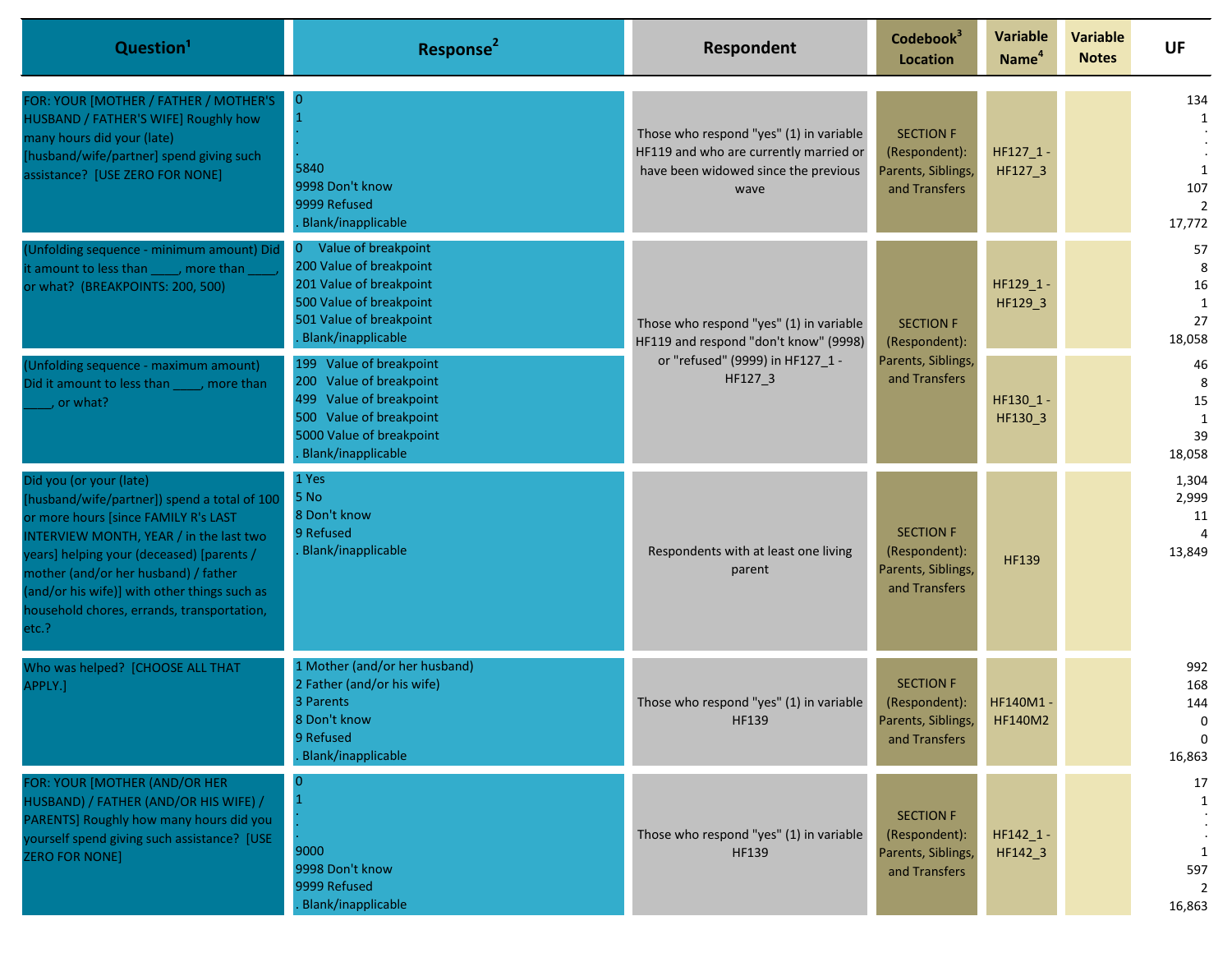| Question[1] | Response[2] | Respondent | Codebook[3] Location | Variable Name[4] | Variable Notes | UF |
|---|---|---|---|---|---|---|
| FOR: YOUR [MOTHER / FATHER / MOTHER'S HUSBAND / FATHER'S WIFE] Roughly how many hours did your (late) [husband/wife/partner] spend giving such assistance? [USE ZERO FOR NONE] | 0<br>1<br>.<br>.<br>5840<br>9998 Don't know<br>9999 Refused<br>. Blank/inapplicable | Those who respond "yes" (1) in variable HF119 and who are currently married or have been widowed since the previous wave | SECTION F (Respondent): Parents, Siblings, and Transfers | HF127_1 - HF127_3 | | 134<br>1<br>.<br>.<br>1<br>107<br>2<br>17,772 |
| (Unfolding sequence - minimum amount) Did it amount to less than ____, more than ____, or what? (BREAKPOINTS: 200, 500) | 0 Value of breakpoint<br>200 Value of breakpoint<br>201 Value of breakpoint<br>500 Value of breakpoint<br>501 Value of breakpoint<br>. Blank/inapplicable | Those who respond "yes" (1) in variable HF119 and respond "don't know" (9998) or "refused" (9999) in HF127_1 - HF127_3 | SECTION F (Respondent): Parents, Siblings, and Transfers | HF129_1 - HF129_3 | | 57<br>8<br>16<br>1<br>27<br>18,058 |
| (Unfolding sequence - maximum amount) Did it amount to less than ____, more than ____, or what? | 199 Value of breakpoint<br>200 Value of breakpoint<br>499 Value of breakpoint<br>500 Value of breakpoint<br>5000 Value of breakpoint<br>. Blank/inapplicable | | | HF130_1 - HF130_3 | | 46<br>8<br>15<br>1<br>39<br>18,058 |
| Did you (or your (late) [husband/wife/partner]) spend a total of 100 or more hours [since FAMILY R's LAST INTERVIEW MONTH, YEAR / in the last two years] helping your (deceased) [parents / mother (and/or her husband) / father (and/or his wife)] with other things such as household chores, errands, transportation, etc.? | 1 Yes<br>5 No<br>8 Don't know<br>9 Refused<br>. Blank/inapplicable | Respondents with at least one living parent | SECTION F (Respondent): Parents, Siblings, and Transfers | HF139 | | 1,304<br>2,999<br>11<br>4<br>13,849 |
| Who was helped? [CHOOSE ALL THAT APPLY.] | 1 Mother (and/or her husband)<br>2 Father (and/or his wife)<br>3 Parents<br>8 Don't know<br>9 Refused<br>. Blank/inapplicable | Those who respond "yes" (1) in variable HF139 | SECTION F (Respondent): Parents, Siblings, and Transfers | HF140M1 - HF140M2 | | 992<br>168<br>144<br>0<br>0<br>16,863 |
| FOR: YOUR [MOTHER (AND/OR HER HUSBAND) / FATHER (AND/OR HIS WIFE) / PARENTS] Roughly how many hours did you yourself spend giving such assistance? [USE ZERO FOR NONE] | 0<br>1<br>.<br>.<br>9000<br>9998 Don't know<br>9999 Refused<br>. Blank/inapplicable | Those who respond "yes" (1) in variable HF139 | SECTION F (Respondent): Parents, Siblings, and Transfers | HF142_1 - HF142_3 | | 17<br>1<br>.<br>.<br>1<br>597<br>2<br>16,863 |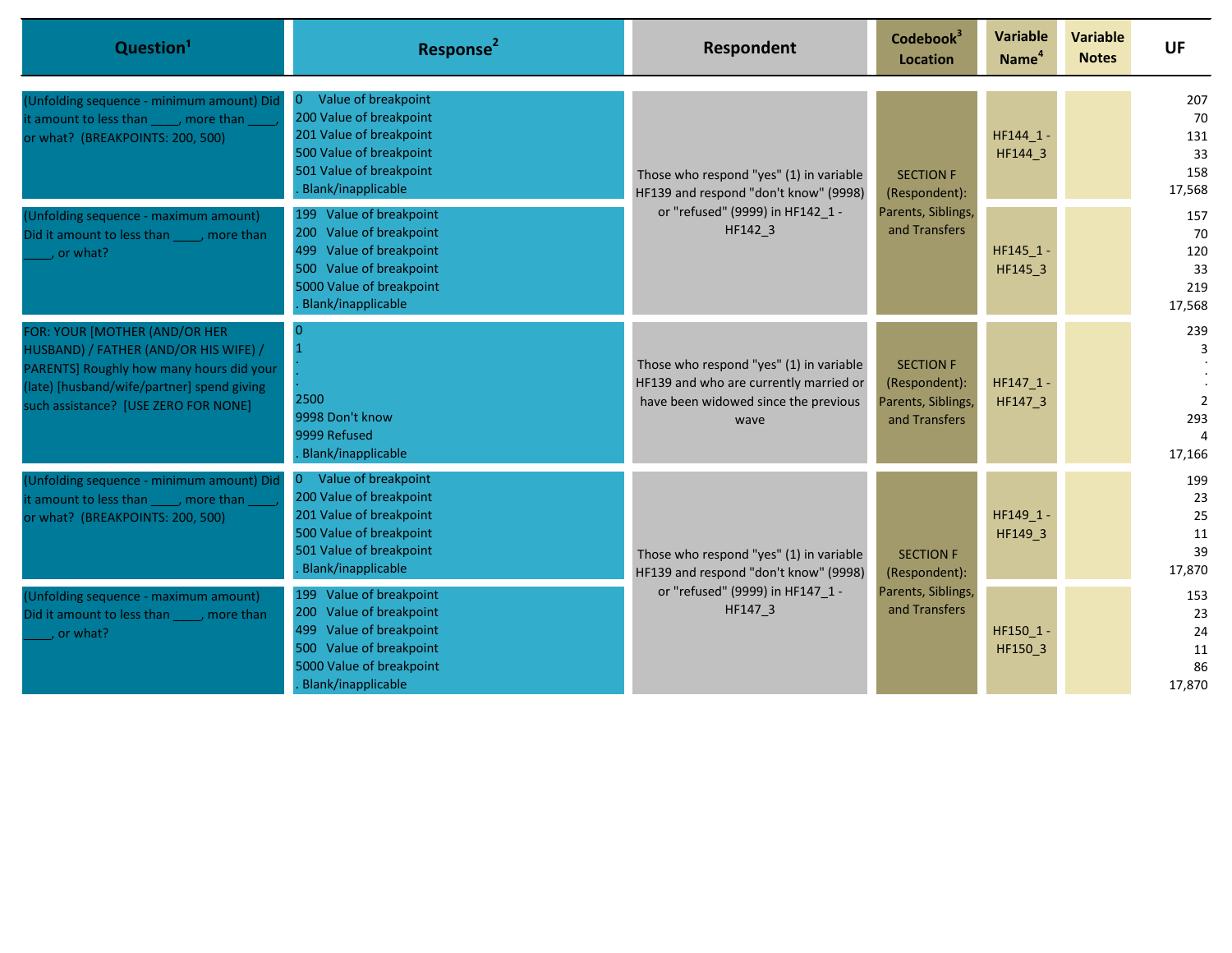| Question[1] | Response[2] | Respondent | Codebook[3] Location | Variable Name[4] | Variable Notes | UF |
|---|---|---|---|---|---|---|
| (Unfolding sequence - minimum amount) Did it amount to less than ____, more than ____, or what? (BREAKPOINTS: 200, 500) | 0 Value of breakpoint<br>200 Value of breakpoint<br>201 Value of breakpoint<br>500 Value of breakpoint<br>501 Value of breakpoint<br>. Blank/inapplicable | Those who respond "yes" (1) in variable HF139 and respond "don't know" (9998) or "refused" (9999) in HF142_1 - HF142_3 | SECTION F (Respondent): Parents, Siblings, and Transfers | HF144_1 - HF144_3 | | 207<br>70<br>131<br>33<br>158<br>17,568 |
| (Unfolding sequence - maximum amount) Did it amount to less than ____, more than ____, or what? | 199 Value of breakpoint<br>200 Value of breakpoint<br>499 Value of breakpoint<br>500 Value of breakpoint<br>5000 Value of breakpoint<br>. Blank/inapplicable | | | HF145_1 - HF145_3 | | 157<br>70<br>120<br>33<br>219<br>17,568 |
| FOR: YOUR [MOTHER (AND/OR HER HUSBAND) / FATHER (AND/OR HIS WIFE) / PARENTS] Roughly how many hours did your (late) [husband/wife/partner] spend giving such assistance? [USE ZERO FOR NONE] | 0<br>1<br>.<br>.<br>2500<br>9998 Don't know<br>9999 Refused<br>. Blank/inapplicable | Those who respond "yes" (1) in variable HF139 and who are currently married or have been widowed since the previous wave | SECTION F (Respondent): Parents, Siblings, and Transfers | HF147_1 - HF147_3 | | 239<br>3<br>.<br>.<br>2<br>293<br>4<br>17,166 |
| (Unfolding sequence - minimum amount) Did it amount to less than ____, more than ____, or what? (BREAKPOINTS: 200, 500) | 0 Value of breakpoint<br>200 Value of breakpoint<br>201 Value of breakpoint<br>500 Value of breakpoint<br>501 Value of breakpoint<br>. Blank/inapplicable | Those who respond "yes" (1) in variable HF139 and respond "don't know" (9998) or "refused" (9999) in HF147_1 - HF147_3 | SECTION F (Respondent): Parents, Siblings, and Transfers | HF149_1 - HF149_3 | | 199<br>23<br>25<br>11<br>39<br>17,870 |
| (Unfolding sequence - maximum amount) Did it amount to less than ____, more than ____, or what? | 199 Value of breakpoint<br>200 Value of breakpoint<br>499 Value of breakpoint<br>500 Value of breakpoint<br>5000 Value of breakpoint<br>. Blank/inapplicable | | | HF150_1 - HF150_3 | | 153<br>23<br>24<br>11<br>86<br>17,870 |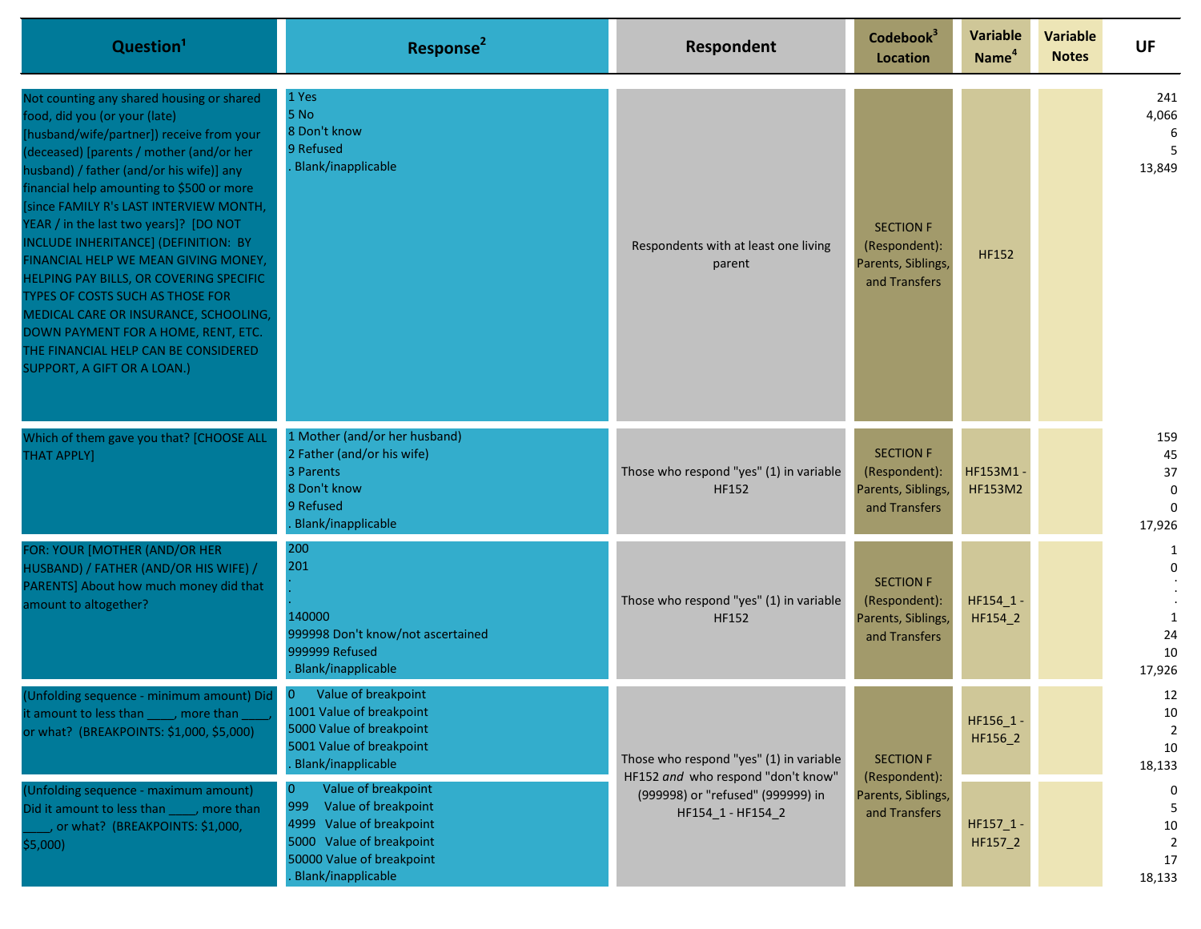| Question[1] | Response[2] | Respondent | Codebook[3] Location | Variable Name[4] | Variable Notes | UF |
|---|---|---|---|---|---|---|
| Not counting any shared housing or shared food, did you (or your (late) [husband/wife/partner]) receive from your (deceased) [parents / mother (and/or her husband) / father (and/or his wife)] any financial help amounting to $500 or more [since FAMILY R's LAST INTERVIEW MONTH, YEAR / in the last two years]? [DO NOT INCLUDE INHERITANCE] (DEFINITION: BY FINANCIAL HELP WE MEAN GIVING MONEY, HELPING PAY BILLS, OR COVERING SPECIFIC TYPES OF COSTS SUCH AS THOSE FOR MEDICAL CARE OR INSURANCE, SCHOOLING, DOWN PAYMENT FOR A HOME, RENT, ETC. THE FINANCIAL HELP CAN BE CONSIDERED SUPPORT, A GIFT OR A LOAN.) | 1 Yes<br>5 No<br>8 Don't know<br>9 Refused<br>. Blank/inapplicable | Respondents with at least one living parent | SECTION F (Respondent): Parents, Siblings, and Transfers | HF152 | | 241<br>4,066<br>6<br>5<br>13,849 |
| Which of them gave you that? [CHOOSE ALL THAT APPLY] | 1 Mother (and/or her husband)<br>2 Father (and/or his wife)<br>3 Parents<br>8 Don't know<br>9 Refused<br>. Blank/inapplicable | Those who respond "yes" (1) in variable HF152 | SECTION F (Respondent): Parents, Siblings, and Transfers | HF153M1 - HF153M2 | | 159<br>45<br>37<br>0<br>0<br>17,926 |
| FOR: YOUR [MOTHER (AND/OR HER HUSBAND) / FATHER (AND/OR HIS WIFE) / PARENTS] About how much money did that amount to altogether? | 200<br>201<br>.<br>.<br>140000<br>999998 Don't know/not ascertained<br>999999 Refused<br>. Blank/inapplicable | Those who respond "yes" (1) in variable HF152 | SECTION F (Respondent): Parents, Siblings, and Transfers | HF154_1 - HF154_2 | | 1<br>0<br>.<br>.<br>1<br>24<br>10<br>17,926 |
| (Unfolding sequence - minimum amount) Did it amount to less than ____, more than ____, or what? (BREAKPOINTS: $1,000, $5,000) | 0 Value of breakpoint<br>1001 Value of breakpoint<br>5000 Value of breakpoint<br>5001 Value of breakpoint<br>. Blank/inapplicable | Those who respond "yes" (1) in variable HF152 *and* who respond "don't know" (999998) or "refused" (999999) in HF154_1 - HF154_2 | SECTION F (Respondent): Parents, Siblings, and Transfers | HF156_1 - HF156_2 | | 12<br>10<br>2<br>10<br>18,133 |
| (Unfolding sequence - maximum amount) Did it amount to less than ____, more than ____, or what? (BREAKPOINTS: $1,000, $5,000) | 0 Value of breakpoint<br>999 Value of breakpoint<br>4999 Value of breakpoint<br>5000 Value of breakpoint<br>50000 Value of breakpoint<br>. Blank/inapplicable | | | HF157_1 - HF157_2 | | 0<br>5<br>10<br>2<br>17<br>18,133 |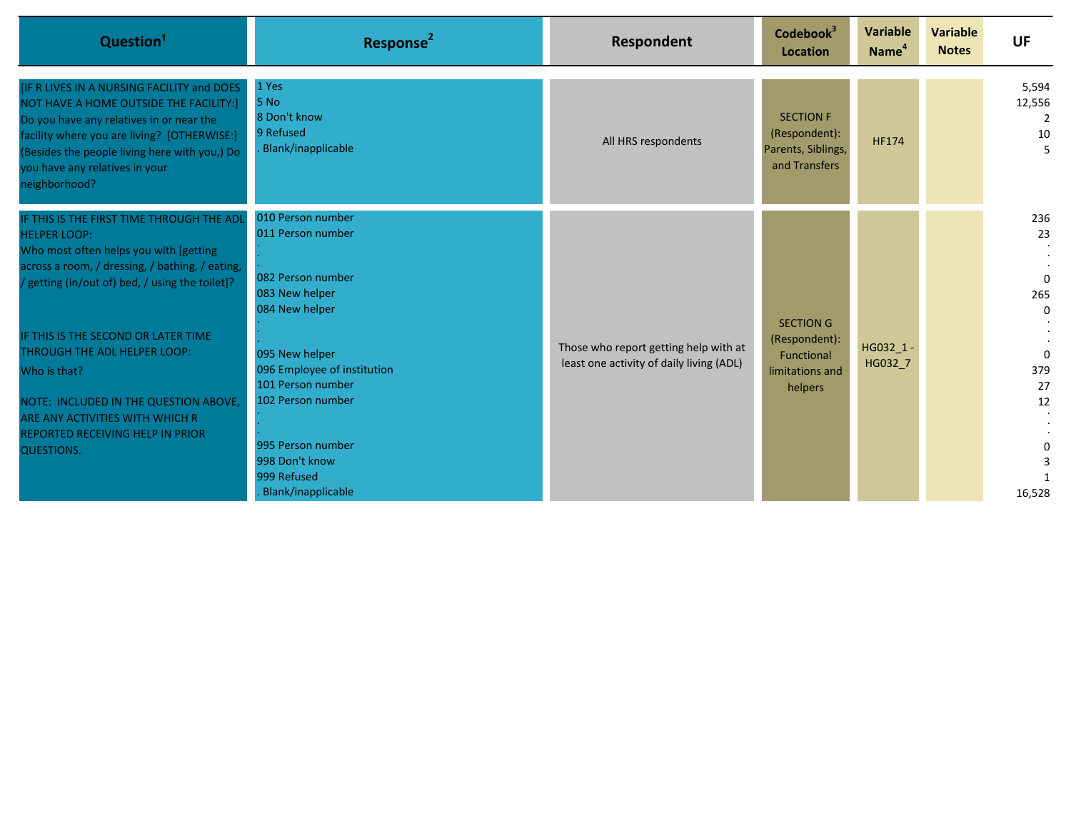| Question[1] | Response[2] | Respondent | Codebook[3] Location | Variable Name[4] | Variable Notes | UF |
|---|---|---|---|---|---|---|
| [IF R LIVES IN A NURSING FACILITY and DOES NOT HAVE A HOME OUTSIDE THE FACILITY:] Do you have any relatives in or near the facility where you are living? [OTHERWISE:] (Besides the people living here with you,) Do you have any relatives in your neighborhood? | 1 Yes<br>5 No<br>8 Don't know<br>9 Refused<br>. Blank/inapplicable | All HRS respondents | SECTION F (Respondent): Parents, Siblings, and Transfers | HF174 | | 5,594<br>12,556<br>2<br>10<br>5 |
| IF THIS IS THE FIRST TIME THROUGH THE ADL HELPER LOOP:<br>Who most often helps you with [getting across a room, / dressing, / bathing, / eating, / getting (in/out of) bed, / using the toilet]?<br><br>IF THIS IS THE SECOND OR LATER TIME THROUGH THE ADL HELPER LOOP:<br>Who is that?<br><br>NOTE: INCLUDED IN THE QUESTION ABOVE, ARE ANY ACTIVITIES WITH WHICH R REPORTED RECEIVING HELP IN PRIOR QUESTIONS. | 010 Person number<br>011 Person number<br>.<br>.<br>.<br>082 Person number<br>083 New helper<br>084 New helper<br>.<br>.<br>.<br>095 New helper<br>096 Employee of institution<br>101 Person number<br>102 Person number<br>.<br>.<br>.<br>995 Person number<br>998 Don't know<br>999 Refused<br>. Blank/inapplicable | Those who report getting help with at least one activity of daily living (ADL) | SECTION G (Respondent): Functional limitations and helpers | HG032_1 - HG032_7 | | 236<br>23<br>.<br>.<br>.<br>0<br>265<br>0<br>.<br>.<br>.<br>0<br>379<br>27<br>12<br>.<br>.<br>.<br>0<br>3<br>1<br>16,528 |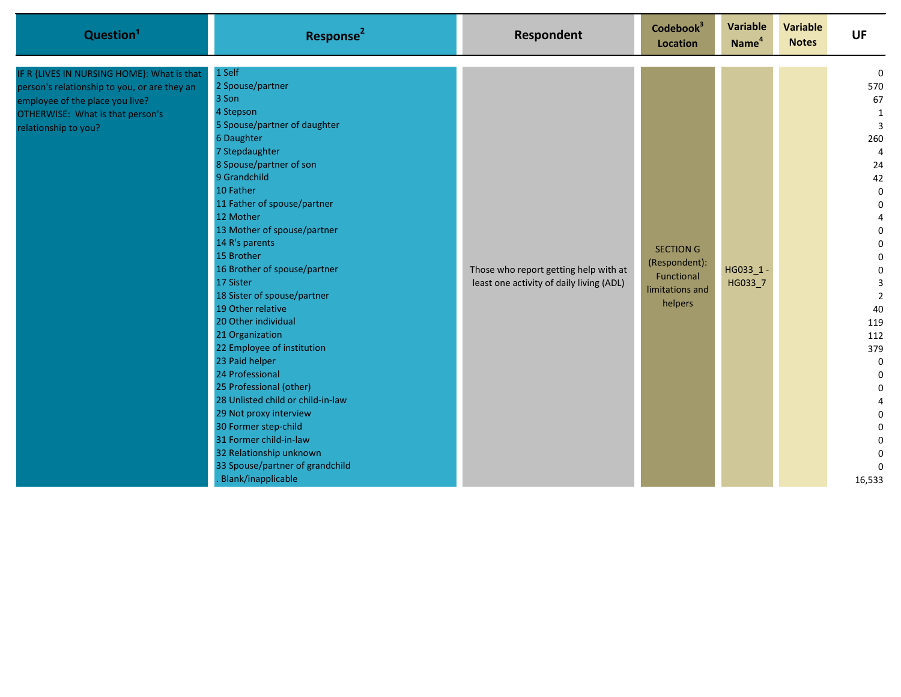| Question[1] | Response[2] | Respondent | Codebook[3] Location | Variable Name[4] | Variable Notes | UF |
|---|---|---|---|---|---|---|
| IF R {LIVES IN NURSING HOME}: What is that person's relationship to you, or are they an employee of the place you live? OTHERWISE: What is that person's relationship to you? | 1 Self | Those who report getting help with at least one activity of daily living (ADL) | SECTION G (Respondent): Functional limitations and helpers | HG033_1 - HG033_7 | | 0 |
| | 2 Spouse/partner | | | | | 570 |
| | 3 Son | | | | | 67 |
| | 4 Stepson | | | | | 1 |
| | 5 Spouse/partner of daughter | | | | | 3 |
| | 6 Daughter | | | | | 260 |
| | 7 Stepdaughter | | | | | 4 |
| | 8 Spouse/partner of son | | | | | 24 |
| | 9 Grandchild | | | | | 42 |
| | 10 Father | | | | | 0 |
| | 11 Father of spouse/partner | | | | | 0 |
| | 12 Mother | | | | | 4 |
| | 13 Mother of spouse/partner | | | | | 0 |
| | 14 R's parents | | | | | 0 |
| | 15 Brother | | | | | 0 |
| | 16 Brother of spouse/partner | | | | | 0 |
| | 17 Sister | | | | | 3 |
| | 18 Sister of spouse/partner | | | | | 2 |
| | 19 Other relative | | | | | 40 |
| | 20 Other individual | | | | | 119 |
| | 21 Organization | | | | | 112 |
| | 22 Employee of institution | | | | | 379 |
| | 23 Paid helper | | | | | 0 |
| | 24 Professional | | | | | 0 |
| | 25 Professional (other) | | | | | 0 |
| | 28 Unlisted child or child-in-law | | | | | 4 |
| | 29 Not proxy interview | | | | | 0 |
| | 30 Former step-child | | | | | 0 |
| | 31 Former child-in-law | | | | | 0 |
| | 32 Relationship unknown | | | | | 0 |
| | 33 Spouse/partner of grandchild | | | | | 0 |
| | . Blank/inapplicable | | | | | 16,533 |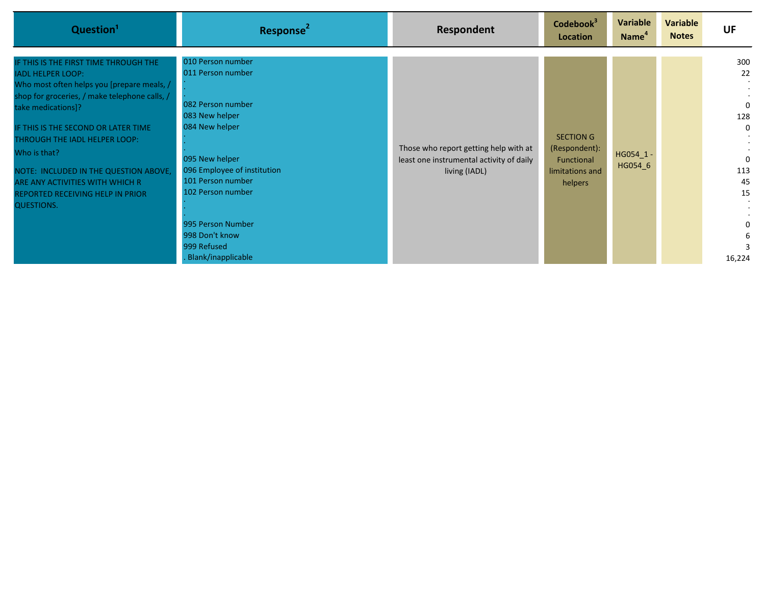| Question[1] | Response[2] | Respondent | Codebook[3] Location | Variable Name[4] | Variable Notes | UF |
|---|---|---|---|---|---|---|
| IF THIS IS THE FIRST TIME THROUGH THE IADL HELPER LOOP:<br>Who most often helps you [prepare meals, / shop for groceries, / make telephone calls, / take medications]?<br><br>IF THIS IS THE SECOND OR LATER TIME THROUGH THE IADL HELPER LOOP:<br>Who is that?<br><br>NOTE: INCLUDED IN THE QUESTION ABOVE, ARE ANY ACTIVITIES WITH WHICH R REPORTED RECEIVING HELP IN PRIOR QUESTIONS. | 010 Person number<br>011 Person number<br>.<br>.<br>082 Person number<br>083 New helper<br>084 New helper<br>.<br>.<br>095 New helper<br>096 Employee of institution<br>101 Person number<br>102 Person number<br>.<br>.<br>995 Person Number<br>998 Don't know<br>999 Refused<br>. Blank/inapplicable | Those who report getting help with at least one instrumental activity of daily living (IADL) | SECTION G (Respondent): Functional limitations and helpers | HG054_1 - HG054_6 | | 300<br>22<br>.<br>.<br>0<br>128<br>0<br>.<br>.<br>0<br>113<br>45<br>15<br>.<br>.<br>0<br>6<br>3<br>16,224 |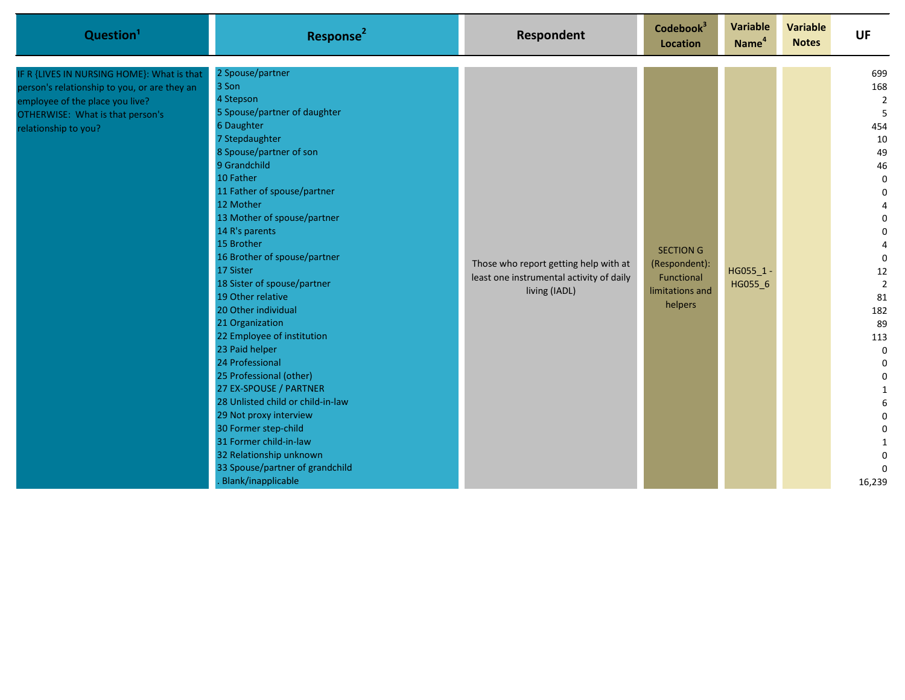| Question[1] | Response[2] | Respondent | Codebook[3] Location | Variable Name[4] | Variable Notes | UF |
|---|---|---|---|---|---|---|
| IF R {LIVES IN NURSING HOME}: What is that person's relationship to you, or are they an employee of the place you live? OTHERWISE: What is that person's relationship to you? | 2 Spouse/partner | Those who report getting help with at least one instrumental activity of daily living (IADL) | SECTION G (Respondent): Functional limitations and helpers | HG055_1 - HG055_6 | | 699 |
| | 3 Son | | | | | 168 |
| | 4 Stepson | | | | | 2 |
| | 5 Spouse/partner of daughter | | | | | 5 |
| | 6 Daughter | | | | | 454 |
| | 7 Stepdaughter | | | | | 10 |
| | 8 Spouse/partner of son | | | | | 49 |
| | 9 Grandchild | | | | | 46 |
| | 10 Father | | | | | 0 |
| | 11 Father of spouse/partner | | | | | 0 |
| | 12 Mother | | | | | 4 |
| | 13 Mother of spouse/partner | | | | | 0 |
| | 14 R's parents | | | | | 0 |
| | 15 Brother | | | | | 4 |
| | 16 Brother of spouse/partner | | | | | 0 |
| | 17 Sister | | | | | 12 |
| | 18 Sister of spouse/partner | | | | | 2 |
| | 19 Other relative | | | | | 81 |
| | 20 Other individual | | | | | 182 |
| | 21 Organization | | | | | 89 |
| | 22 Employee of institution | | | | | 113 |
| | 23 Paid helper | | | | | 0 |
| | 24 Professional | | | | | 0 |
| | 25 Professional (other) | | | | | 0 |
| | 27 EX-SPOUSE / PARTNER | | | | | 1 |
| | 28 Unlisted child or child-in-law | | | | | 6 |
| | 29 Not proxy interview | | | | | 0 |
| | 30 Former step-child | | | | | 0 |
| | 31 Former child-in-law | | | | | 1 |
| | 32 Relationship unknown | | | | | 0 |
| | 33 Spouse/partner of grandchild | | | | | 0 |
| | . Blank/inapplicable | | | | | 16,239 |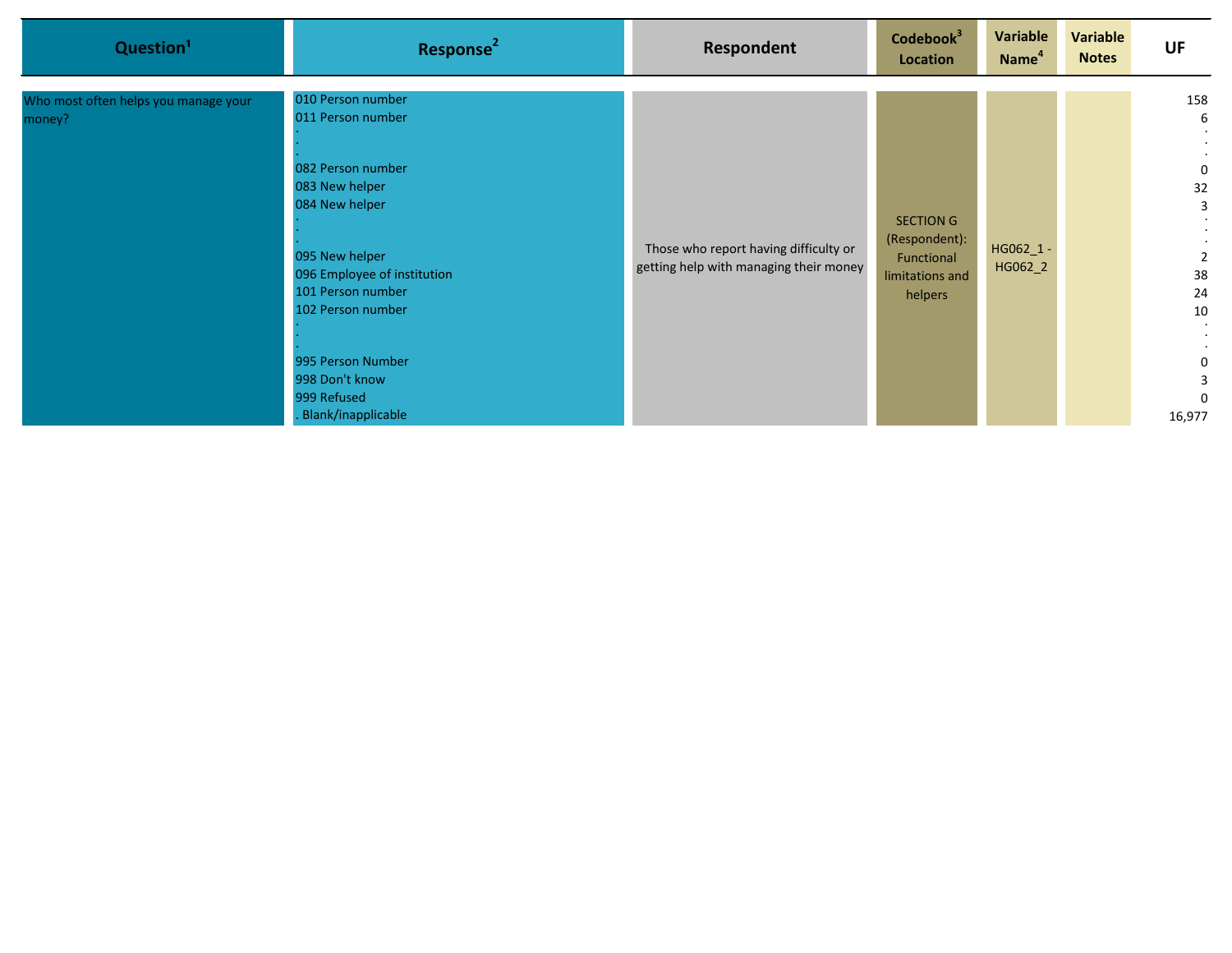| Question[1] | Response[2] | Respondent | Codebook[3] Location | Variable Name[4] | Variable Notes | UF |
|---|---|---|---|---|---|---|
| Who most often helps you manage your money? | 010 Person number<br>011 Person number<br>.<br>.<br>.<br>082 Person number<br>083 New helper<br>084 New helper<br>.<br>.<br>.<br>095 New helper<br>096 Employee of institution<br>101 Person number<br>102 Person number<br>.<br>.<br>.<br>995 Person Number<br>998 Don't know<br>999 Refused<br>. Blank/inapplicable | Those who report having difficulty or getting help with managing their money | SECTION G (Respondent): Functional limitations and helpers | HG062_1 - HG062_2 | | 158<br>6<br>.<br>.<br>.<br>0<br>32<br>3<br>.<br>.<br>.<br>2<br>38<br>24<br>10<br>.<br>.<br>.<br>0<br>3<br>0<br>16,977 |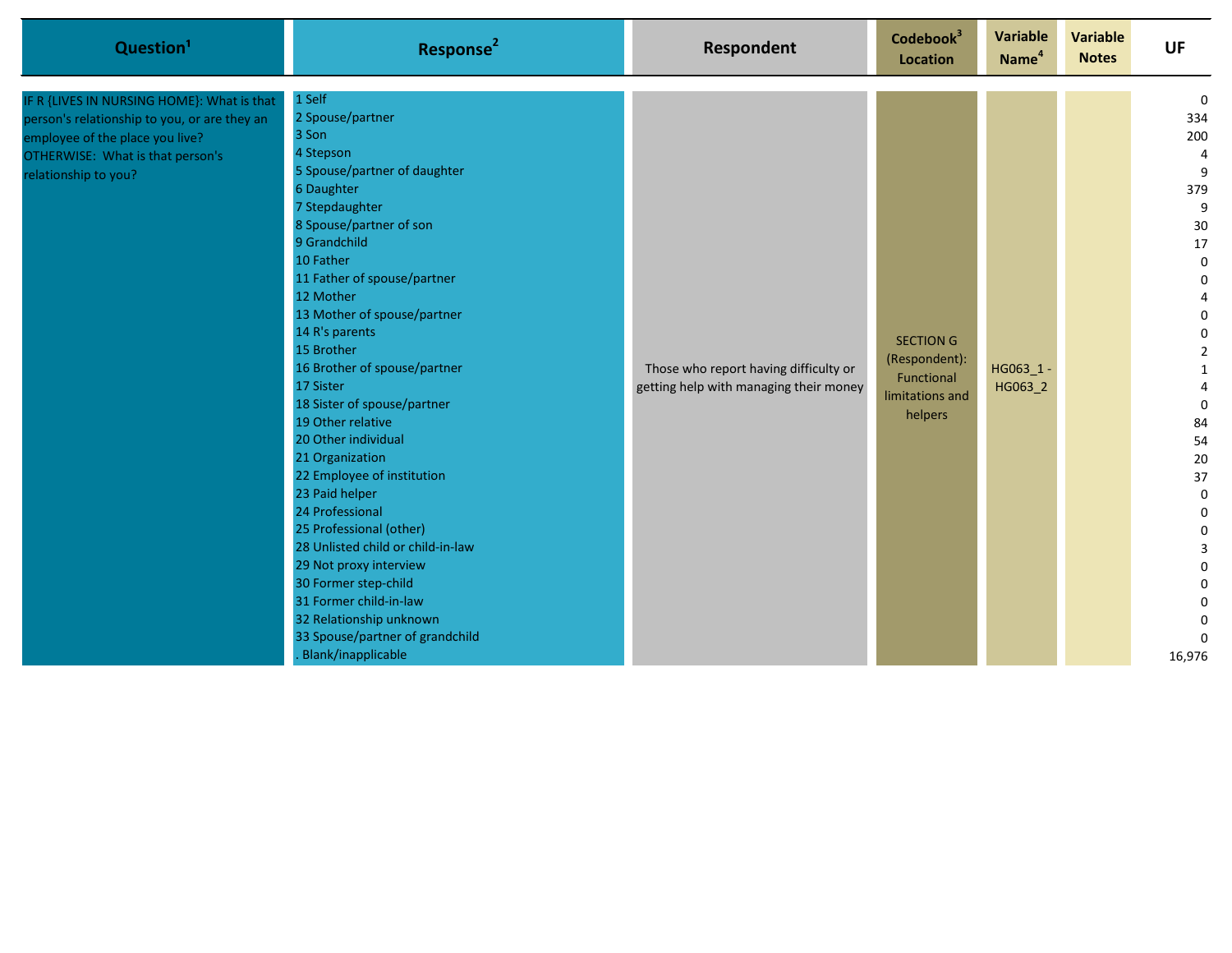| Question[1] | Response[2] | Respondent | Codebook[3] Location | Variable Name[4] | Variable Notes | UF |
|---|---|---|---|---|---|---|
| IF R {LIVES IN NURSING HOME}: What is that person's relationship to you, or are they an employee of the place you live? OTHERWISE: What is that person's relationship to you? | 1 Self | Those who report having difficulty or getting help with managing their money | SECTION G (Respondent): Functional limitations and helpers | HG063_1 - HG063_2 | | 0 |
| | 2 Spouse/partner | | | | | 334 |
| | 3 Son | | | | | 200 |
| | 4 Stepson | | | | | 4 |
| | 5 Spouse/partner of daughter | | | | | 9 |
| | 6 Daughter | | | | | 379 |
| | 7 Stepdaughter | | | | | 9 |
| | 8 Spouse/partner of son | | | | | 30 |
| | 9 Grandchild | | | | | 17 |
| | 10 Father | | | | | 0 |
| | 11 Father of spouse/partner | | | | | 0 |
| | 12 Mother | | | | | 4 |
| | 13 Mother of spouse/partner | | | | | 0 |
| | 14 R's parents | | | | | 0 |
| | 15 Brother | | | | | 2 |
| | 16 Brother of spouse/partner | | | | | 1 |
| | 17 Sister | | | | | 4 |
| | 18 Sister of spouse/partner | | | | | 0 |
| | 19 Other relative | | | | | 84 |
| | 20 Other individual | | | | | 54 |
| | 21 Organization | | | | | 20 |
| | 22 Employee of institution | | | | | 37 |
| | 23 Paid helper | | | | | 0 |
| | 24 Professional | | | | | 0 |
| | 25 Professional (other) | | | | | 0 |
| | 28 Unlisted child or child-in-law | | | | | 3 |
| | 29 Not proxy interview | | | | | 0 |
| | 30 Former step-child | | | | | 0 |
| | 31 Former child-in-law | | | | | 0 |
| | 32 Relationship unknown | | | | | 0 |
| | 33 Spouse/partner of grandchild | | | | | 0 |
| | . Blank/inapplicable | | | | | 16,976 |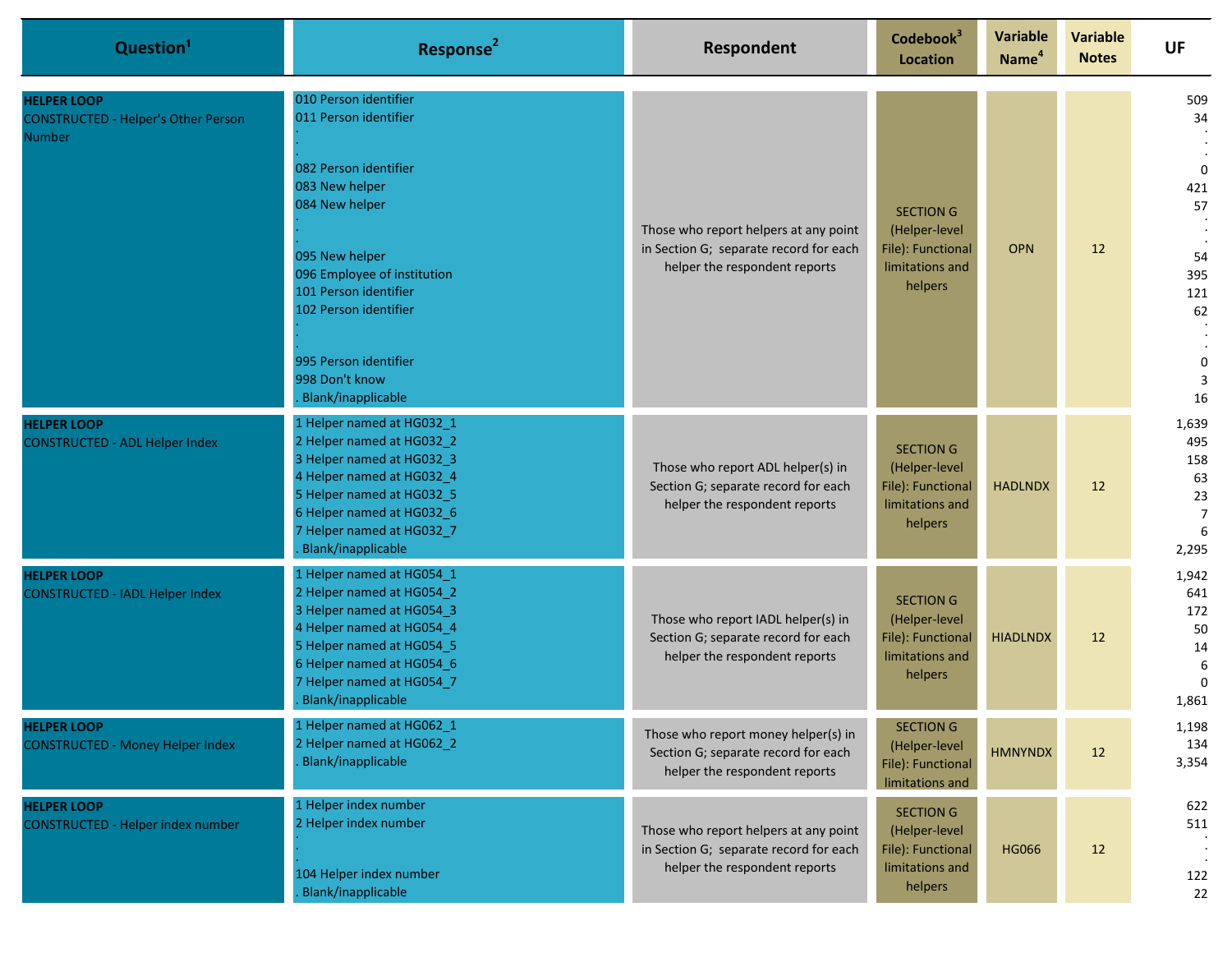| Question[1] | Response[2] | Respondent | Codebook[3] Location | Variable Name[4] | Variable Notes | UF |
|---|---|---|---|---|---|---|
| **HELPER LOOP**<br>CONSTRUCTED - Helper's Other Person Number | 010 Person identifier<br>011 Person identifier<br>.<br>.<br>082 Person identifier<br>083 New helper<br>084 New helper<br>.<br>.<br>095 New helper<br>096 Employee of institution<br>101 Person identifier<br>102 Person identifier<br>.<br>.<br>995 Person identifier<br>998 Don't know<br>. Blank/inapplicable | Those who report helpers at any point in Section G; separate record for each helper the respondent reports | SECTION G (Helper-level File): Functional limitations and helpers | OPN | 12 | 509<br>34<br>.<br>.<br>0<br>421<br>57<br>.<br>.<br>54<br>395<br>121<br>62<br>.<br>.<br>0<br>3<br>16 |
| **HELPER LOOP**<br>CONSTRUCTED - ADL Helper Index | 1 Helper named at HG032_1<br>2 Helper named at HG032_2<br>3 Helper named at HG032_3<br>4 Helper named at HG032_4<br>5 Helper named at HG032_5<br>6 Helper named at HG032_6<br>7 Helper named at HG032_7<br>. Blank/inapplicable | Those who report ADL helper(s) in Section G; separate record for each helper the respondent reports | SECTION G (Helper-level File): Functional limitations and helpers | HADLNDX | 12 | 1,639<br>495<br>158<br>63<br>23<br>7<br>6<br>2,295 |
| **HELPER LOOP**<br>CONSTRUCTED - IADL Helper Index | 1 Helper named at HG054_1<br>2 Helper named at HG054_2<br>3 Helper named at HG054_3<br>4 Helper named at HG054_4<br>5 Helper named at HG054_5<br>6 Helper named at HG054_6<br>7 Helper named at HG054_7<br>. Blank/inapplicable | Those who report IADL helper(s) in Section G; separate record for each helper the respondent reports | SECTION G (Helper-level File): Functional limitations and helpers | HIADLNDX | 12 | 1,942<br>641<br>172<br>50<br>14<br>6<br>0<br>1,861 |
| **HELPER LOOP**<br>CONSTRUCTED - Money Helper Index | 1 Helper named at HG062_1<br>2 Helper named at HG062_2<br>. Blank/inapplicable | Those who report money helper(s) in Section G; separate record for each helper the respondent reports | SECTION G (Helper-level File): Functional limitations and | HMNYNDX | 12 | 1,198<br>134<br>3,354 |
| **HELPER LOOP**<br>CONSTRUCTED - Helper index number | 1 Helper index number<br>2 Helper index number<br>.<br>.<br>104 Helper index number<br>. Blank/inapplicable | Those who report helpers at any point in Section G; separate record for each helper the respondent reports | SECTION G (Helper-level File): Functional limitations and helpers | HG066 | 12 | 622<br>511<br>.<br>.<br>122<br>22 |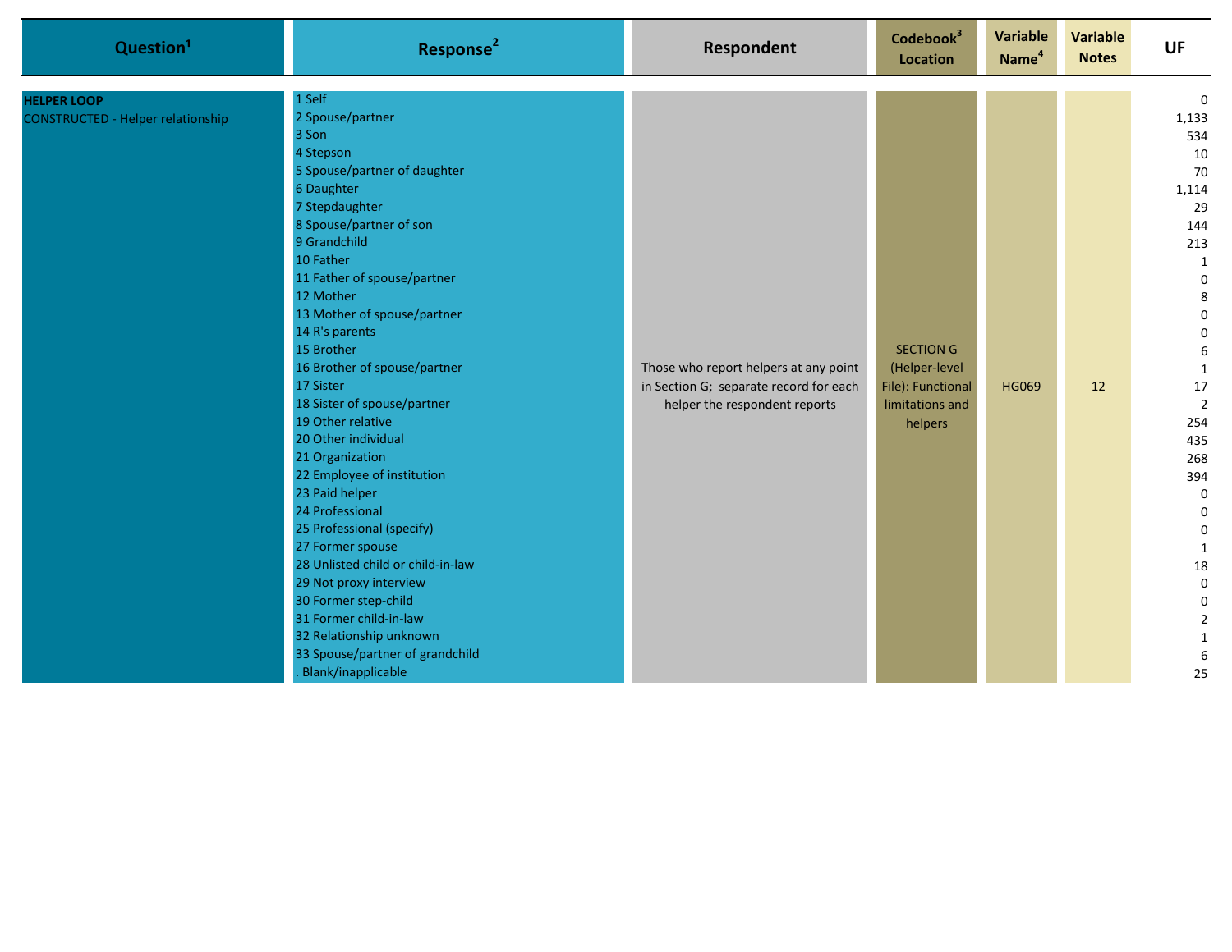| Question[1] | Response[2] | Respondent | Codebook[3] Location | Variable Name[4] | Variable Notes | UF |
|---|---|---|---|---|---|---|
| **HELPER LOOP** CONSTRUCTED - Helper relationship | 1 Self | Those who report helpers at any point in Section G; separate record for each helper the respondent reports | SECTION G (Helper-level File): Functional limitations and helpers | HG069 | 12 | 0 |
| | 2 Spouse/partner | | | | | 1,133 |
| | 3 Son | | | | | 534 |
| | 4 Stepson | | | | | 10 |
| | 5 Spouse/partner of daughter | | | | | 70 |
| | 6 Daughter | | | | | 1,114 |
| | 7 Stepdaughter | | | | | 29 |
| | 8 Spouse/partner of son | | | | | 144 |
| | 9 Grandchild | | | | | 213 |
| | 10 Father | | | | | 1 |
| | 11 Father of spouse/partner | | | | | 0 |
| | 12 Mother | | | | | 8 |
| | 13 Mother of spouse/partner | | | | | 0 |
| | 14 R's parents | | | | | 0 |
| | 15 Brother | | | | | 6 |
| | 16 Brother of spouse/partner | | | | | 1 |
| | 17 Sister | | | | | 17 |
| | 18 Sister of spouse/partner | | | | | 2 |
| | 19 Other relative | | | | | 254 |
| | 20 Other individual | | | | | 435 |
| | 21 Organization | | | | | 268 |
| | 22 Employee of institution | | | | | 394 |
| | 23 Paid helper | | | | | 0 |
| | 24 Professional | | | | | 0 |
| | 25 Professional (specify) | | | | | 0 |
| | 27 Former spouse | | | | | 1 |
| | 28 Unlisted child or child-in-law | | | | | 18 |
| | 29 Not proxy interview | | | | | 0 |
| | 30 Former step-child | | | | | 0 |
| | 31 Former child-in-law | | | | | 2 |
| | 32 Relationship unknown | | | | | 1 |
| | 33 Spouse/partner of grandchild | | | | | 6 |
| | . Blank/inapplicable | | | | | 25 |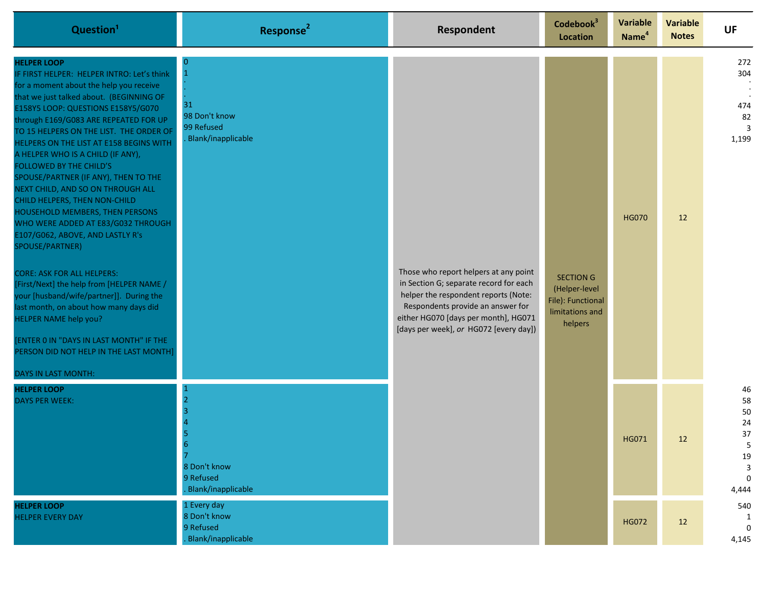| Question[1] | Response[2] | Respondent | Codebook[3] Location | Variable Name[4] | Variable Notes | UF |
|---|---|---|---|---|---|---|
| **HELPER LOOP**<br>IF FIRST HELPER: HELPER INTRO: Let's think for a moment about the help you receive that we just talked about. (BEGINNING OF E158Y5 LOOP: QUESTIONS E158Y5/G070 through E169/G083 ARE REPEATED FOR UP TO 15 HELPERS ON THE LIST. THE ORDER OF HELPERS ON THE LIST AT E158 BEGINS WITH A HELPER WHO IS A CHILD (IF ANY), FOLLOWED BY THE CHILD'S SPOUSE/PARTNER (IF ANY), THEN TO THE NEXT CHILD, AND SO ON THROUGH ALL CHILD HELPERS, THEN NON-CHILD HOUSEHOLD MEMBERS, THEN PERSONS WHO WERE ADDED AT E83/G032 THROUGH E107/G062, ABOVE, AND LASTLY R's SPOUSE/PARTNER)<br><br>CORE: ASK FOR ALL HELPERS:<br>[First/Next] the help from [HELPER NAME / your [husband/wife/partner]]. During the last month, on about how many days did HELPER NAME help you?<br><br>[ENTER 0 IN "DAYS IN LAST MONTH" IF THE PERSON DID NOT HELP IN THE LAST MONTH]<br><br>DAYS IN LAST MONTH: | 0<br>1<br>.<br>.<br>.<br>31<br>98 Don't know<br>99 Refused<br>. Blank/inapplicable | Those who report helpers at any point in Section G; separate record for each helper the respondent reports (Note: Respondents provide an answer for either HG070 [days per month], HG071 [days per week], *or* HG072 [every day]) | SECTION G (Helper-level File): Functional limitations and helpers | HG070 | 12 | 272<br>304<br>.<br>.<br>.<br>474<br>82<br>3<br>1,199 |
| **HELPER LOOP**<br>DAYS PER WEEK: | 1<br>2<br>3<br>4<br>5<br>6<br>7<br>8 Don't know<br>9 Refused<br>. Blank/inapplicable | | | HG071 | 12 | 46<br>58<br>50<br>24<br>37<br>5<br>19<br>3<br>0<br>4,444 |
| **HELPER LOOP**<br>HELPER EVERY DAY | 1 Every day<br>8 Don't know<br>9 Refused<br>. Blank/inapplicable | | | HG072 | 12 | 540<br>1<br>0<br>4,145 |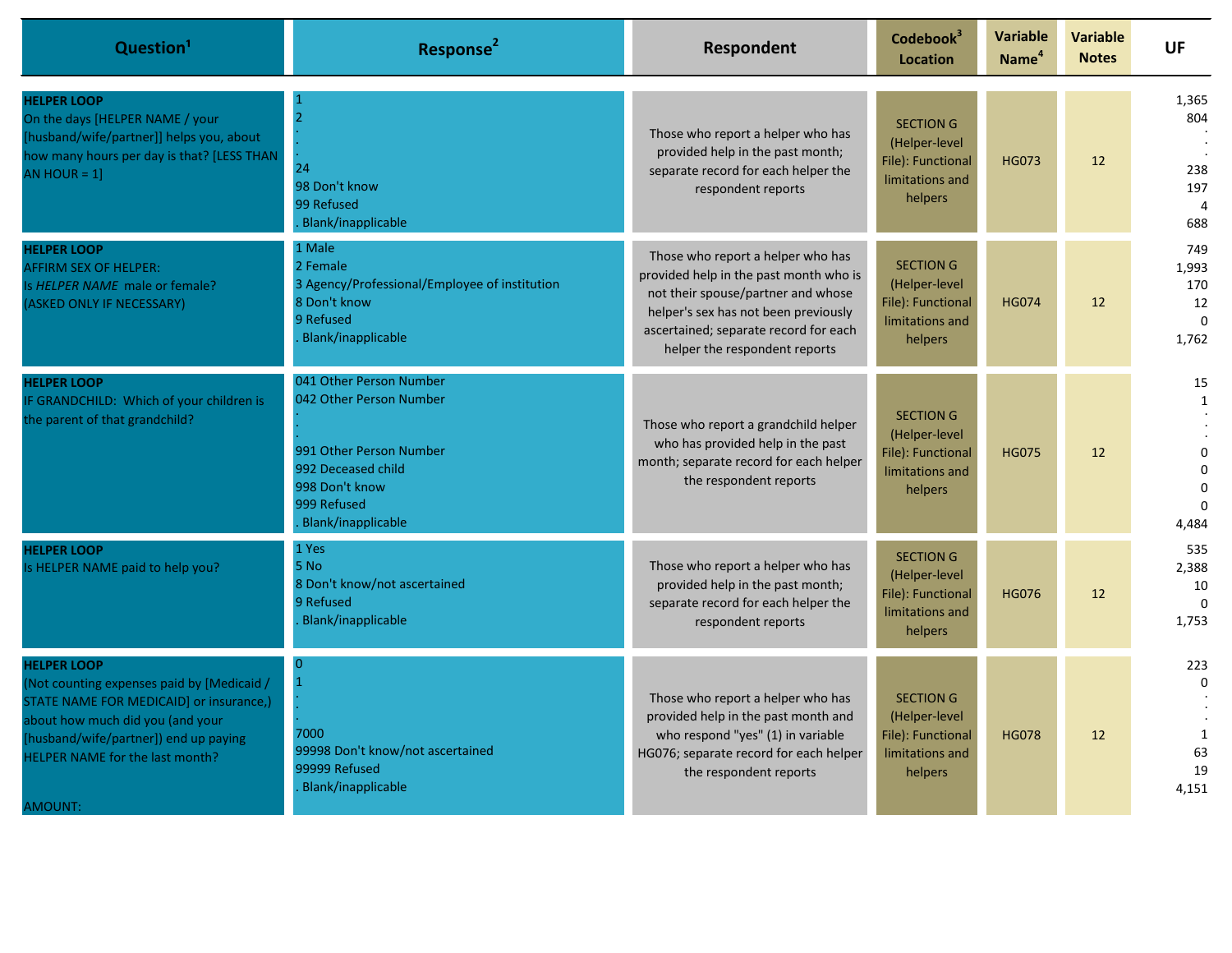| Question[1] | Response[2] | Respondent | Codebook[3] Location | Variable Name[4] | Variable Notes | UF |
|---|---|---|---|---|---|---|
| **HELPER LOOP**<br>On the days [HELPER NAME / your [husband/wife/partner]] helps you, about how many hours per day is that? [LESS THAN AN HOUR = 1] | 1<br>2<br>.<br>.<br>24<br>98 Don't know<br>99 Refused<br>. Blank/inapplicable | Those who report a helper who has provided help in the past month; separate record for each helper the respondent reports | SECTION G (Helper-level File): Functional limitations and helpers | HG073 | 12 | 1,365<br>804<br>.<br>.<br>238<br>197<br>4<br>688 |
| **HELPER LOOP**<br>AFFIRM SEX OF HELPER:<br>Is *HELPER NAME* male or female?<br>(ASKED ONLY IF NECESSARY) | 1 Male<br>2 Female<br>3 Agency/Professional/Employee of institution<br>8 Don't know<br>9 Refused<br>. Blank/inapplicable | Those who report a helper who has provided help in the past month who is not their spouse/partner and whose helper's sex has not been previously ascertained; separate record for each helper the respondent reports | SECTION G (Helper-level File): Functional limitations and helpers | HG074 | 12 | 749<br>1,993<br>170<br>12<br>0<br>1,762 |
| **HELPER LOOP**<br>IF GRANDCHILD: Which of your children is the parent of that grandchild? | 041 Other Person Number<br>042 Other Person Number<br>.<br>.<br>991 Other Person Number<br>992 Deceased child<br>998 Don't know<br>999 Refused<br>. Blank/inapplicable | Those who report a grandchild helper who has provided help in the past month; separate record for each helper the respondent reports | SECTION G (Helper-level File): Functional limitations and helpers | HG075 | 12 | 15<br>1<br>.<br>.<br>0<br>0<br>0<br>0<br>4,484 |
| **HELPER LOOP**<br>Is HELPER NAME paid to help you? | 1 Yes<br>5 No<br>8 Don't know/not ascertained<br>9 Refused<br>. Blank/inapplicable | Those who report a helper who has provided help in the past month; separate record for each helper the respondent reports | SECTION G (Helper-level File): Functional limitations and helpers | HG076 | 12 | 535<br>2,388<br>10<br>0<br>1,753 |
| **HELPER LOOP**<br>(Not counting expenses paid by [Medicaid / STATE NAME FOR MEDICAID] or insurance,) about how much did you (and your [husband/wife/partner]) end up paying HELPER NAME for the last month?<br><br>AMOUNT: | 0<br>1<br>.<br>.<br>7000<br>99998 Don't know/not ascertained<br>99999 Refused<br>. Blank/inapplicable | Those who report a helper who has provided help in the past month and who respond "yes" (1) in variable HG076; separate record for each helper the respondent reports | SECTION G (Helper-level File): Functional limitations and helpers | HG078 | 12 | 223<br>0<br>.<br>.<br>1<br>63<br>19<br>4,151 |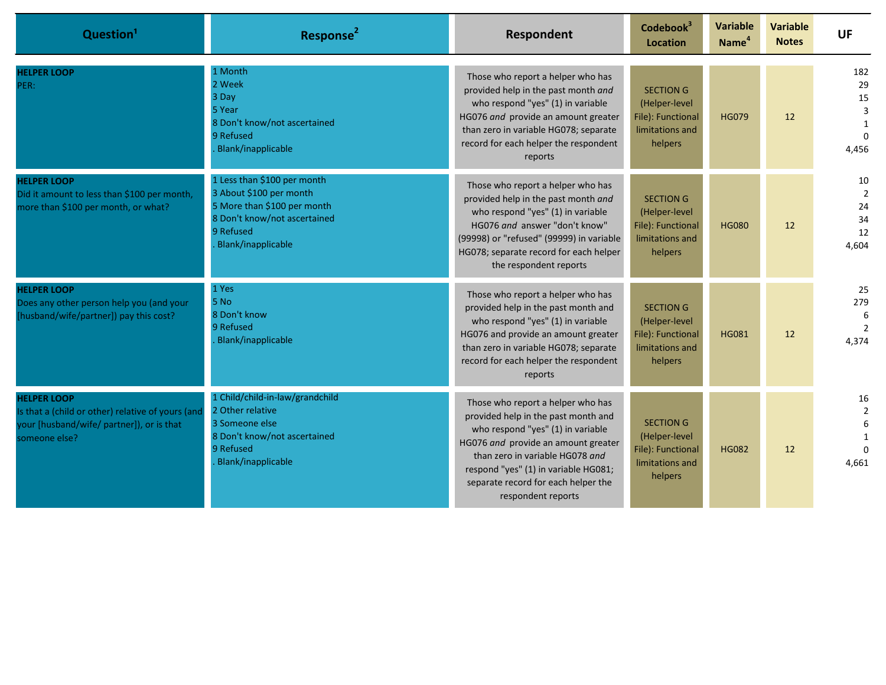| Question[1] | Response[2] | Respondent | Codebook[3] Location | Variable Name[4] | Variable Notes | UF |
|---|---|---|---|---|---|---|
| **HELPER LOOP**<br>PER: | 1 Month<br>2 Week<br>3 Day<br>5 Year<br>8 Don't know/not ascertained<br>9 Refused<br>. Blank/inapplicable | Those who report a helper who has provided help in the past month *and* who respond "yes" (1) in variable HG076 *and* provide an amount greater than zero in variable HG078; separate record for each helper the respondent reports | SECTION G (Helper-level File): Functional limitations and helpers | HG079 | 12 | 182<br>29<br>15<br>3<br>1<br>0<br>4,456 |
| **HELPER LOOP**<br>Did it amount to less than $100 per month, more than $100 per month, or what? | 1 Less than $100 per month<br>3 About $100 per month<br>5 More than $100 per month<br>8 Don't know/not ascertained<br>9 Refused<br>. Blank/inapplicable | Those who report a helper who has provided help in the past month *and* who respond "yes" (1) in variable HG076 *and* answer "don't know" (99998) or "refused" (99999) in variable HG078; separate record for each helper the respondent reports | SECTION G (Helper-level File): Functional limitations and helpers | HG080 | 12 | 10<br>2<br>24<br>34<br>12<br>4,604 |
| **HELPER LOOP**<br>Does any other person help you (and your [husband/wife/partner]) pay this cost? | 1 Yes<br>5 No<br>8 Don't know<br>9 Refused<br>. Blank/inapplicable | Those who report a helper who has provided help in the past month and who respond "yes" (1) in variable HG076 and provide an amount greater than zero in variable HG078; separate record for each helper the respondent reports | SECTION G (Helper-level File): Functional limitations and helpers | HG081 | 12 | 25<br>279<br>6<br>2<br>4,374 |
| **HELPER LOOP**<br>Is that a (child or other) relative of yours (and your [husband/wife/ partner]), or is that someone else? | 1 Child/child-in-law/grandchild<br>2 Other relative<br>3 Someone else<br>8 Don't know/not ascertained<br>9 Refused<br>. Blank/inapplicable | Those who report a helper who has provided help in the past month and who respond "yes" (1) in variable HG076 *and* provide an amount greater than zero in variable HG078 *and* respond "yes" (1) in variable HG081; separate record for each helper the respondent reports | SECTION G (Helper-level File): Functional limitations and helpers | HG082 | 12 | 16<br>2<br>6<br>1<br>0<br>4,661 |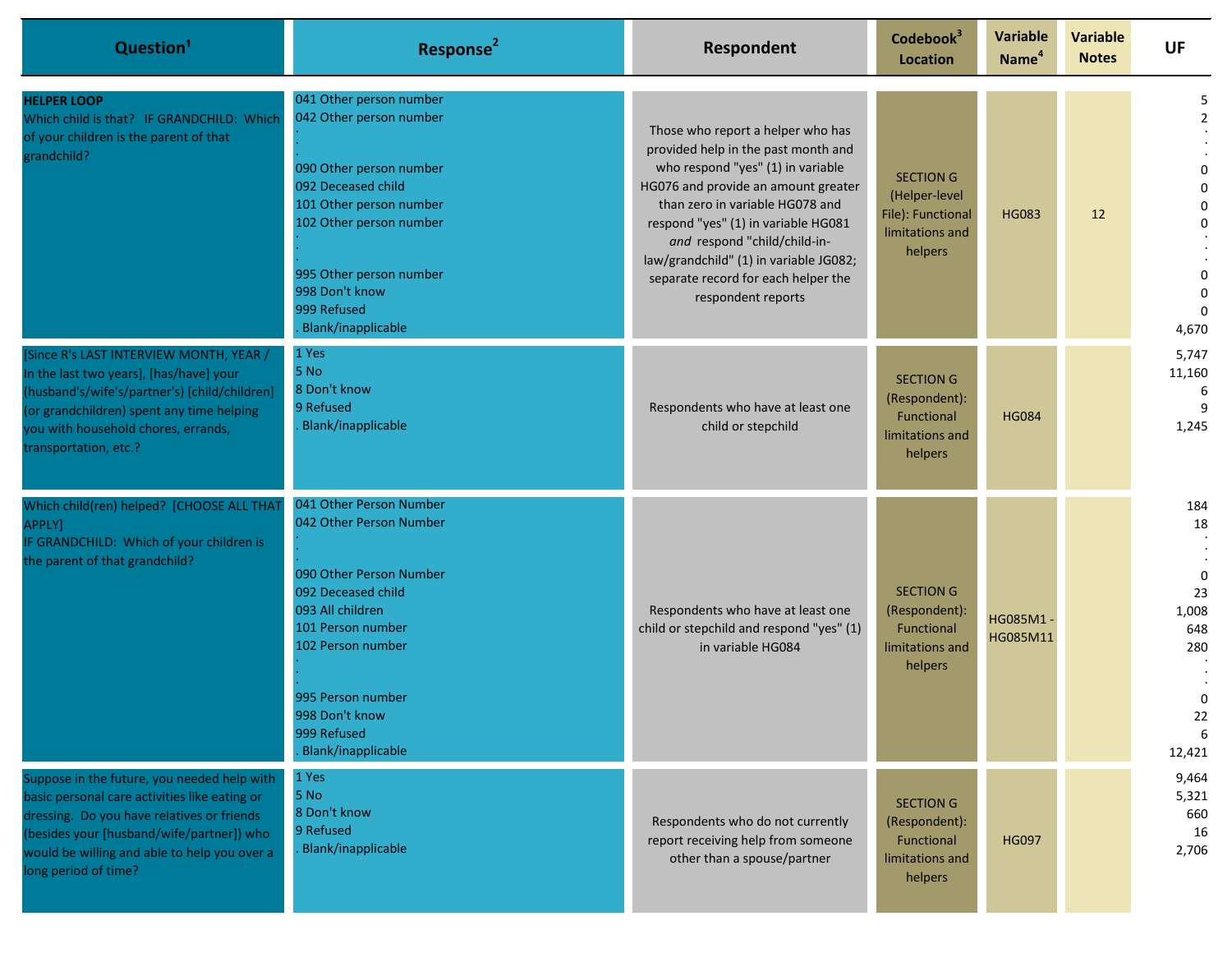| Question[1] | Response[2] | Respondent | Codebook[3] Location | Variable Name[4] | Variable Notes | UF |
|---|---|---|---|---|---|---|
| **HELPER LOOP**<br>Which child is that? IF GRANDCHILD: Which of your children is the parent of that grandchild? | 041 Other person number<br>042 Other person number<br>.<br>.<br>090 Other person number<br>092 Deceased child<br>101 Other person number<br>102 Other person number<br>.<br>.<br>995 Other person number<br>998 Don't know<br>999 Refused<br>. Blank/inapplicable | Those who report a helper who has provided help in the past month and who respond "yes" (1) in variable HG076 and provide an amount greater than zero in variable HG078 and respond "yes" (1) in variable HG081 *and* respond "child/child-in-law/grandchild" (1) in variable JG082; separate record for each helper the respondent reports | SECTION G (Helper-level File): Functional limitations and helpers | HG083 | 12 | 5<br>2<br>.<br>.<br>0<br>0<br>0<br>0<br>.<br>.<br>0<br>0<br>0<br>4,670 |
| [Since R's LAST INTERVIEW MONTH, YEAR / In the last two years], [has/have] your (husband's/wife's/partner's) [child/children] (or grandchildren) spent any time helping you with household chores, errands, transportation, etc.? | 1 Yes<br>5 No<br>8 Don't know<br>9 Refused<br>. Blank/inapplicable | Respondents who have at least one child or stepchild | SECTION G (Respondent): Functional limitations and helpers | HG084 | | 5,747<br>11,160<br>6<br>9<br>1,245 |
| Which child(ren) helped? [CHOOSE ALL THAT APPLY]<br>IF GRANDCHILD: Which of your children is the parent of that grandchild? | 041 Other Person Number<br>042 Other Person Number<br>.<br>.<br>090 Other Person Number<br>092 Deceased child<br>093 All children<br>101 Person number<br>102 Person number<br>.<br>.<br>995 Person number<br>998 Don't know<br>999 Refused<br>. Blank/inapplicable | Respondents who have at least one child or stepchild and respond "yes" (1) in variable HG084 | SECTION G (Respondent): Functional limitations and helpers | HG085M1 - HG085M11 | | 184<br>18<br>.<br>.<br>0<br>23<br>1,008<br>648<br>280<br>.<br>.<br>0<br>22<br>6<br>12,421 |
| Suppose in the future, you needed help with basic personal care activities like eating or dressing. Do you have relatives or friends (besides your [husband/wife/partner]) who would be willing and able to help you over a long period of time? | 1 Yes<br>5 No<br>8 Don't know<br>9 Refused<br>. Blank/inapplicable | Respondents who do not currently report receiving help from someone other than a spouse/partner | SECTION G (Respondent): Functional limitations and helpers | HG097 | | 9,464<br>5,321<br>660<br>16<br>2,706 |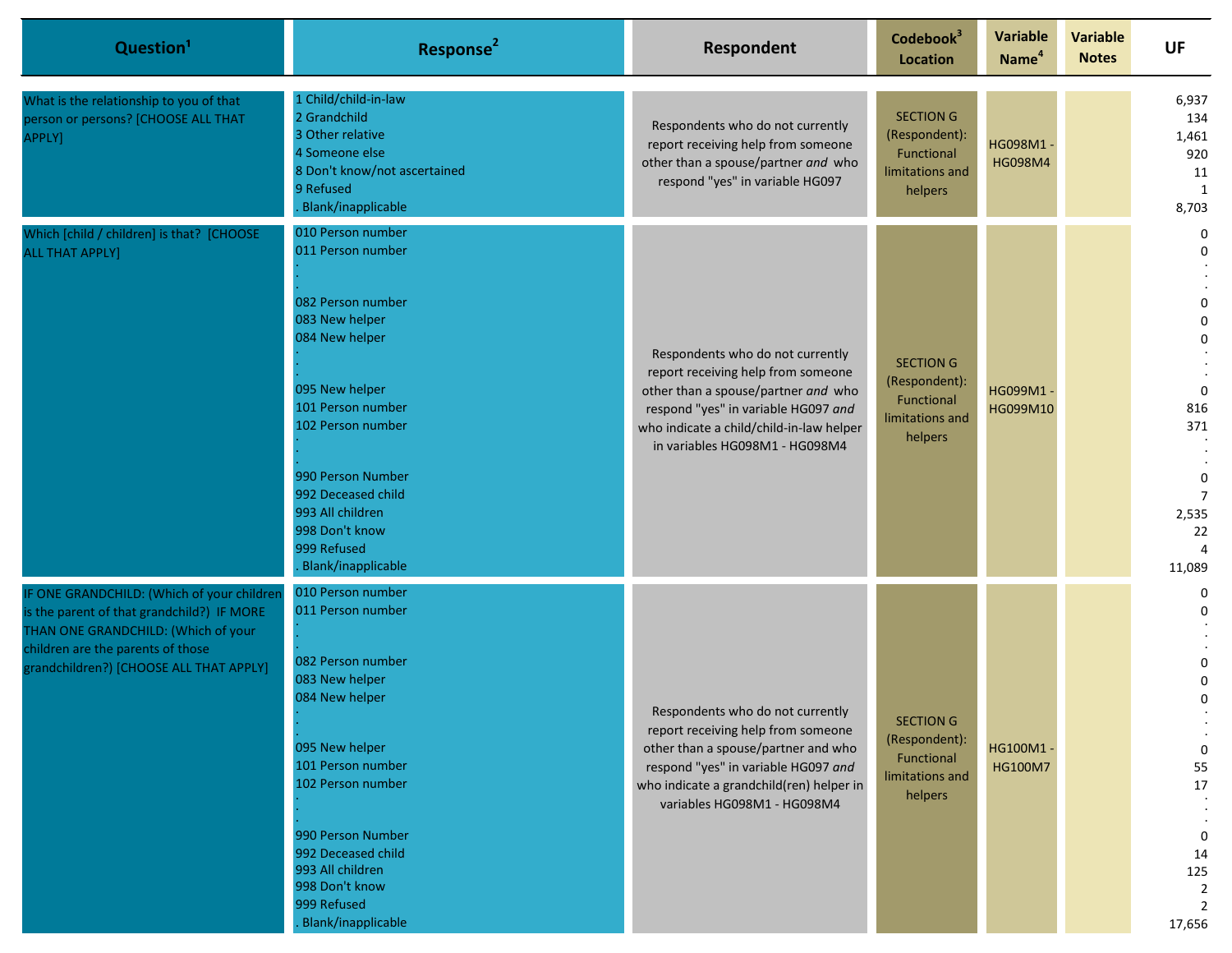| Question[1] | Response[2] | Respondent | Codebook[3] Location | Variable Name[4] | Variable Notes | UF |
|---|---|---|---|---|---|---|
| What is the relationship to you of that person or persons? [CHOOSE ALL THAT APPLY] | 1 Child/child-in-law<br>2 Grandchild<br>3 Other relative<br>4 Someone else<br>8 Don't know/not ascertained<br>9 Refused<br>. Blank/inapplicable | Respondents who do not currently report receiving help from someone other than a spouse/partner *and* who respond "yes" in variable HG097 | SECTION G (Respondent): Functional limitations and helpers | HG098M1 - HG098M4 | | 6,937<br>134<br>1,461<br>920<br>11<br>1<br>8,703 |
| Which [child / children] is that? [CHOOSE ALL THAT APPLY] | 010 Person number<br>011 Person number<br>.<br>.<br>082 Person number<br>083 New helper<br>084 New helper<br>.<br>.<br>095 New helper<br>101 Person number<br>102 Person number<br>.<br>.<br>990 Person Number<br>992 Deceased child<br>993 All children<br>998 Don't know<br>999 Refused<br>. Blank/inapplicable | Respondents who do not currently report receiving help from someone other than a spouse/partner *and* who respond "yes" in variable HG097 *and* who indicate a child/child-in-law helper in variables HG098M1 - HG098M4 | SECTION G (Respondent): Functional limitations and helpers | HG099M1 - HG099M10 | | 0<br>0<br>.<br>.<br>0<br>0<br>0<br>.<br>.<br>0<br>816<br>371<br>.<br>.<br>0<br>7<br>2,535<br>22<br>4<br>11,089 |
| IF ONE GRANDCHILD: (Which of your children is the parent of that grandchild?) IF MORE THAN ONE GRANDCHILD: (Which of your children are the parents of those grandchildren?) [CHOOSE ALL THAT APPLY] | 010 Person number<br>011 Person number<br>.<br>.<br>082 Person number<br>083 New helper<br>084 New helper<br>.<br>.<br>095 New helper<br>101 Person number<br>102 Person number<br>.<br>.<br>990 Person Number<br>992 Deceased child<br>993 All children<br>998 Don't know<br>999 Refused<br>. Blank/inapplicable | Respondents who do not currently report receiving help from someone other than a spouse/partner and who respond "yes" in variable HG097 *and* who indicate a grandchild(ren) helper in variables HG098M1 - HG098M4 | SECTION G (Respondent): Functional limitations and helpers | HG100M1 - HG100M7 | | 0<br>0<br>.<br>.<br>0<br>0<br>0<br>.<br>.<br>0<br>55<br>17<br>.<br>.<br>0<br>14<br>125<br>2<br>2<br>17,656 |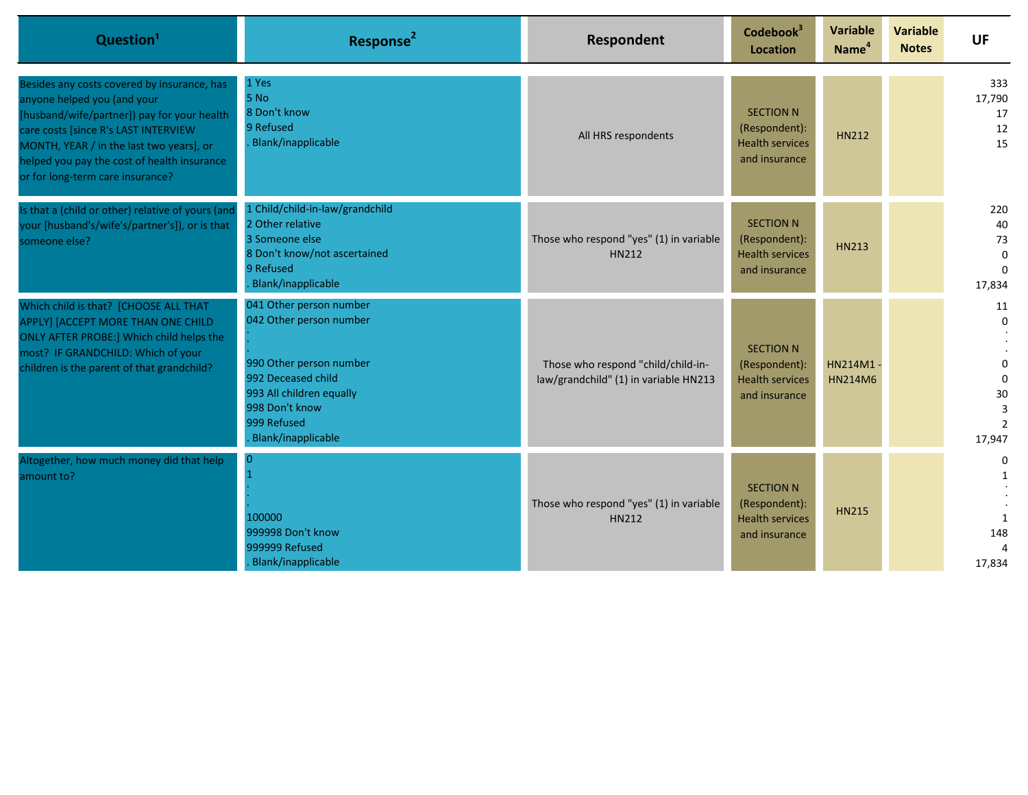| Question[1] | Response[2] | Respondent | Codebook[3] Location | Variable Name[4] | Variable Notes | UF |
|---|---|---|---|---|---|---|
| Besides any costs covered by insurance, has anyone helped you (and your [husband/wife/partner]) pay for your health care costs [since R's LAST INTERVIEW MONTH, YEAR / in the last two years], or helped you pay the cost of health insurance or for long-term care insurance? | 1 Yes<br>5 No<br>8 Don't know<br>9 Refused<br>. Blank/inapplicable | All HRS respondents | SECTION N (Respondent): Health services and insurance | HN212 | | 333<br>17,790<br>17<br>12<br>15 |
| Is that a (child or other) relative of yours (and your [husband's/wife's/partner's]), or is that someone else? | 1 Child/child-in-law/grandchild<br>2 Other relative<br>3 Someone else<br>8 Don't know/not ascertained<br>9 Refused<br>. Blank/inapplicable | Those who respond "yes" (1) in variable HN212 | SECTION N (Respondent): Health services and insurance | HN213 | | 220<br>40<br>73<br>0<br>0<br>17,834 |
| Which child is that? [CHOOSE ALL THAT APPLY] [ACCEPT MORE THAN ONE CHILD ONLY AFTER PROBE:] Which child helps the most? IF GRANDCHILD: Which of your children is the parent of that grandchild? | 041 Other person number<br>042 Other person number<br>.<br>.<br>.<br>990 Other person number<br>992 Deceased child<br>993 All children equally<br>998 Don't know<br>999 Refused<br>. Blank/inapplicable | Those who respond "child/child-in-law/grandchild" (1) in variable HN213 | SECTION N (Respondent): Health services and insurance | HN214M1 - HN214M6 | | 11<br>0<br>.<br>.<br>.<br>0<br>0<br>30<br>3<br>2<br>17,947 |
| Altogether, how much money did that help amount to? | 0<br>1<br>.<br>.<br>.<br>100000<br>999998 Don't know<br>999999 Refused<br>. Blank/inapplicable | Those who respond "yes" (1) in variable HN212 | SECTION N (Respondent): Health services and insurance | HN215 | | 0<br>1<br>.<br>.<br>.<br>1<br>148<br>4<br>17,834 |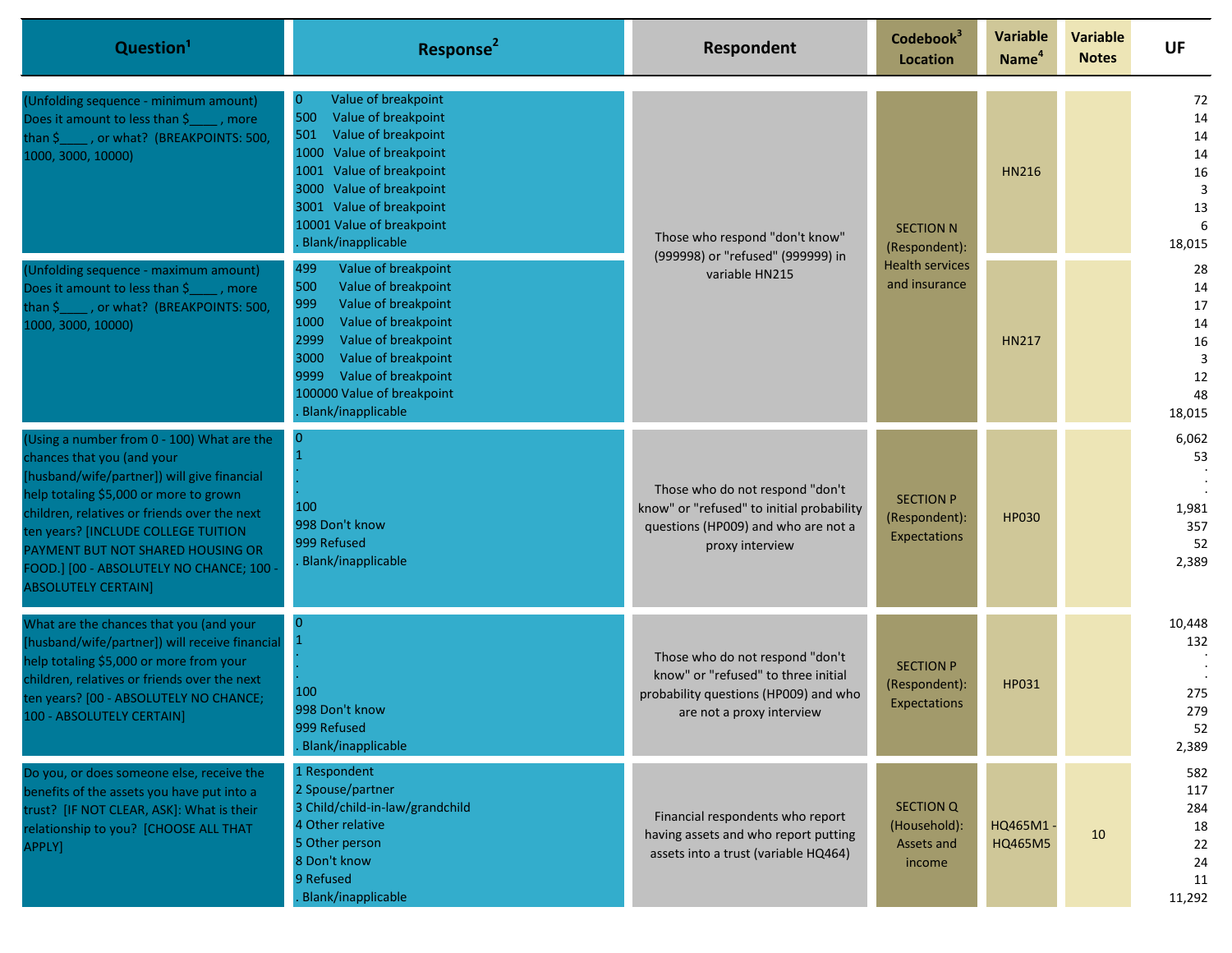| Question[1] | Response[2] | Respondent | Codebook[3] Location | Variable Name[4] | Variable Notes | UF |
|---|---|---|---|---|---|---|
| (Unfolding sequence - minimum amount) Does it amount to less than $____ , more than $____ , or what? (BREAKPOINTS: 500, 1000, 3000, 10000) | 0 Value of breakpoint<br>500 Value of breakpoint<br>501 Value of breakpoint<br>1000 Value of breakpoint<br>1001 Value of breakpoint<br>3000 Value of breakpoint<br>3001 Value of breakpoint<br>10001 Value of breakpoint<br>. Blank/inapplicable | Those who respond "don't know" (999998) or "refused" (999999) in variable HN215 | SECTION N (Respondent): Health services and insurance | HN216 | | 72<br>14<br>14<br>14<br>16<br>3<br>13<br>6<br>18,015 |
| (Unfolding sequence - maximum amount) Does it amount to less than $____ , more than $____ , or what? (BREAKPOINTS: 500, 1000, 3000, 10000) | 499 Value of breakpoint<br>500 Value of breakpoint<br>999 Value of breakpoint<br>1000 Value of breakpoint<br>2999 Value of breakpoint<br>3000 Value of breakpoint<br>9999 Value of breakpoint<br>100000 Value of breakpoint<br>. Blank/inapplicable | | | HN217 | | 28<br>14<br>17<br>14<br>16<br>3<br>12<br>48<br>18,015 |
| (Using a number from 0 - 100) What are the chances that you (and your [husband/wife/partner]) will give financial help totaling $5,000 or more to grown children, relatives or friends over the next ten years? [INCLUDE COLLEGE TUITION PAYMENT BUT NOT SHARED HOUSING OR FOOD.] [00 - ABSOLUTELY NO CHANCE; 100 - ABSOLUTELY CERTAIN] | 0<br>1<br>.<br>.<br>.<br>100<br>998 Don't know<br>999 Refused<br>. Blank/inapplicable | Those who do not respond "don't know" or "refused" to initial probability questions (HP009) and who are not a proxy interview | SECTION P (Respondent): Expectations | HP030 | | 6,062<br>53<br>.<br>.<br>.<br>1,981<br>357<br>52<br>2,389 |
| What are the chances that you (and your [husband/wife/partner]) will receive financial help totaling $5,000 or more from your children, relatives or friends over the next ten years? [00 - ABSOLUTELY NO CHANCE; 100 - ABSOLUTELY CERTAIN] | 0<br>1<br>.<br>.<br>.<br>100<br>998 Don't know<br>999 Refused<br>. Blank/inapplicable | Those who do not respond "don't know" or "refused" to three initial probability questions (HP009) and who are not a proxy interview | SECTION P (Respondent): Expectations | HP031 | | 10,448<br>132<br>.<br>.<br>.<br>275<br>279<br>52<br>2,389 |
| Do you, or does someone else, receive the benefits of the assets you have put into a trust? [IF NOT CLEAR, ASK]: What is their relationship to you? [CHOOSE ALL THAT APPLY] | 1 Respondent<br>2 Spouse/partner<br>3 Child/child-in-law/grandchild<br>4 Other relative<br>5 Other person<br>8 Don't know<br>9 Refused<br>. Blank/inapplicable | Financial respondents who report having assets and who report putting assets into a trust (variable HQ464) | SECTION Q (Household): Assets and income | HQ465M1 - HQ465M5 | 10 | 582<br>117<br>284<br>18<br>22<br>24<br>11<br>11,292 |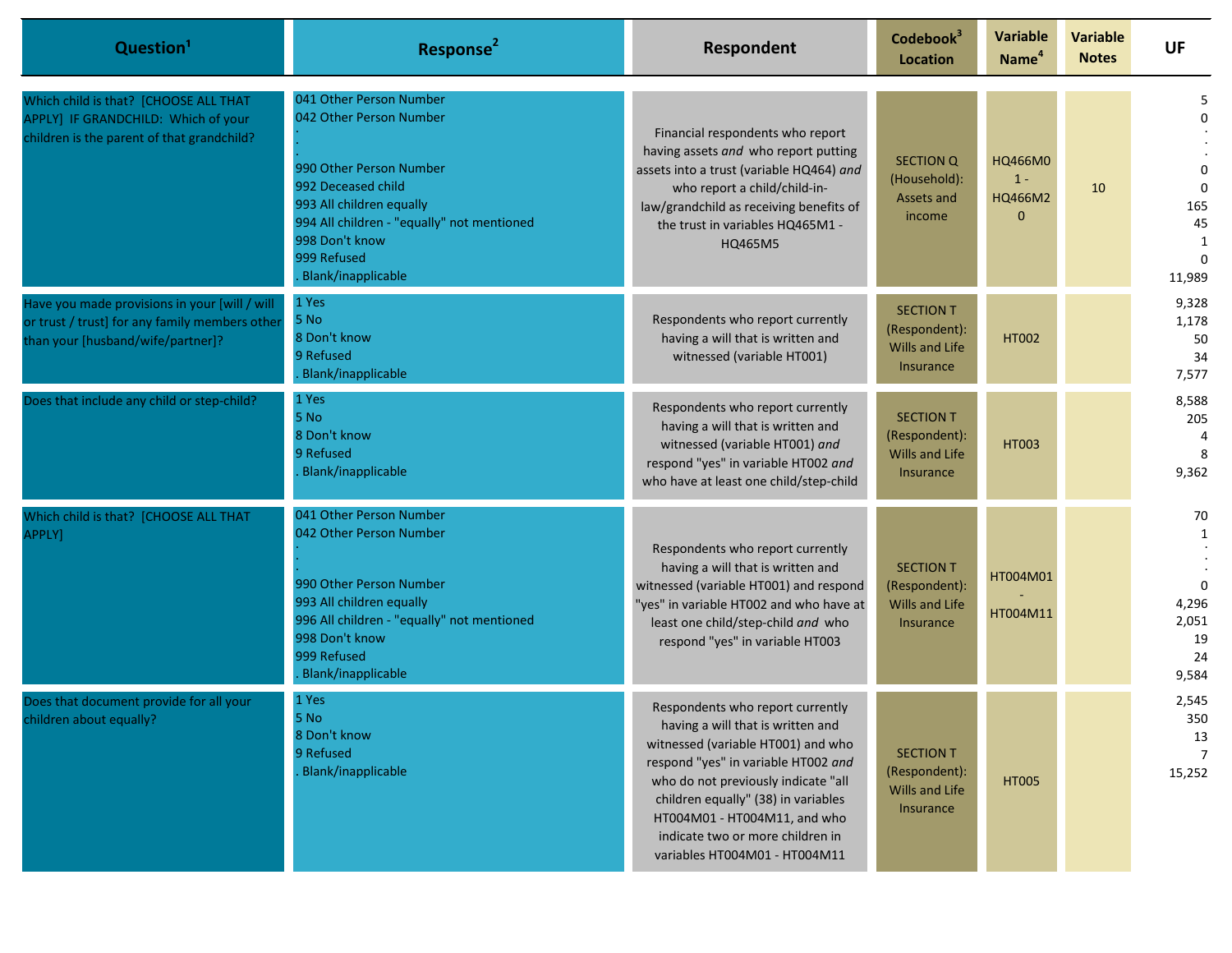| Question[1] | Response[2] | Respondent | Codebook[3] Location | Variable Name[4] | Variable Notes | UF |
|---|---|---|---|---|---|---|
| Which child is that? [CHOOSE ALL THAT APPLY] IF GRANDCHILD: Which of your children is the parent of that grandchild? | 041 Other Person Number<br>042 Other Person Number<br>.<br>.<br>990 Other Person Number<br>992 Deceased child<br>993 All children equally<br>994 All children - "equally" not mentioned<br>998 Don't know<br>999 Refused<br>. Blank/inapplicable | Financial respondents who report having assets *and* who report putting assets into a trust (variable HQ464) *and* who report a child/child-in-law/grandchild as receiving benefits of the trust in variables HQ465M1 - HQ465M5 | SECTION Q (Household): Assets and income | HQ466M01 - HQ466M20 | 10 | 5<br>0<br>.<br>.<br>0<br>0<br>165<br>45<br>1<br>0<br>11,989 |
| Have you made provisions in your [will / will or trust / trust] for any family members other than your [husband/wife/partner]? | 1 Yes<br>5 No<br>8 Don't know<br>9 Refused<br>. Blank/inapplicable | Respondents who report currently having a will that is written and witnessed (variable HT001) | SECTION T (Respondent): Wills and Life Insurance | HT002 | | 9,328<br>1,178<br>50<br>34<br>7,577 |
| Does that include any child or step-child? | 1 Yes<br>5 No<br>8 Don't know<br>9 Refused<br>. Blank/inapplicable | Respondents who report currently having a will that is written and witnessed (variable HT001) *and* respond "yes" in variable HT002 *and* who have at least one child/step-child | SECTION T (Respondent): Wills and Life Insurance | HT003 | | 8,588<br>205<br>4<br>8<br>9,362 |
| Which child is that? [CHOOSE ALL THAT APPLY] | 041 Other Person Number<br>042 Other Person Number<br>.<br>.<br>990 Other Person Number<br>993 All children equally<br>996 All children - "equally" not mentioned<br>998 Don't know<br>999 Refused<br>. Blank/inapplicable | Respondents who report currently having a will that is written and witnessed (variable HT001) and respond "yes" in variable HT002 and who have at least one child/step-child *and* who respond "yes" in variable HT003 | SECTION T (Respondent): Wills and Life Insurance | HT004M01 - HT004M11 | | 70<br>1<br>.<br>.<br>0<br>4,296<br>2,051<br>19<br>24<br>9,584 |
| Does that document provide for all your children about equally? | 1 Yes<br>5 No<br>8 Don't know<br>9 Refused<br>. Blank/inapplicable | Respondents who report currently having a will that is written and witnessed (variable HT001) and who respond "yes" in variable HT002 *and* who do not previously indicate "all children equally" (38) in variables HT004M01 - HT004M11, and who indicate two or more children in variables HT004M01 - HT004M11 | SECTION T (Respondent): Wills and Life Insurance | HT005 | | 2,545<br>350<br>13<br>7<br>15,252 |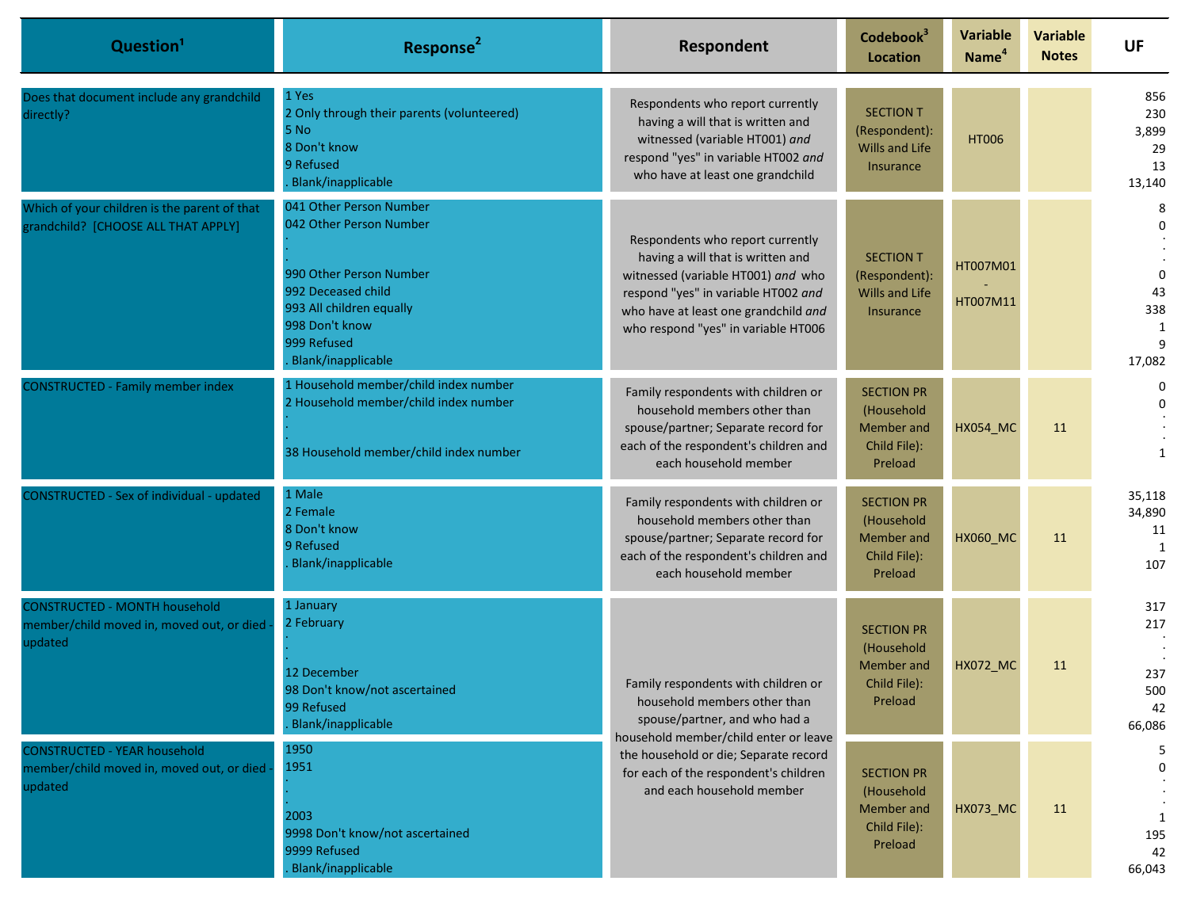| Question[1] | Response[2] | Respondent | Codebook[3] Location | Variable Name[4] | Variable Notes | UF |
|---|---|---|---|---|---|---|
| Does that document include any grandchild directly? | 1 Yes<br>2 Only through their parents (volunteered)<br>5 No<br>8 Don't know<br>9 Refused<br>. Blank/inapplicable | Respondents who report currently having a will that is written and witnessed (variable HT001) *and* respond "yes" in variable HT002 *and* who have at least one grandchild | SECTION T (Respondent): Wills and Life Insurance | HT006 | | 856<br>230<br>3,899<br>29<br>13<br>13,140 |
| Which of your children is the parent of that grandchild? [CHOOSE ALL THAT APPLY] | 041 Other Person Number<br>042 Other Person Number<br>.<br>.<br>990 Other Person Number<br>992 Deceased child<br>993 All children equally<br>998 Don't know<br>999 Refused<br>. Blank/inapplicable | Respondents who report currently having a will that is written and witnessed (variable HT001) *and* who respond "yes" in variable HT002 *and* who have at least one grandchild *and* who respond "yes" in variable HT006 | SECTION T (Respondent): Wills and Life Insurance | HT007M01 - HT007M11 | | 8<br>0<br>.<br>.<br>0<br>43<br>338<br>1<br>9<br>17,082 |
| CONSTRUCTED - Family member index | 1 Household member/child index number<br>2 Household member/child index number<br>.<br>.<br>38 Household member/child index number | Family respondents with children or household members other than spouse/partner; Separate record for each of the respondent's children and each household member | SECTION PR (Household Member and Child File): Preload | HX054_MC | 11 | 0<br>0<br>.<br>.<br>1 |
| CONSTRUCTED - Sex of individual - updated | 1 Male<br>2 Female<br>8 Don't know<br>9 Refused<br>. Blank/inapplicable | Family respondents with children or household members other than spouse/partner; Separate record for each of the respondent's children and each household member | SECTION PR (Household Member and Child File): Preload | HX060_MC | 11 | 35,118<br>34,890<br>11<br>1<br>107 |
| CONSTRUCTED - MONTH household member/child moved in, moved out, or died - updated | 1 January<br>2 February<br>.<br>.<br>12 December<br>98 Don't know/not ascertained<br>99 Refused<br>. Blank/inapplicable | Family respondents with children or household members other than spouse/partner, and who had a household member/child enter or leave the household or die; Separate record for each of the respondent's children and each household member | SECTION PR (Household Member and Child File): Preload | HX072_MC | 11 | 317<br>217<br>.<br>.<br>237<br>500<br>42<br>66,086 |
| CONSTRUCTED - YEAR household member/child moved in, moved out, or died - updated | 1950<br>1951<br>.<br>.<br>.<br>2003<br>9998 Don't know/not ascertained<br>9999 Refused<br>. Blank/inapplicable | Family respondents with children or household members other than spouse/partner, and who had a household member/child enter or leave the household or die; Separate record for each of the respondent's children and each household member | SECTION PR (Household Member and Child File): Preload | HX073_MC | 11 | 5<br>0<br>.<br>.<br>.<br>1<br>195<br>42<br>66,043 |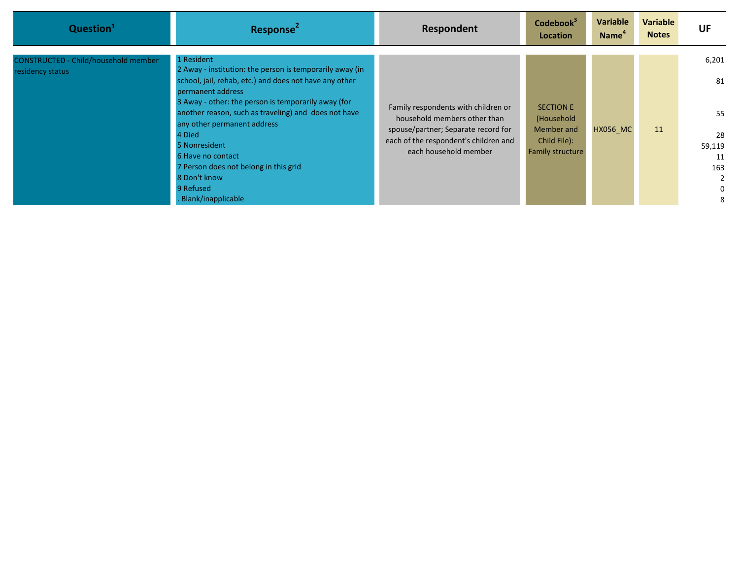| Question[1] | Response[2] | Respondent | Codebook[3] Location | Variable Name[4] | Variable Notes | UF |
| --- | --- | --- | --- | --- | --- | --- |
| CONSTRUCTED - Child/household member residency status | 1 Resident | Family respondents with children or household members other than spouse/partner; Separate record for each of the respondent's children and each household member | SECTION E (Household Member and Child File): Family structure | HX056_MC | 11 | 6,201 |
| | 2 Away - institution: the person is temporarily away (in school, jail, rehab, etc.) and does not have any other permanent address | | | | | 81 |
| | 3 Away - other: the person is temporarily away (for another reason, such as traveling) and does not have any other permanent address | | | | | 55 |
| | 4 Died | | | | | 28 |
| | 5 Nonresident | | | | | 59,119 |
| | 6 Have no contact | | | | | 11 |
| | 7 Person does not belong in this grid | | | | | 163 |
| | 8 Don't know | | | | | 2 |
| | 9 Refused | | | | | 0 |
| | . Blank/inapplicable | | | | | 8 |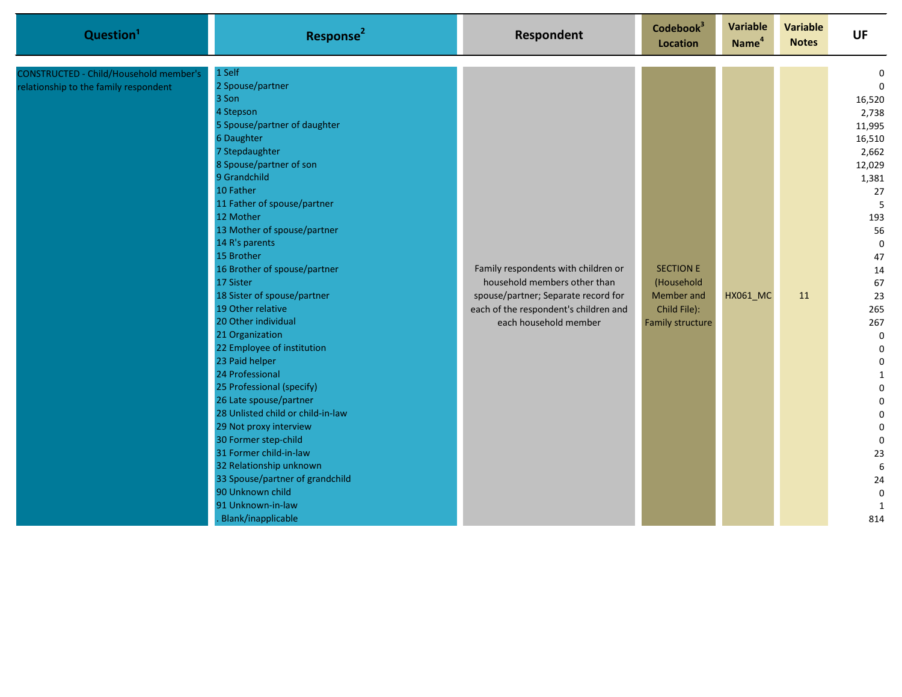| Question[1] | Response[2] | Respondent | Codebook[3] Location | Variable Name[4] | Variable Notes | UF |
|---|---|---|---|---|---|---|
| CONSTRUCTED - Child/Household member's relationship to the family respondent | 1 Self | Family respondents with children or household members other than spouse/partner; Separate record for each of the respondent's children and each household member | SECTION E (Household Member and Child File): Family structure | HX061_MC | 11 | 0 |
| | 2 Spouse/partner | | | | | 0 |
| | 3 Son | | | | | 16,520 |
| | 4 Stepson | | | | | 2,738 |
| | 5 Spouse/partner of daughter | | | | | 11,995 |
| | 6 Daughter | | | | | 16,510 |
| | 7 Stepdaughter | | | | | 2,662 |
| | 8 Spouse/partner of son | | | | | 12,029 |
| | 9 Grandchild | | | | | 1,381 |
| | 10 Father | | | | | 27 |
| | 11 Father of spouse/partner | | | | | 5 |
| | 12 Mother | | | | | 193 |
| | 13 Mother of spouse/partner | | | | | 56 |
| | 14 R's parents | | | | | 0 |
| | 15 Brother | | | | | 47 |
| | 16 Brother of spouse/partner | | | | | 14 |
| | 17 Sister | | | | | 67 |
| | 18 Sister of spouse/partner | | | | | 23 |
| | 19 Other relative | | | | | 265 |
| | 20 Other individual | | | | | 267 |
| | 21 Organization | | | | | 0 |
| | 22 Employee of institution | | | | | 0 |
| | 23 Paid helper | | | | | 0 |
| | 24 Professional | | | | | 1 |
| | 25 Professional (specify) | | | | | 0 |
| | 26 Late spouse/partner | | | | | 0 |
| | 28 Unlisted child or child-in-law | | | | | 0 |
| | 29 Not proxy interview | | | | | 0 |
| | 30 Former step-child | | | | | 0 |
| | 31 Former child-in-law | | | | | 23 |
| | 32 Relationship unknown | | | | | 6 |
| | 33 Spouse/partner of grandchild | | | | | 24 |
| | 90 Unknown child | | | | | 0 |
| | 91 Unknown-in-law | | | | | 1 |
| | . Blank/inapplicable | | | | | 814 |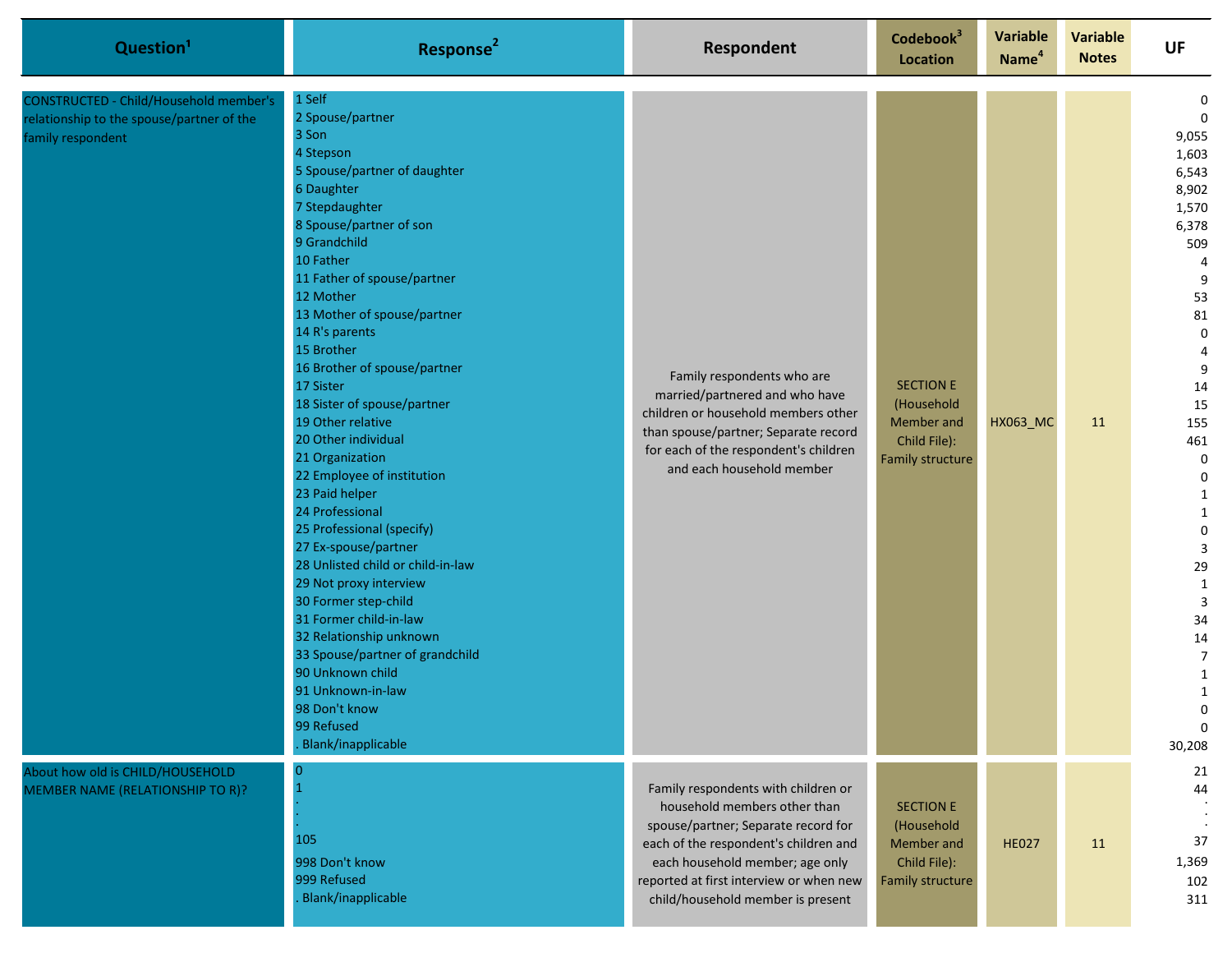| Question[1] | Response[2] | Respondent | Codebook[3] Location | Variable Name[4] | Variable Notes | UF |
|---|---|---|---|---|---|---|
| CONSTRUCTED - Child/Household member's relationship to the spouse/partner of the family respondent | 1 Self | Family respondents who are married/partnered and who have children or household members other than spouse/partner; Separate record for each of the respondent's children and each household member | SECTION E (Household Member and Child File): Family structure | HX063_MC | 11 | 0 |
| | 2 Spouse/partner | | | | | 0 |
| | 3 Son | | | | | 9,055 |
| | 4 Stepson | | | | | 1,603 |
| | 5 Spouse/partner of daughter | | | | | 6,543 |
| | 6 Daughter | | | | | 8,902 |
| | 7 Stepdaughter | | | | | 1,570 |
| | 8 Spouse/partner of son | | | | | 6,378 |
| | 9 Grandchild | | | | | 509 |
| | 10 Father | | | | | 4 |
| | 11 Father of spouse/partner | | | | | 9 |
| | 12 Mother | | | | | 53 |
| | 13 Mother of spouse/partner | | | | | 81 |
| | 14 R's parents | | | | | 0 |
| | 15 Brother | | | | | 4 |
| | 16 Brother of spouse/partner | | | | | 9 |
| | 17 Sister | | | | | 14 |
| | 18 Sister of spouse/partner | | | | | 15 |
| | 19 Other relative | | | | | 155 |
| | 20 Other individual | | | | | 461 |
| | 21 Organization | | | | | 0 |
| | 22 Employee of institution | | | | | 0 |
| | 23 Paid helper | | | | | 1 |
| | 24 Professional | | | | | 1 |
| | 25 Professional (specify) | | | | | 0 |
| | 27 Ex-spouse/partner | | | | | 3 |
| | 28 Unlisted child or child-in-law | | | | | 29 |
| | 29 Not proxy interview | | | | | 1 |
| | 30 Former step-child | | | | | 3 |
| | 31 Former child-in-law | | | | | 34 |
| | 32 Relationship unknown | | | | | 14 |
| | 33 Spouse/partner of grandchild | | | | | 7 |
| | 90 Unknown child | | | | | 1 |
| | 91 Unknown-in-law | | | | | 1 |
| | 98 Don't know | | | | | 0 |
| | 99 Refused | | | | | 0 |
| | . Blank/inapplicable | | | | | 30,208 |
| About how old is CHILD/HOUSEHOLD MEMBER NAME (RELATIONSHIP TO R)? | 0 | Family respondents with children or household members other than spouse/partner; Separate record for each of the respondent's children and each household member; age only reported at first interview or when new child/household member is present | SECTION E (Household Member and Child File): Family structure | HE027 | 11 | 21 |
| | 1 | | | | | 44 |
| | . | | | | | . |
| | . | | | | | . |
| | . | | | | | |
| | 105 | | | | | 37 |
| | 998 Don't know | | | | | 1,369 |
| | 999 Refused | | | | | 102 |
| | . Blank/inapplicable | | | | | 311 |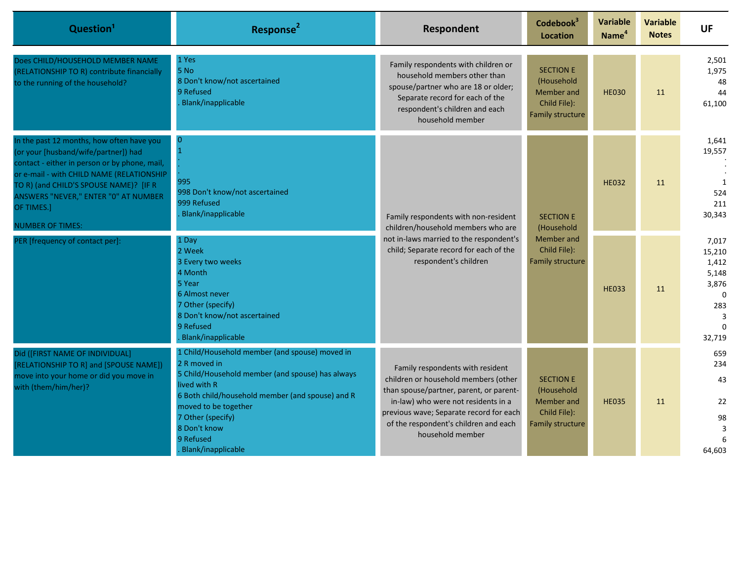| Question[1] | Response[2] | Respondent | Codebook[3] Location | Variable Name[4] | Variable Notes | UF |
|---|---|---|---|---|---|---|
| Does CHILD/HOUSEHOLD MEMBER NAME (RELATIONSHIP TO R) contribute financially to the running of the household? | 1 Yes<br>5 No<br>8 Don't know/not ascertained<br>9 Refused<br>. Blank/inapplicable | Family respondents with children or household members other than spouse/partner who are 18 or older; Separate record for each of the respondent's children and each household member | SECTION E (Household Member and Child File): Family structure | HE030 | 11 | 2,501<br>1,975<br>48<br>44<br>61,100 |
| In the past 12 months, how often have you (or your [husband/wife/partner]) had contact - either in person or by phone, mail, or e-mail - with CHILD NAME (RELATIONSHIP TO R) (and CHILD'S SPOUSE NAME)? [IF R ANSWERS "NEVER," ENTER "0" AT NUMBER OF TIMES.]<br><br>NUMBER OF TIMES: | 0<br>1<br>.<br>.<br>995<br>998 Don't know/not ascertained<br>999 Refused<br>. Blank/inapplicable | Family respondents with non-resident children/household members who are not in-laws married to the respondent's child; Separate record for each of the respondent's children | SECTION E (Household Member and Child File): Family structure | HE032 | 11 | 1,641<br>19,557<br>.<br>.<br>1<br>524<br>211<br>30,343 |
| PER [frequency of contact per]: | 1 Day<br>2 Week<br>3 Every two weeks<br>4 Month<br>5 Year<br>6 Almost never<br>7 Other (specify)<br>8 Don't know/not ascertained<br>9 Refused<br>. Blank/inapplicable | | | HE033 | 11 | 7,017<br>15,210<br>1,412<br>5,148<br>3,876<br>0<br>283<br>3<br>0<br>32,719 |
| Did ([FIRST NAME OF INDIVIDUAL] [RELATIONSHIP TO R] and [SPOUSE NAME]) move into your home or did you move in with (them/him/her)? | 1 Child/Household member (and spouse) moved in<br>2 R moved in<br>5 Child/Household member (and spouse) has always lived with R<br>6 Both child/household member (and spouse) and R moved to be together<br>7 Other (specify)<br>8 Don't know<br>9 Refused<br>. Blank/inapplicable | Family respondents with resident children or household members (other than spouse/partner, parent, or parent-in-law) who were not residents in a previous wave; Separate record for each of the respondent's children and each household member | SECTION E (Household Member and Child File): Family structure | HE035 | 11 | 659<br>234<br>43<br>22<br>98<br>3<br>6<br>64,603 |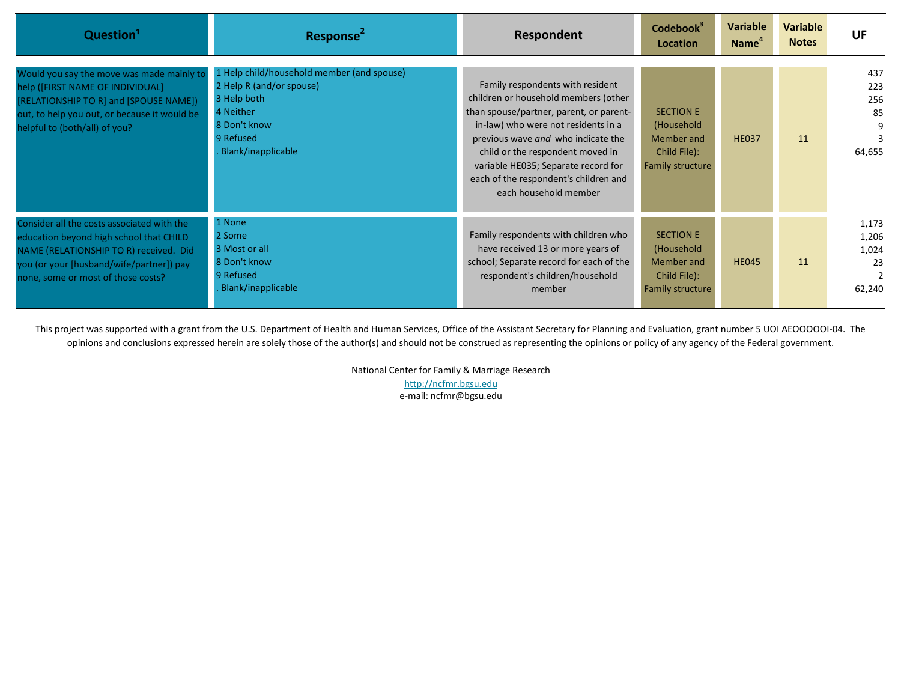| Question[1] | Response[2] | Respondent | Codebook[3] Location | Variable Name[4] | Variable Notes | UF |
|---|---|---|---|---|---|---|
| Would you say the move was made mainly to help ([FIRST NAME OF INDIVIDUAL] [RELATIONSHIP TO R] and [SPOUSE NAME]) out, to help you out, or because it would be helpful to (both/all) of you? | 1 Help child/household member (and spouse)<br>2 Help R (and/or spouse)<br>3 Help both<br>4 Neither<br>8 Don't know<br>9 Refused<br>. Blank/inapplicable | Family respondents with resident children or household members (other than spouse/partner, parent, or parent-in-law) who were not residents in a previous wave *and* who indicate the child or the respondent moved in variable HE035; Separate record for each of the respondent's children and each household member | SECTION E (Household Member and Child File): Family structure | HE037 | 11 | 437<br>223<br>256<br>85<br>9<br>3<br>64,655 |
| Consider all the costs associated with the education beyond high school that CHILD NAME (RELATIONSHIP TO R) received. Did you (or your [husband/wife/partner]) pay none, some or most of those costs? | 1 None<br>2 Some<br>3 Most or all<br>8 Don't know<br>9 Refused<br>. Blank/inapplicable | Family respondents with children who have received 13 or more years of school; Separate record for each of the respondent's children/household member | SECTION E (Household Member and Child File): Family structure | HE045 | 11 | 1,173<br>1,206<br>1,024<br>23<br>2<br>62,240 |

This project was supported with a grant from the U.S. Department of Health and Human Services, Office of the Assistant Secretary for Planning and Evaluation, grant number 5 UOI AEOOOOOI-04. The opinions and conclusions expressed herein are solely those of the author(s) and should not be construed as representing the opinions or policy of any agency of the Federal government.

National Center for Family & Marriage Research
http://ncfmr.bgsu.edu
e-mail: ncfmr@bgsu.edu